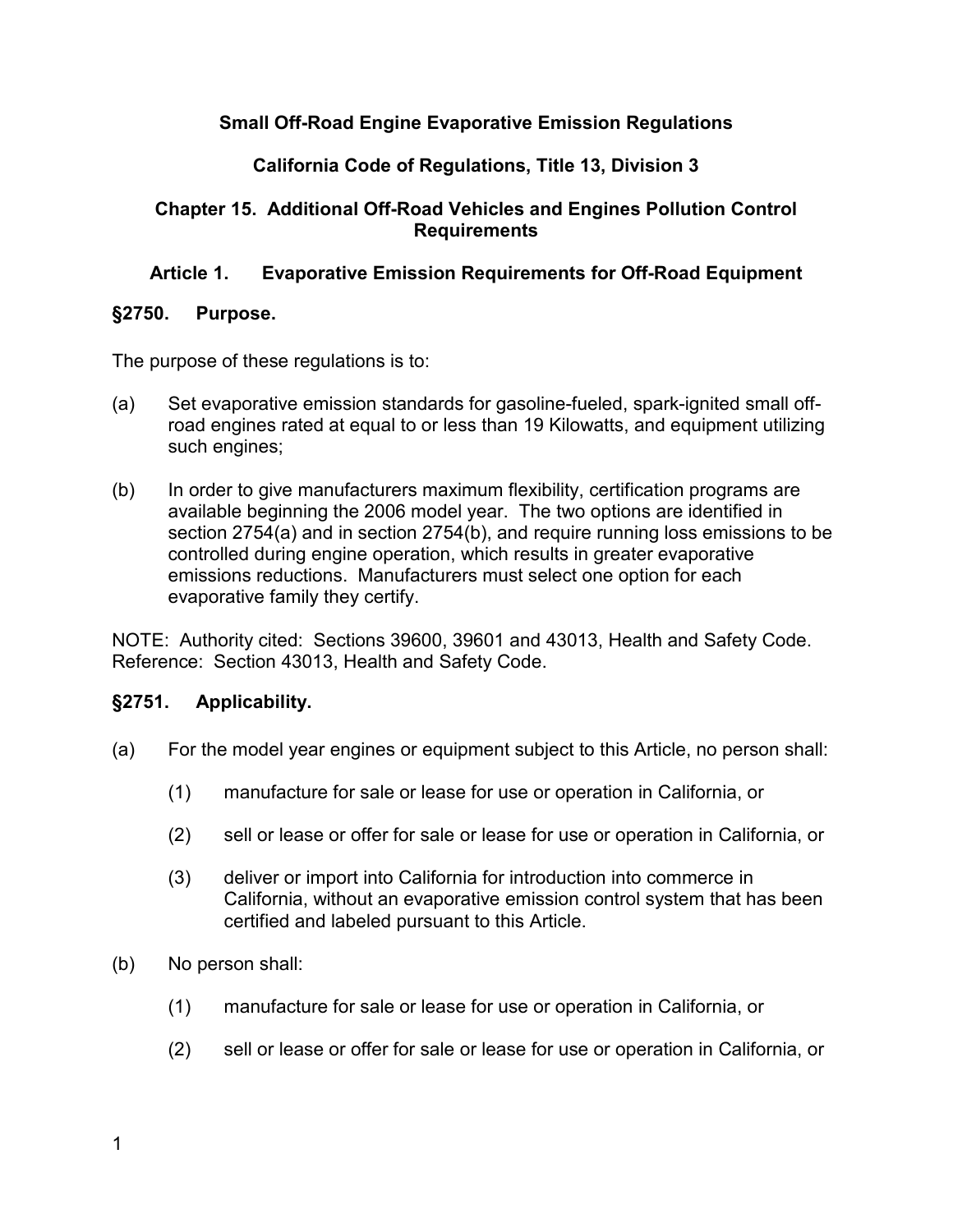# Small Off-Road Engine Evaporative Emission Regulations

## California Code of Regulations, Title 13, Division 3

## Chapter 15. Additional Off-Road Vehicles and Engines Pollution Control Requirements

### Article 1. Evaporative Emission Requirements for Off-Road Equipment

### §2750. Purpose.

The purpose of these regulations is to:

(a) Set evaporative emission standards for gasoline-fueled, spark-ignited small off-road engines rated at equal to or less than 19 Kilowatts, and equipment utilizing such engines;

(b) In order to give manufacturers maximum flexibility, certification programs are available beginning the 2006 model year. The two options are identified in section 2754(a) and in section 2754(b), and require running loss emissions to be controlled during engine operation, which results in greater evaporative emissions reductions. Manufacturers must select one option for each evaporative family they certify.

NOTE: Authority cited: Sections 39600, 39601 and 43013, Health and Safety Code. Reference: Section 43013, Health and Safety Code.

### §2751. Applicability.

(a) For the model year engines or equipment subject to this Article, no person shall:

  (1) manufacture for sale or lease for use or operation in California, or

  (2) sell or lease or offer for sale or lease for use or operation in California, or

  (3) deliver or import into California for introduction into commerce in California, without an evaporative emission control system that has been certified and labeled pursuant to this Article.

(b) No person shall:

  (1) manufacture for sale or lease for use or operation in California, or

  (2) sell or lease or offer for sale or lease for use or operation in California, or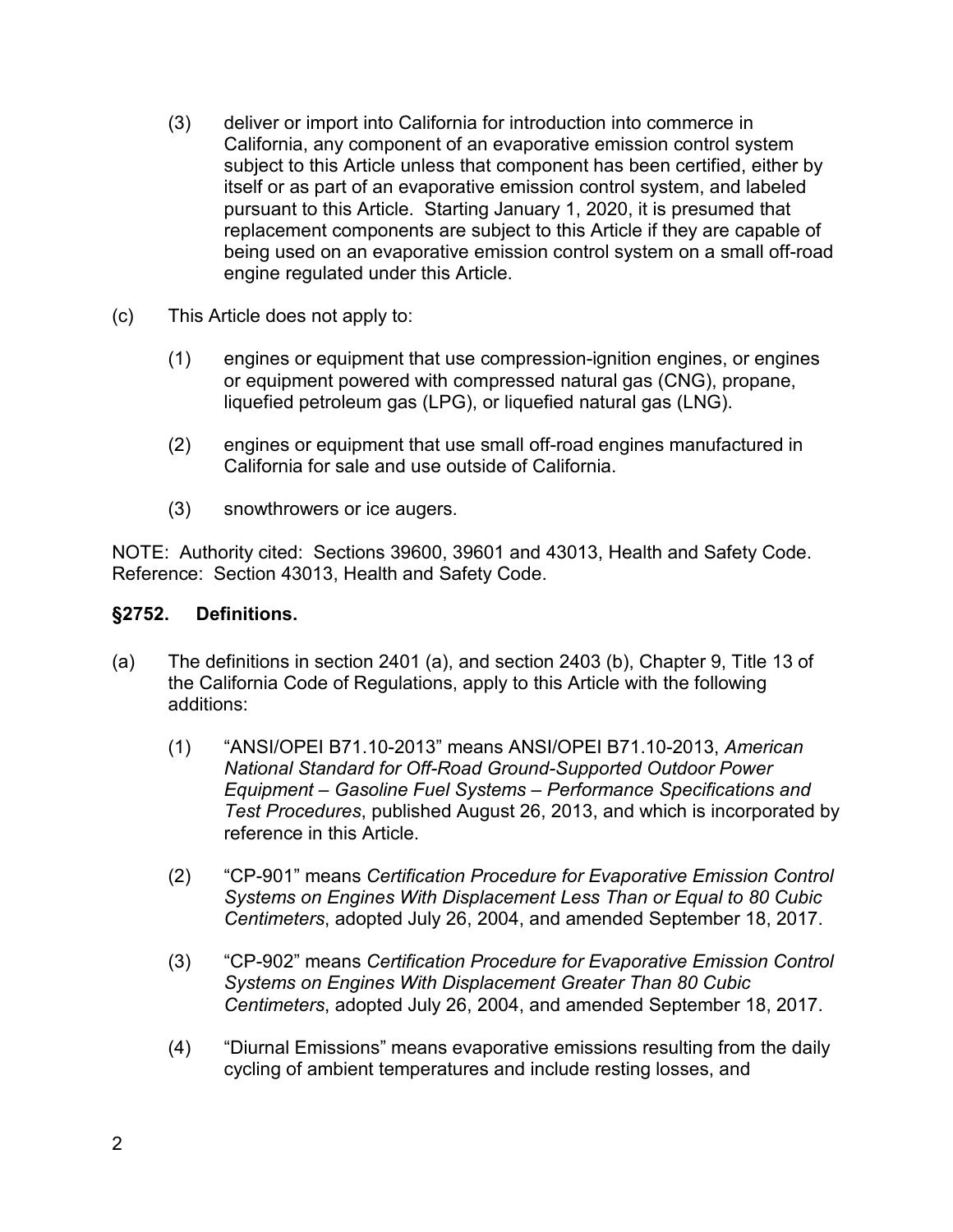(3) deliver or import into California for introduction into commerce in California, any component of an evaporative emission control system subject to this Article unless that component has been certified, either by itself or as part of an evaporative emission control system, and labeled pursuant to this Article. Starting January 1, 2020, it is presumed that replacement components are subject to this Article if they are capable of being used on an evaporative emission control system on a small off-road engine regulated under this Article.

(c) This Article does not apply to:

(1) engines or equipment that use compression-ignition engines, or engines or equipment powered with compressed natural gas (CNG), propane, liquefied petroleum gas (LPG), or liquefied natural gas (LNG).

(2) engines or equipment that use small off-road engines manufactured in California for sale and use outside of California.

(3) snowthrowers or ice augers.

NOTE: Authority cited: Sections 39600, 39601 and 43013, Health and Safety Code. Reference: Section 43013, Health and Safety Code.

### §2752. Definitions.

(a) The definitions in section 2401 (a), and section 2403 (b), Chapter 9, Title 13 of the California Code of Regulations, apply to this Article with the following additions:

(1) "ANSI/OPEI B71.10-2013" means ANSI/OPEI B71.10-2013, *American National Standard for Off-Road Ground-Supported Outdoor Power Equipment – Gasoline Fuel Systems – Performance Specifications and Test Procedures*, published August 26, 2013, and which is incorporated by reference in this Article.

(2) "CP-901" means *Certification Procedure for Evaporative Emission Control Systems on Engines With Displacement Less Than or Equal to 80 Cubic Centimeters*, adopted July 26, 2004, and amended September 18, 2017.

(3) "CP-902" means *Certification Procedure for Evaporative Emission Control Systems on Engines With Displacement Greater Than 80 Cubic Centimeters*, adopted July 26, 2004, and amended September 18, 2017.

(4) "Diurnal Emissions" means evaporative emissions resulting from the daily cycling of ambient temperatures and include resting losses, and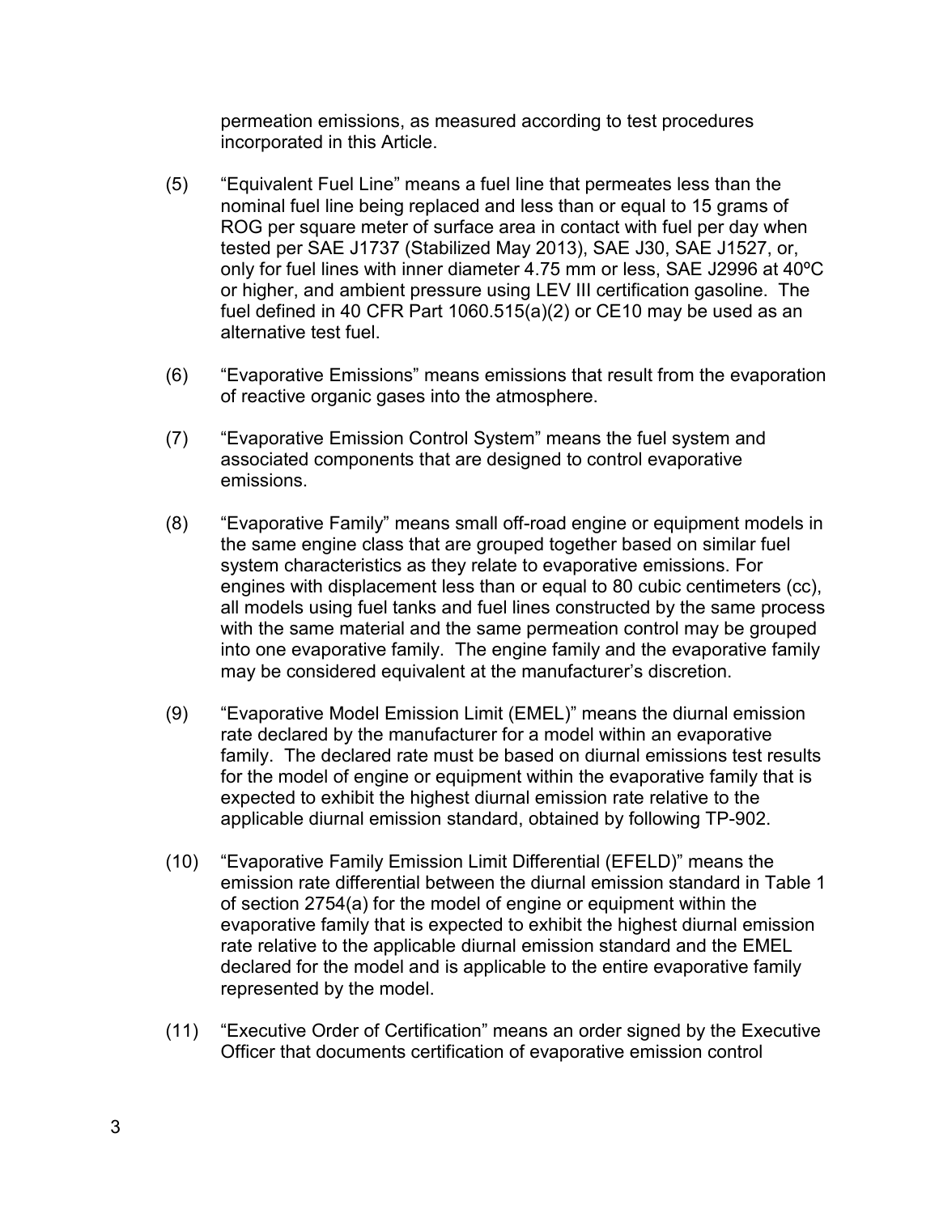permeation emissions, as measured according to test procedures incorporated in this Article.

(5) "Equivalent Fuel Line" means a fuel line that permeates less than the nominal fuel line being replaced and less than or equal to 15 grams of ROG per square meter of surface area in contact with fuel per day when tested per SAE J1737 (Stabilized May 2013), SAE J30, SAE J1527, or, only for fuel lines with inner diameter 4.75 mm or less, SAE J2996 at 40ºC or higher, and ambient pressure using LEV III certification gasoline. The fuel defined in 40 CFR Part 1060.515(a)(2) or CE10 may be used as an alternative test fuel.

(6) "Evaporative Emissions" means emissions that result from the evaporation of reactive organic gases into the atmosphere.

(7) "Evaporative Emission Control System" means the fuel system and associated components that are designed to control evaporative emissions.

(8) "Evaporative Family" means small off-road engine or equipment models in the same engine class that are grouped together based on similar fuel system characteristics as they relate to evaporative emissions. For engines with displacement less than or equal to 80 cubic centimeters (cc), all models using fuel tanks and fuel lines constructed by the same process with the same material and the same permeation control may be grouped into one evaporative family. The engine family and the evaporative family may be considered equivalent at the manufacturer's discretion.

(9) "Evaporative Model Emission Limit (EMEL)" means the diurnal emission rate declared by the manufacturer for a model within an evaporative family. The declared rate must be based on diurnal emissions test results for the model of engine or equipment within the evaporative family that is expected to exhibit the highest diurnal emission rate relative to the applicable diurnal emission standard, obtained by following TP-902.

(10) "Evaporative Family Emission Limit Differential (EFELD)" means the emission rate differential between the diurnal emission standard in Table 1 of section 2754(a) for the model of engine or equipment within the evaporative family that is expected to exhibit the highest diurnal emission rate relative to the applicable diurnal emission standard and the EMEL declared for the model and is applicable to the entire evaporative family represented by the model.

(11) "Executive Order of Certification" means an order signed by the Executive Officer that documents certification of evaporative emission control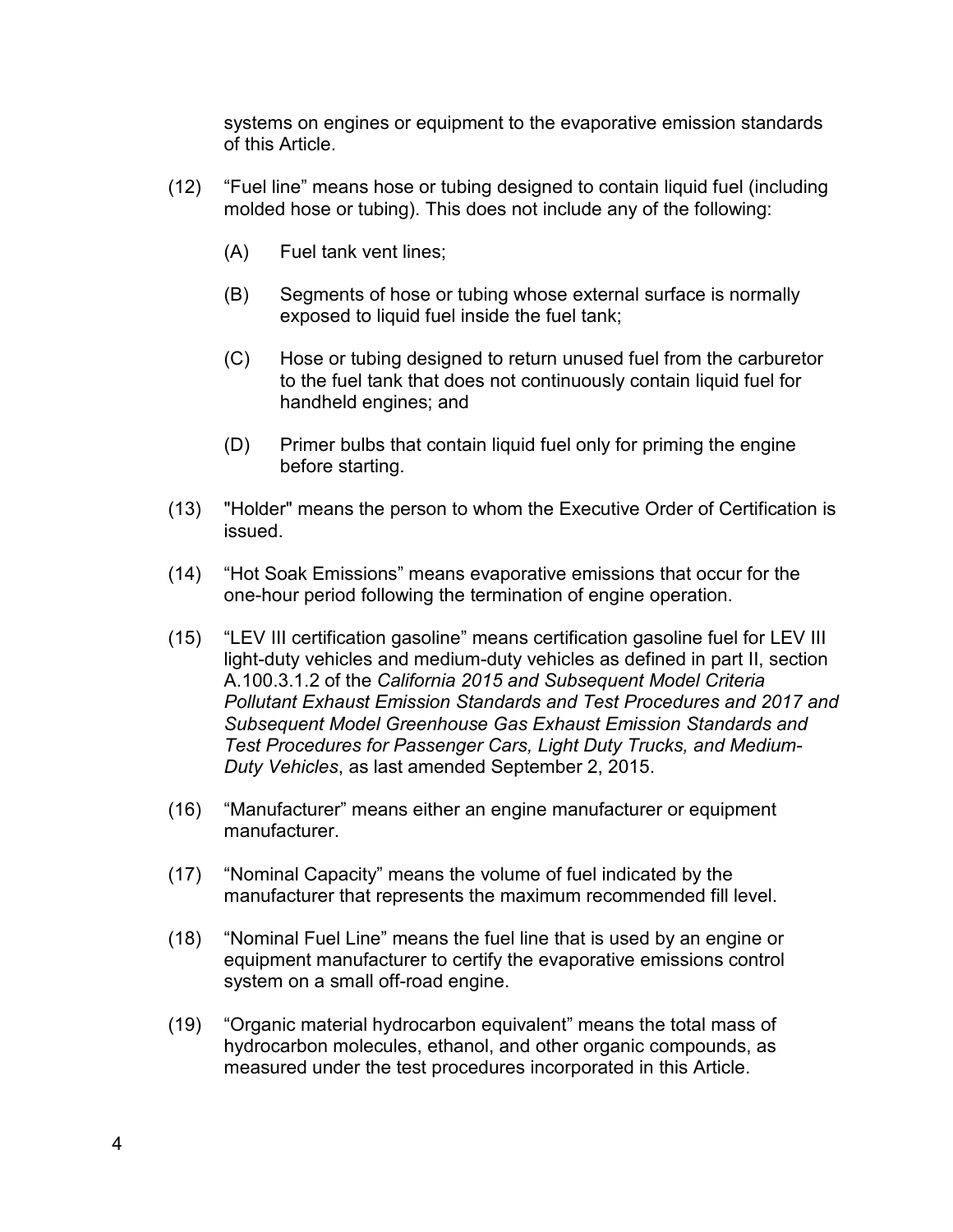systems on engines or equipment to the evaporative emission standards of this Article.

(12) "Fuel line" means hose or tubing designed to contain liquid fuel (including molded hose or tubing). This does not include any of the following:

(A) Fuel tank vent lines;

(B) Segments of hose or tubing whose external surface is normally exposed to liquid fuel inside the fuel tank;

(C) Hose or tubing designed to return unused fuel from the carburetor to the fuel tank that does not continuously contain liquid fuel for handheld engines; and

(D) Primer bulbs that contain liquid fuel only for priming the engine before starting.

(13) "Holder" means the person to whom the Executive Order of Certification is issued.

(14) "Hot Soak Emissions" means evaporative emissions that occur for the one-hour period following the termination of engine operation.

(15) "LEV III certification gasoline" means certification gasoline fuel for LEV III light-duty vehicles and medium-duty vehicles as defined in part II, section A.100.3.1.2 of the *California 2015 and Subsequent Model Criteria Pollutant Exhaust Emission Standards and Test Procedures and 2017 and Subsequent Model Greenhouse Gas Exhaust Emission Standards and Test Procedures for Passenger Cars, Light Duty Trucks, and Medium-Duty Vehicles*, as last amended September 2, 2015.

(16) "Manufacturer" means either an engine manufacturer or equipment manufacturer.

(17) "Nominal Capacity" means the volume of fuel indicated by the manufacturer that represents the maximum recommended fill level.

(18) "Nominal Fuel Line" means the fuel line that is used by an engine or equipment manufacturer to certify the evaporative emissions control system on a small off-road engine.

(19) "Organic material hydrocarbon equivalent" means the total mass of hydrocarbon molecules, ethanol, and other organic compounds, as measured under the test procedures incorporated in this Article.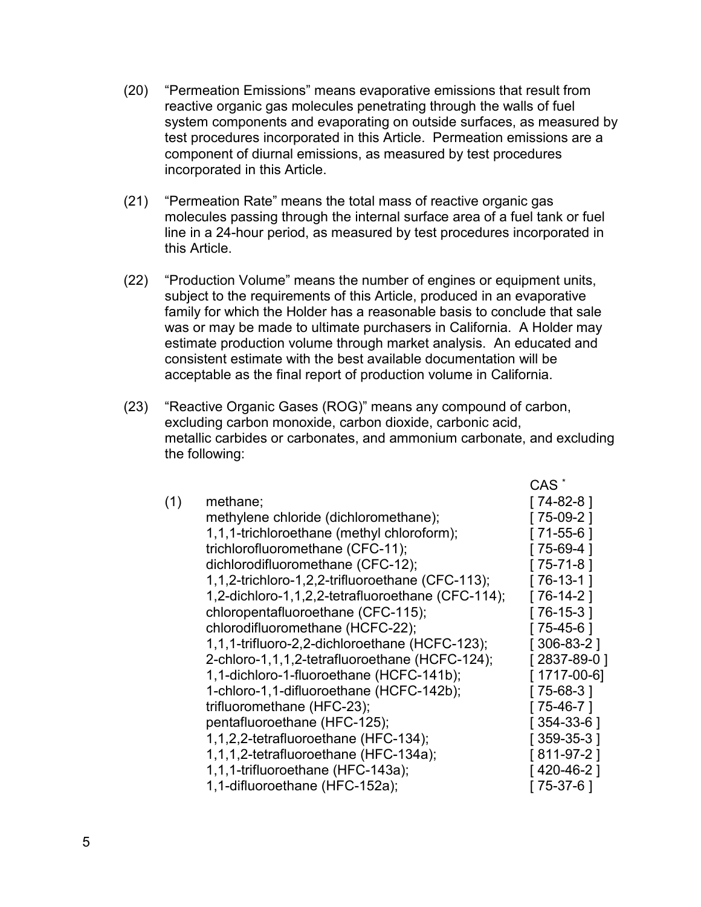(20) “Permeation Emissions” means evaporative emissions that result from reactive organic gas molecules penetrating through the walls of fuel system components and evaporating on outside surfaces, as measured by test procedures incorporated in this Article. Permeation emissions are a component of diurnal emissions, as measured by test procedures incorporated in this Article.

(21) “Permeation Rate” means the total mass of reactive organic gas molecules passing through the internal surface area of a fuel tank or fuel line in a 24-hour period, as measured by test procedures incorporated in this Article.

(22) “Production Volume” means the number of engines or equipment units, subject to the requirements of this Article, produced in an evaporative family for which the Holder has a reasonable basis to conclude that sale was or may be made to ultimate purchasers in California. A Holder may estimate production volume through market analysis. An educated and consistent estimate with the best available documentation will be acceptable as the final report of production volume in California.

(23) “Reactive Organic Gases (ROG)” means any compound of carbon, excluding carbon monoxide, carbon dioxide, carbonic acid, metallic carbides or carbonates, and ammonium carbonate, and excluding the following:

| | | CAS * |
|---|---|---|
| (1) | methane; | [ 74-82-8 ] |
| | methylene chloride (dichloromethane); | [ 75-09-2 ] |
| | 1,1,1-trichloroethane (methyl chloroform); | [ 71-55-6 ] |
| | trichlorofluoromethane (CFC-11); | [ 75-69-4 ] |
| | dichlorodifluoromethane (CFC-12); | [ 75-71-8 ] |
| | 1,1,2-trichloro-1,2,2-trifluoroethane (CFC-113); | [ 76-13-1 ] |
| | 1,2-dichloro-1,1,2,2-tetrafluoroethane (CFC-114); | [ 76-14-2 ] |
| | chloropentafluoroethane (CFC-115); | [ 76-15-3 ] |
| | chlorodifluoromethane (HCFC-22); | [ 75-45-6 ] |
| | 1,1,1-trifluoro-2,2-dichloroethane (HCFC-123); | [ 306-83-2 ] |
| | 2-chloro-1,1,1,2-tetrafluoroethane (HCFC-124); | [ 2837-89-0 ] |
| | 1,1-dichloro-1-fluoroethane (HCFC-141b); | [ 1717-00-6] |
| | 1-chloro-1,1-difluoroethane (HCFC-142b); | [ 75-68-3 ] |
| | trifluoromethane (HFC-23); | [ 75-46-7 ] |
| | pentafluoroethane (HFC-125); | [ 354-33-6 ] |
| | 1,1,2,2-tetrafluoroethane (HFC-134); | [ 359-35-3 ] |
| | 1,1,1,2-tetrafluoroethane (HFC-134a); | [ 811-97-2 ] |
| | 1,1,1-trifluoroethane (HFC-143a); | [ 420-46-2 ] |
| | 1,1-difluoroethane (HFC-152a); | [ 75-37-6 ] |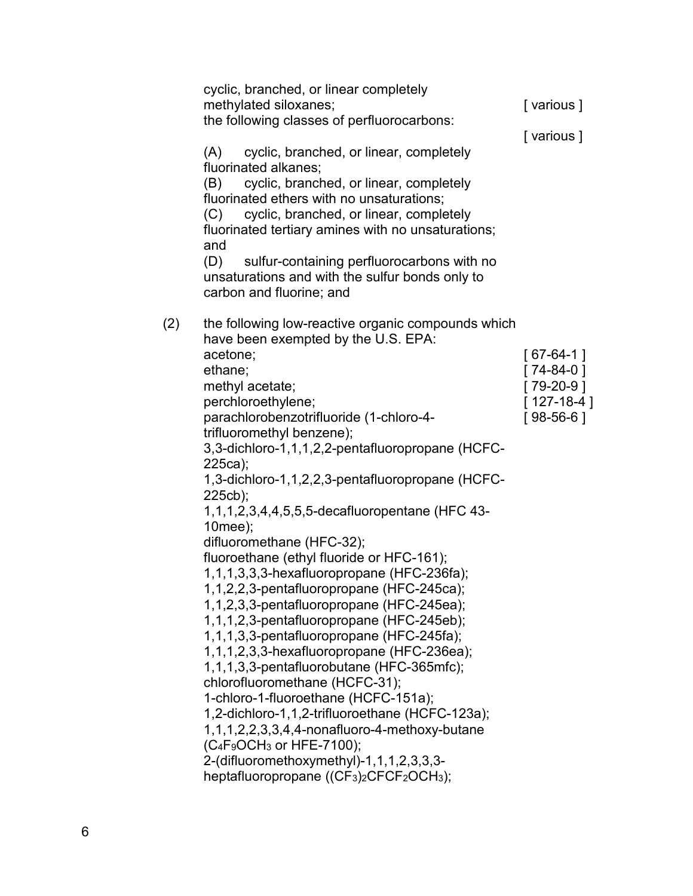cyclic, branched, or linear completely methylated siloxanes; [ various ]

the following classes of perfluorocarbons: [ various ]

(A) cyclic, branched, or linear, completely fluorinated alkanes;
(B) cyclic, branched, or linear, completely fluorinated ethers with no unsaturations;
(C) cyclic, branched, or linear, completely fluorinated tertiary amines with no unsaturations; and
(D) sulfur-containing perfluorocarbons with no unsaturations and with the sulfur bonds only to carbon and fluorine; and

(2) the following low-reactive organic compounds which have been exempted by the U.S. EPA:

acetone; [ 67-64-1 ]
ethane; [ 74-84-0 ]
methyl acetate; [ 79-20-9 ]
perchloroethylene; [ 127-18-4 ]
parachlorobenzotrifluoride (1-chloro-4-trifluoromethyl benzene); [ 98-56-6 ]
3,3-dichloro-1,1,1,2,2-pentafluoropropane (HCFC-225ca);
1,3-dichloro-1,1,2,2,3-pentafluoropropane (HCFC-225cb);
1,1,1,2,3,4,4,5,5,5-decafluoropentane (HFC 43-10mee);
difluoromethane (HFC-32);
fluoroethane (ethyl fluoride or HFC-161);
1,1,1,3,3,3-hexafluoropropane (HFC-236fa);
1,1,2,2,3-pentafluoropropane (HFC-245ca);
1,1,2,3,3-pentafluoropropane (HFC-245ea);
1,1,1,2,3-pentafluoropropane (HFC-245eb);
1,1,1,3,3-pentafluoropropane (HFC-245fa);
1,1,1,2,3,3-hexafluoropropane (HFC-236ea);
1,1,1,3,3-pentafluorobutane (HFC-365mfc);
chlorofluoromethane (HCFC-31);
1-chloro-1-fluoroethane (HCFC-151a);
1,2-dichloro-1,1,2-trifluoroethane (HCFC-123a);
1,1,1,2,2,3,3,4,4-nonafluoro-4-methoxy-butane ($C_4F_9OCH_3$ or HFE-7100);
2-(difluoromethoxymethyl)-1,1,1,2,3,3,3-heptafluoropropane ($(CF_3)_2CFCF_2OCH_3$);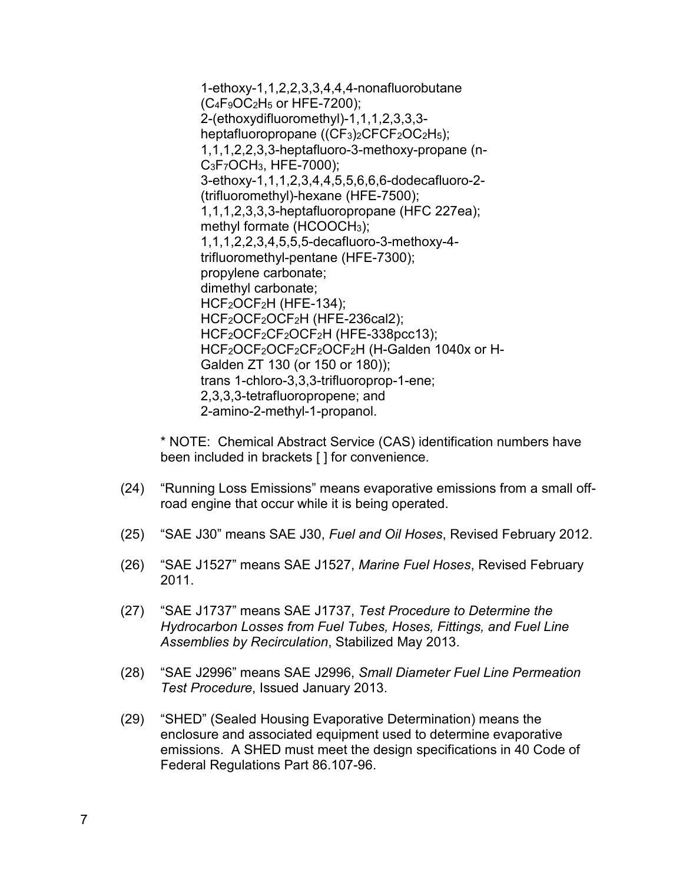1-ethoxy-1,1,2,2,3,3,4,4,4-nonafluorobutane ($C_4F_9OC_2H_5$ or HFE-7200);
2-(ethoxydifluoromethyl)-1,1,1,2,3,3,3-heptafluoropropane ($(CF_3)_2CFCF_2OC_2H_5$);
1,1,1,2,2,3,3-heptafluoro-3-methoxy-propane (n-$C_3F_7OCH_3$, HFE-7000);
3-ethoxy-1,1,1,2,3,4,4,5,5,6,6,6-dodecafluoro-2-(trifluoromethyl)-hexane (HFE-7500);
1,1,1,2,3,3,3-heptafluoropropane (HFC 227ea);
methyl formate ($HCOOCH_3$);
1,1,1,2,2,3,4,5,5,5-decafluoro-3-methoxy-4-trifluoromethyl-pentane (HFE-7300);
propylene carbonate;
dimethyl carbonate;
$HCF_2OCF_2H$ (HFE-134);
$HCF_2OCF_2OCF_2H$ (HFE-236cal2);
$HCF_2OCF_2CF_2OCF_2H$ (HFE-338pcc13);
$HCF_2OCF_2OCF_2CF_2OCF_2H$ (H-Galden 1040x or H-Galden ZT 130 (or 150 or 180));
trans 1-chloro-3,3,3-trifluoroprop-1-ene;
2,3,3,3-tetrafluoropropene; and
2-amino-2-methyl-1-propanol.

* NOTE: Chemical Abstract Service (CAS) identification numbers have been included in brackets [ ] for convenience.

(24) "Running Loss Emissions" means evaporative emissions from a small off-road engine that occur while it is being operated.

(25) "SAE J30" means SAE J30, *Fuel and Oil Hoses*, Revised February 2012.

(26) "SAE J1527" means SAE J1527, *Marine Fuel Hoses*, Revised February 2011.

(27) "SAE J1737" means SAE J1737, *Test Procedure to Determine the Hydrocarbon Losses from Fuel Tubes, Hoses, Fittings, and Fuel Line Assemblies by Recirculation*, Stabilized May 2013.

(28) "SAE J2996" means SAE J2996, *Small Diameter Fuel Line Permeation Test Procedure*, Issued January 2013.

(29) "SHED" (Sealed Housing Evaporative Determination) means the enclosure and associated equipment used to determine evaporative emissions. A SHED must meet the design specifications in 40 Code of Federal Regulations Part 86.107-96.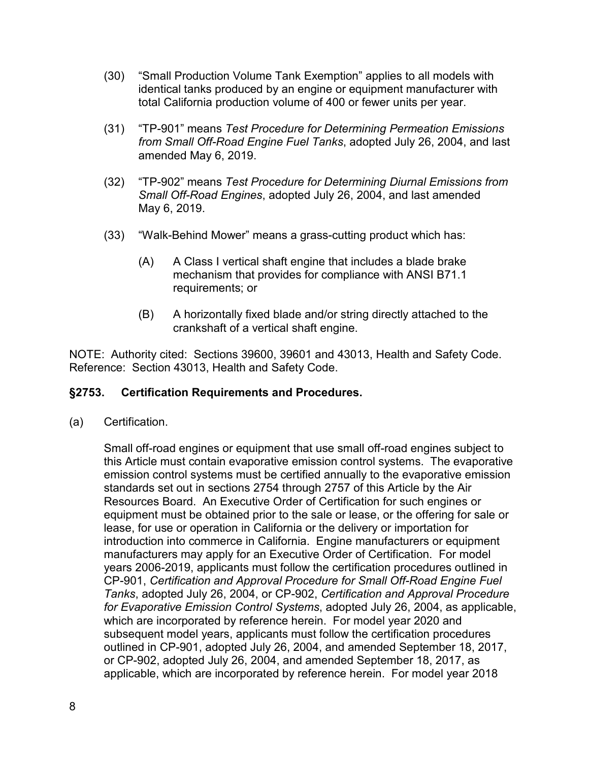(30) "Small Production Volume Tank Exemption" applies to all models with identical tanks produced by an engine or equipment manufacturer with total California production volume of 400 or fewer units per year.

(31) "TP-901" means *Test Procedure for Determining Permeation Emissions from Small Off-Road Engine Fuel Tanks*, adopted July 26, 2004, and last amended May 6, 2019.

(32) "TP-902" means *Test Procedure for Determining Diurnal Emissions from Small Off-Road Engines*, adopted July 26, 2004, and last amended May 6, 2019.

(33) "Walk-Behind Mower" means a grass-cutting product which has:

   (A) A Class I vertical shaft engine that includes a blade brake mechanism that provides for compliance with ANSI B71.1 requirements; or

   (B) A horizontally fixed blade and/or string directly attached to the crankshaft of a vertical shaft engine.

NOTE: Authority cited: Sections 39600, 39601 and 43013, Health and Safety Code. Reference: Section 43013, Health and Safety Code.

### §2753. Certification Requirements and Procedures.

(a) Certification.

Small off-road engines or equipment that use small off-road engines subject to this Article must contain evaporative emission control systems. The evaporative emission control systems must be certified annually to the evaporative emission standards set out in sections 2754 through 2757 of this Article by the Air Resources Board. An Executive Order of Certification for such engines or equipment must be obtained prior to the sale or lease, or the offering for sale or lease, for use or operation in California or the delivery or importation for introduction into commerce in California. Engine manufacturers or equipment manufacturers may apply for an Executive Order of Certification. For model years 2006-2019, applicants must follow the certification procedures outlined in CP-901, *Certification and Approval Procedure for Small Off-Road Engine Fuel Tanks*, adopted July 26, 2004, or CP-902, *Certification and Approval Procedure for Evaporative Emission Control Systems*, adopted July 26, 2004, as applicable, which are incorporated by reference herein. For model year 2020 and subsequent model years, applicants must follow the certification procedures outlined in CP-901, adopted July 26, 2004, and amended September 18, 2017, or CP-902, adopted July 26, 2004, and amended September 18, 2017, as applicable, which are incorporated by reference herein. For model year 2018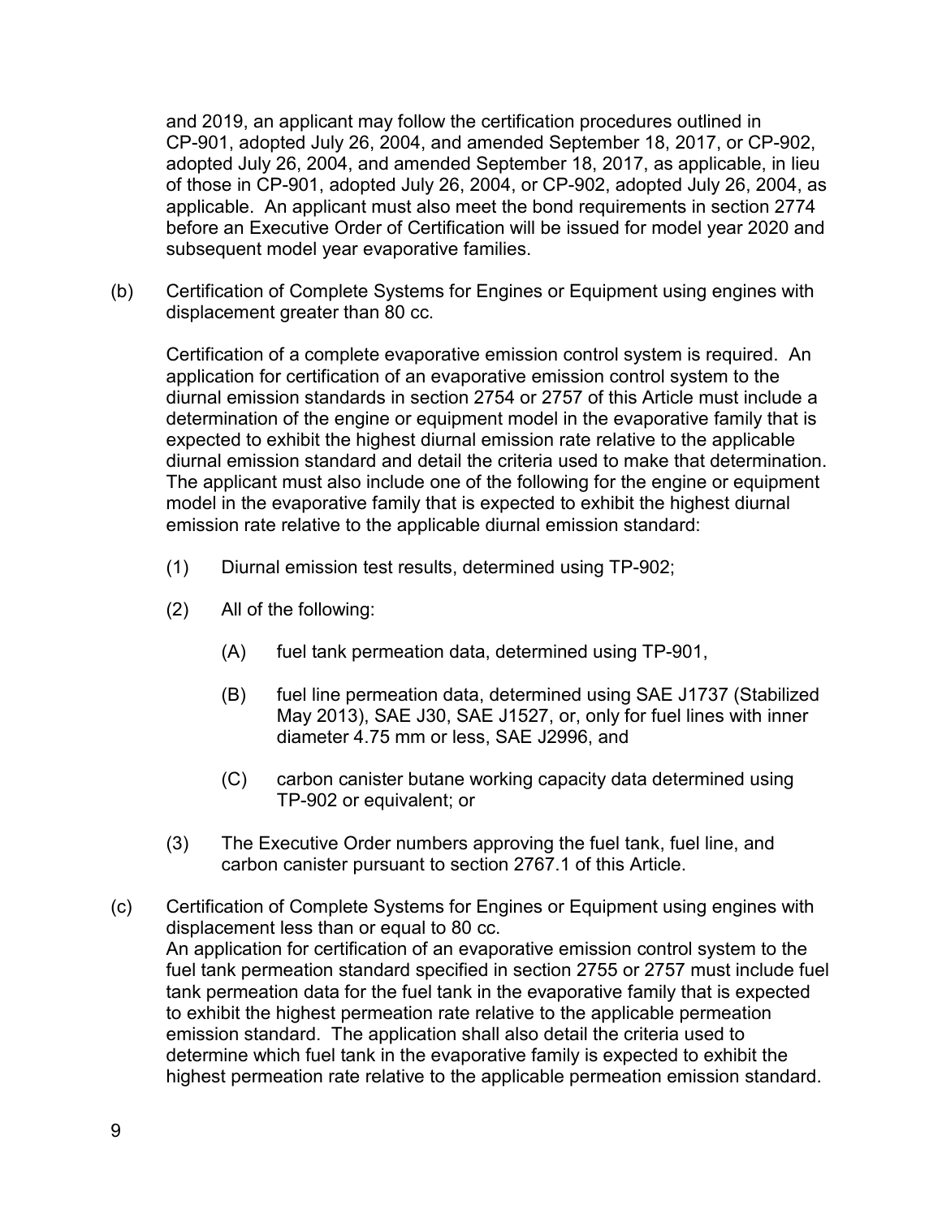and 2019, an applicant may follow the certification procedures outlined in CP-901, adopted July 26, 2004, and amended September 18, 2017, or CP-902, adopted July 26, 2004, and amended September 18, 2017, as applicable, in lieu of those in CP-901, adopted July 26, 2004, or CP-902, adopted July 26, 2004, as applicable. An applicant must also meet the bond requirements in section 2774 before an Executive Order of Certification will be issued for model year 2020 and subsequent model year evaporative families.

(b) Certification of Complete Systems for Engines or Equipment using engines with displacement greater than 80 cc.

Certification of a complete evaporative emission control system is required. An application for certification of an evaporative emission control system to the diurnal emission standards in section 2754 or 2757 of this Article must include a determination of the engine or equipment model in the evaporative family that is expected to exhibit the highest diurnal emission rate relative to the applicable diurnal emission standard and detail the criteria used to make that determination. The applicant must also include one of the following for the engine or equipment model in the evaporative family that is expected to exhibit the highest diurnal emission rate relative to the applicable diurnal emission standard:

(1) Diurnal emission test results, determined using TP-902;

(2) All of the following:

(A) fuel tank permeation data, determined using TP-901,

(B) fuel line permeation data, determined using SAE J1737 (Stabilized May 2013), SAE J30, SAE J1527, or, only for fuel lines with inner diameter 4.75 mm or less, SAE J2996, and

(C) carbon canister butane working capacity data determined using TP-902 or equivalent; or

(3) The Executive Order numbers approving the fuel tank, fuel line, and carbon canister pursuant to section 2767.1 of this Article.

(c) Certification of Complete Systems for Engines or Equipment using engines with displacement less than or equal to 80 cc.
An application for certification of an evaporative emission control system to the fuel tank permeation standard specified in section 2755 or 2757 must include fuel tank permeation data for the fuel tank in the evaporative family that is expected to exhibit the highest permeation rate relative to the applicable permeation emission standard. The application shall also detail the criteria used to determine which fuel tank in the evaporative family is expected to exhibit the highest permeation rate relative to the applicable permeation emission standard.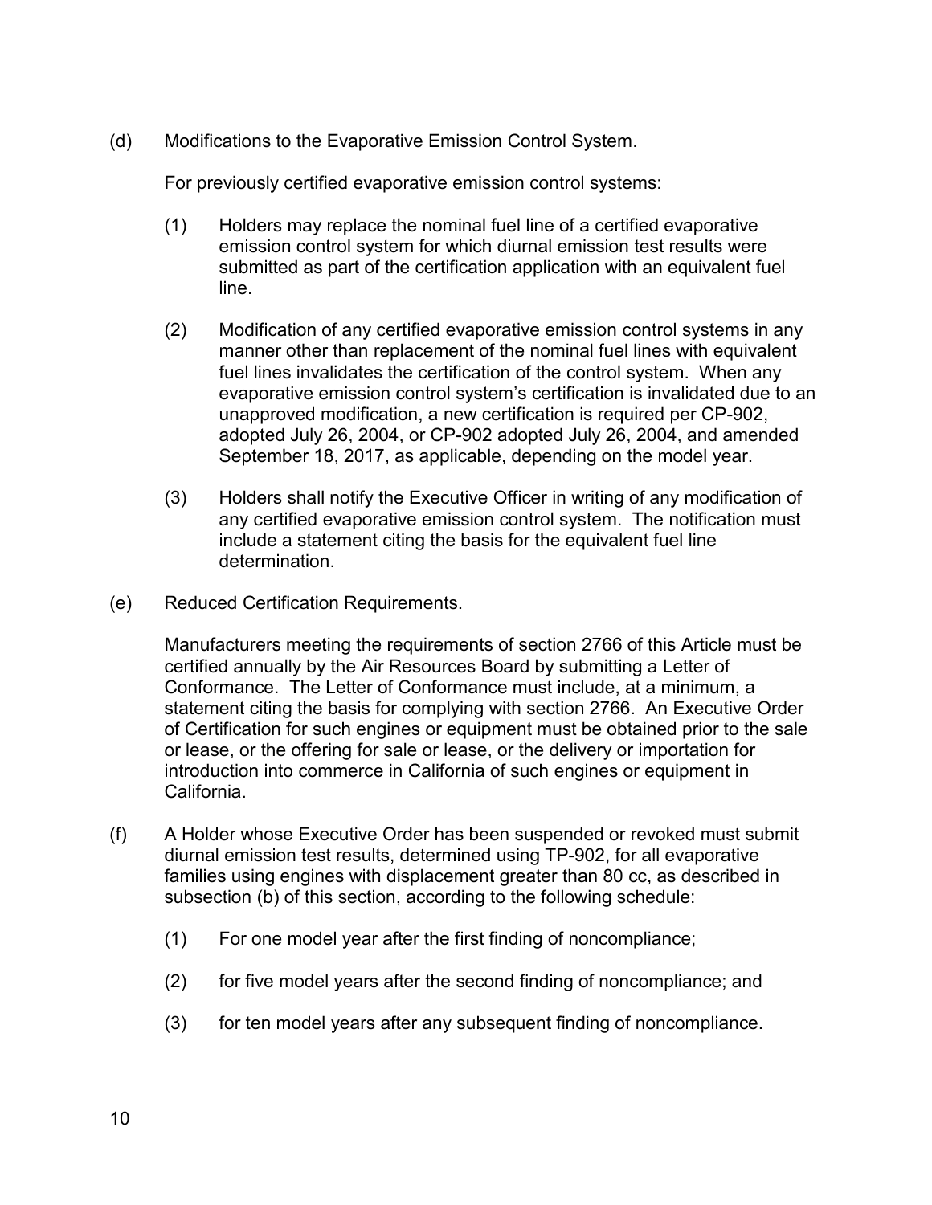(d) Modifications to the Evaporative Emission Control System.

For previously certified evaporative emission control systems:

(1) Holders may replace the nominal fuel line of a certified evaporative emission control system for which diurnal emission test results were submitted as part of the certification application with an equivalent fuel line.

(2) Modification of any certified evaporative emission control systems in any manner other than replacement of the nominal fuel lines with equivalent fuel lines invalidates the certification of the control system. When any evaporative emission control system's certification is invalidated due to an unapproved modification, a new certification is required per CP-902, adopted July 26, 2004, or CP-902 adopted July 26, 2004, and amended September 18, 2017, as applicable, depending on the model year.

(3) Holders shall notify the Executive Officer in writing of any modification of any certified evaporative emission control system. The notification must include a statement citing the basis for the equivalent fuel line determination.

(e) Reduced Certification Requirements.

Manufacturers meeting the requirements of section 2766 of this Article must be certified annually by the Air Resources Board by submitting a Letter of Conformance. The Letter of Conformance must include, at a minimum, a statement citing the basis for complying with section 2766. An Executive Order of Certification for such engines or equipment must be obtained prior to the sale or lease, or the offering for sale or lease, or the delivery or importation for introduction into commerce in California of such engines or equipment in California.

(f) A Holder whose Executive Order has been suspended or revoked must submit diurnal emission test results, determined using TP-902, for all evaporative families using engines with displacement greater than 80 cc, as described in subsection (b) of this section, according to the following schedule:

(1) For one model year after the first finding of noncompliance;

(2) for five model years after the second finding of noncompliance; and

(3) for ten model years after any subsequent finding of noncompliance.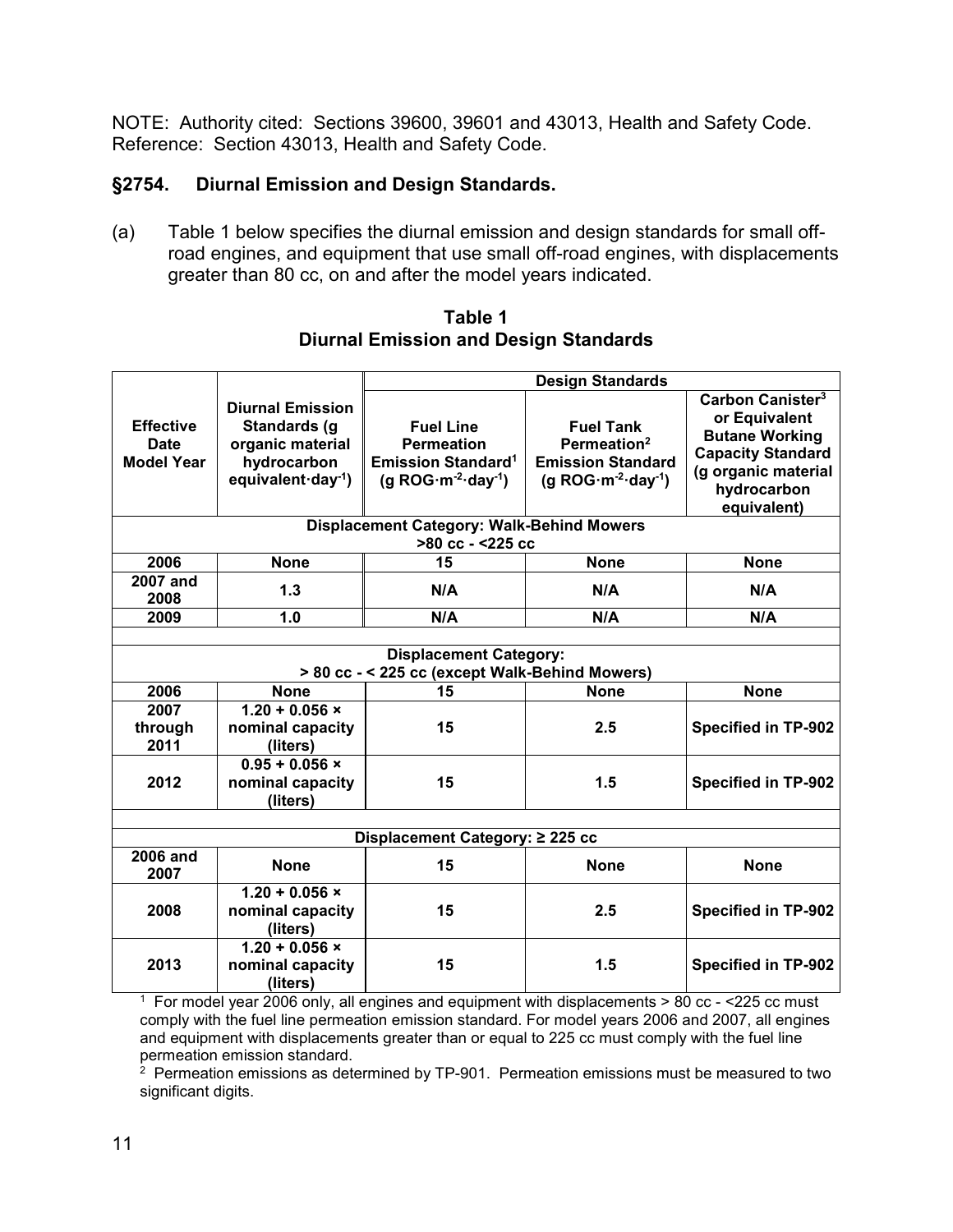NOTE: Authority cited: Sections 39600, 39601 and 43013, Health and Safety Code. Reference: Section 43013, Health and Safety Code.

## §2754. Diurnal Emission and Design Standards.

(a) Table 1 below specifies the diurnal emission and design standards for small off-road engines, and equipment that use small off-road engines, with displacements greater than 80 cc, on and after the model years indicated.

**Table 1**
**Diurnal Emission and Design Standards**

| Effective Date Model Year | Diurnal Emission Standards (g organic material hydrocarbon equivalent·day$^{-1}$) | Design Standards | | |
|---|---|---|---|---|
| | | Fuel Line Permeation Emission Standard[1] (g ROG·m$^{-2}$·day$^{-1}$) | Fuel Tank Permeation[2] Emission Standard (g ROG·m$^{-2}$·day$^{-1}$) | Carbon Canister[3] or Equivalent Butane Working Capacity Standard (g organic material hydrocarbon equivalent) |
| **Displacement Category: Walk-Behind Mowers >80 cc - <225 cc** | | | | |
| 2006 | None | 15 | None | None |
| 2007 and 2008 | 1.3 | N/A | N/A | N/A |
| 2009 | 1.0 | N/A | N/A | N/A |
| **Displacement Category: > 80 cc - < 225 cc (except Walk-Behind Mowers)** | | | | |
| 2006 | None | 15 | None | None |
| 2007 through 2011 | 1.20 + 0.056 × nominal capacity (liters) | 15 | 2.5 | Specified in TP-902 |
| 2012 | 0.95 + 0.056 × nominal capacity (liters) | 15 | 1.5 | Specified in TP-902 |
| **Displacement Category: ≥ 225 cc** | | | | |
| 2006 and 2007 | None | 15 | None | None |
| 2008 | 1.20 + 0.056 × nominal capacity (liters) | 15 | 2.5 | Specified in TP-902 |
| 2013 | 1.20 + 0.056 × nominal capacity (liters) | 15 | 1.5 | Specified in TP-902 |

[1] For model year 2006 only, all engines and equipment with displacements > 80 cc - <225 cc must comply with the fuel line permeation emission standard. For model years 2006 and 2007, all engines and equipment with displacements greater than or equal to 225 cc must comply with the fuel line permeation emission standard.

[2] Permeation emissions as determined by TP-901. Permeation emissions must be measured to two significant digits.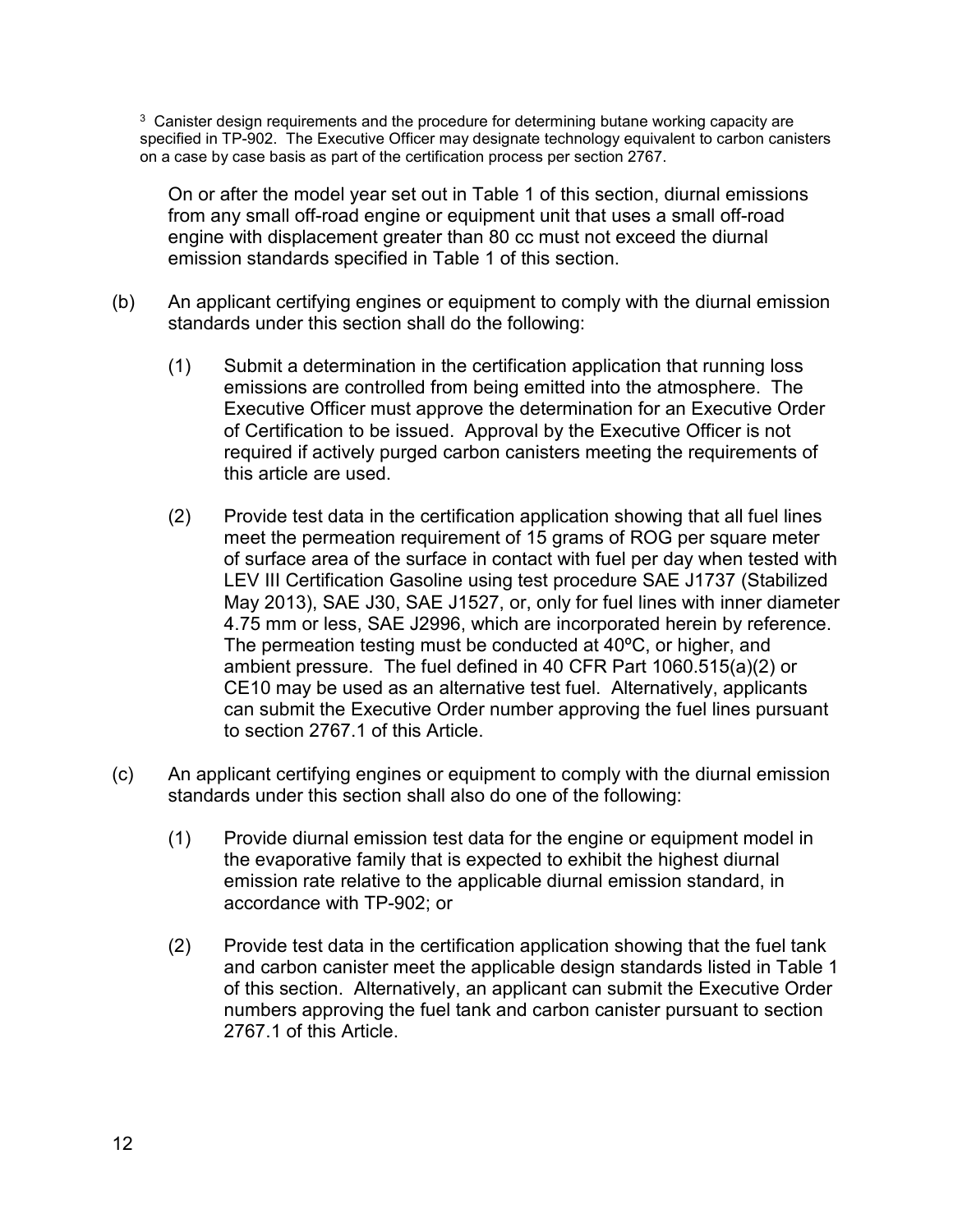[3] Canister design requirements and the procedure for determining butane working capacity are specified in TP-902. The Executive Officer may designate technology equivalent to carbon canisters on a case by case basis as part of the certification process per section 2767.

On or after the model year set out in Table 1 of this section, diurnal emissions from any small off-road engine or equipment unit that uses a small off-road engine with displacement greater than 80 cc must not exceed the diurnal emission standards specified in Table 1 of this section.

(b) An applicant certifying engines or equipment to comply with the diurnal emission standards under this section shall do the following:

(1) Submit a determination in the certification application that running loss emissions are controlled from being emitted into the atmosphere. The Executive Officer must approve the determination for an Executive Order of Certification to be issued. Approval by the Executive Officer is not required if actively purged carbon canisters meeting the requirements of this article are used.

(2) Provide test data in the certification application showing that all fuel lines meet the permeation requirement of 15 grams of ROG per square meter of surface area of the surface in contact with fuel per day when tested with LEV III Certification Gasoline using test procedure SAE J1737 (Stabilized May 2013), SAE J30, SAE J1527, or, only for fuel lines with inner diameter 4.75 mm or less, SAE J2996, which are incorporated herein by reference. The permeation testing must be conducted at 40ºC, or higher, and ambient pressure. The fuel defined in 40 CFR Part 1060.515(a)(2) or CE10 may be used as an alternative test fuel. Alternatively, applicants can submit the Executive Order number approving the fuel lines pursuant to section 2767.1 of this Article.

(c) An applicant certifying engines or equipment to comply with the diurnal emission standards under this section shall also do one of the following:

(1) Provide diurnal emission test data for the engine or equipment model in the evaporative family that is expected to exhibit the highest diurnal emission rate relative to the applicable diurnal emission standard, in accordance with TP-902; or

(2) Provide test data in the certification application showing that the fuel tank and carbon canister meet the applicable design standards listed in Table 1 of this section. Alternatively, an applicant can submit the Executive Order numbers approving the fuel tank and carbon canister pursuant to section 2767.1 of this Article.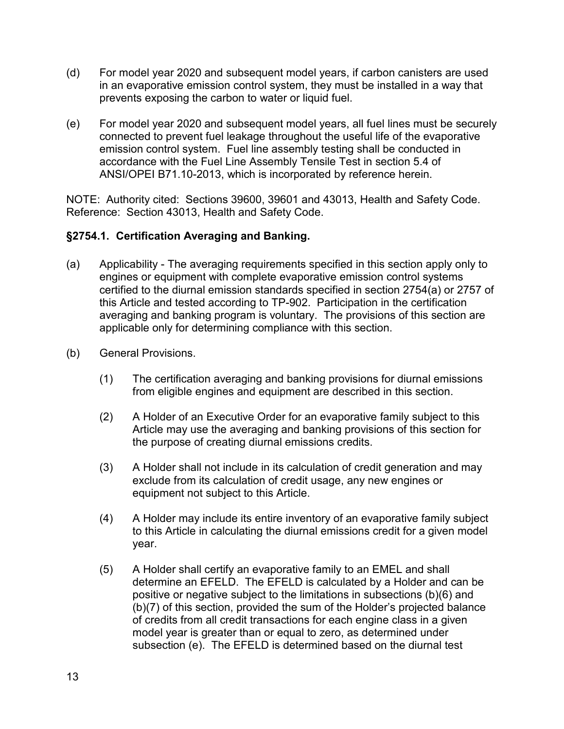(d) For model year 2020 and subsequent model years, if carbon canisters are used in an evaporative emission control system, they must be installed in a way that prevents exposing the carbon to water or liquid fuel.

(e) For model year 2020 and subsequent model years, all fuel lines must be securely connected to prevent fuel leakage throughout the useful life of the evaporative emission control system. Fuel line assembly testing shall be conducted in accordance with the Fuel Line Assembly Tensile Test in section 5.4 of ANSI/OPEI B71.10-2013, which is incorporated by reference herein.

NOTE: Authority cited: Sections 39600, 39601 and 43013, Health and Safety Code. Reference: Section 43013, Health and Safety Code.

### §2754.1. Certification Averaging and Banking.

(a) Applicability - The averaging requirements specified in this section apply only to engines or equipment with complete evaporative emission control systems certified to the diurnal emission standards specified in section 2754(a) or 2757 of this Article and tested according to TP-902. Participation in the certification averaging and banking program is voluntary. The provisions of this section are applicable only for determining compliance with this section.

(b) General Provisions.

(1) The certification averaging and banking provisions for diurnal emissions from eligible engines and equipment are described in this section.

(2) A Holder of an Executive Order for an evaporative family subject to this Article may use the averaging and banking provisions of this section for the purpose of creating diurnal emissions credits.

(3) A Holder shall not include in its calculation of credit generation and may exclude from its calculation of credit usage, any new engines or equipment not subject to this Article.

(4) A Holder may include its entire inventory of an evaporative family subject to this Article in calculating the diurnal emissions credit for a given model year.

(5) A Holder shall certify an evaporative family to an EMEL and shall determine an EFELD. The EFELD is calculated by a Holder and can be positive or negative subject to the limitations in subsections (b)(6) and (b)(7) of this section, provided the sum of the Holder's projected balance of credits from all credit transactions for each engine class in a given model year is greater than or equal to zero, as determined under subsection (e). The EFELD is determined based on the diurnal test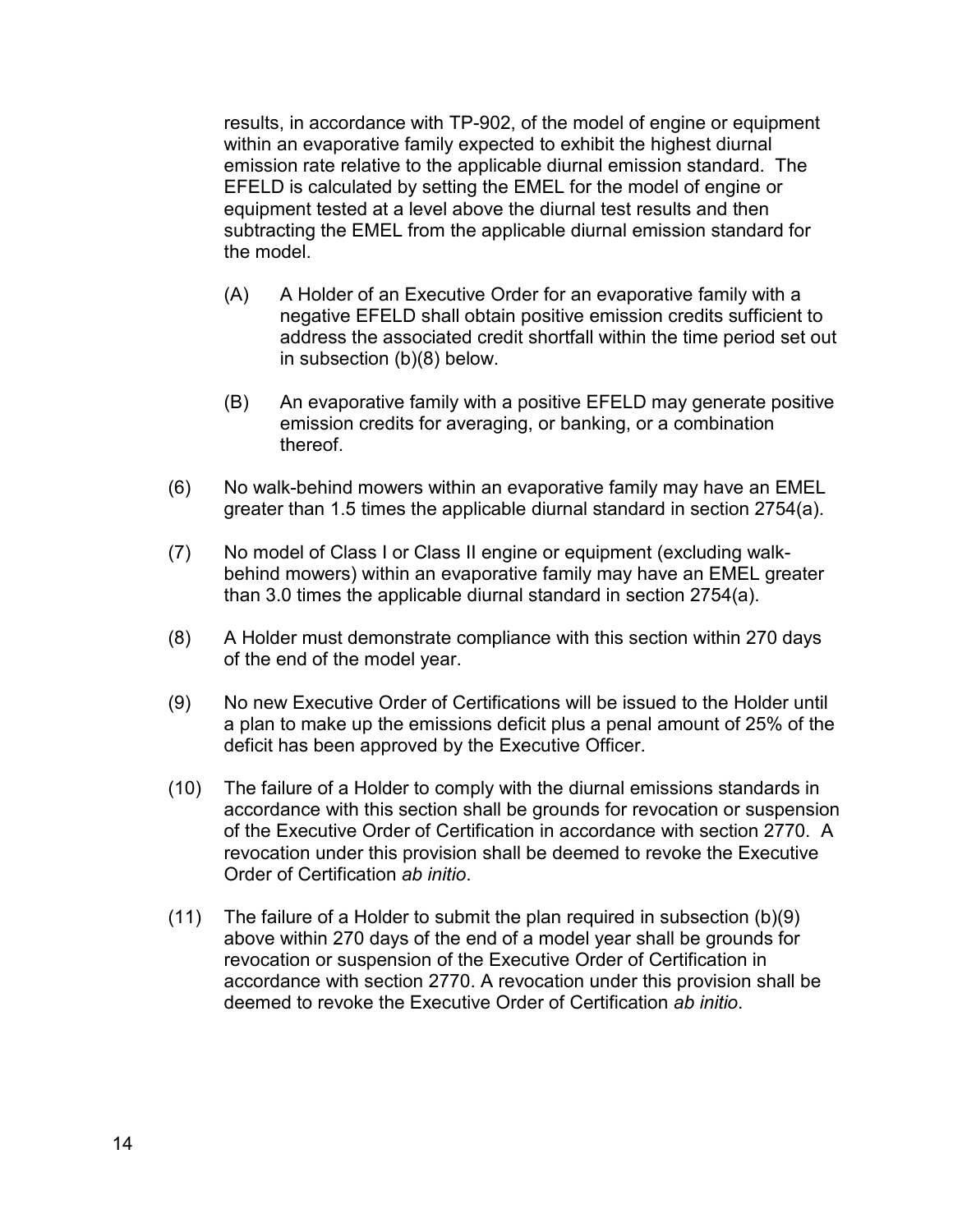results, in accordance with TP-902, of the model of engine or equipment within an evaporative family expected to exhibit the highest diurnal emission rate relative to the applicable diurnal emission standard. The EFELD is calculated by setting the EMEL for the model of engine or equipment tested at a level above the diurnal test results and then subtracting the EMEL from the applicable diurnal emission standard for the model.

(A) A Holder of an Executive Order for an evaporative family with a negative EFELD shall obtain positive emission credits sufficient to address the associated credit shortfall within the time period set out in subsection (b)(8) below.

(B) An evaporative family with a positive EFELD may generate positive emission credits for averaging, or banking, or a combination thereof.

(6) No walk-behind mowers within an evaporative family may have an EMEL greater than 1.5 times the applicable diurnal standard in section 2754(a).

(7) No model of Class I or Class II engine or equipment (excluding walk-behind mowers) within an evaporative family may have an EMEL greater than 3.0 times the applicable diurnal standard in section 2754(a).

(8) A Holder must demonstrate compliance with this section within 270 days of the end of the model year.

(9) No new Executive Order of Certifications will be issued to the Holder until a plan to make up the emissions deficit plus a penal amount of 25% of the deficit has been approved by the Executive Officer.

(10) The failure of a Holder to comply with the diurnal emissions standards in accordance with this section shall be grounds for revocation or suspension of the Executive Order of Certification in accordance with section 2770. A revocation under this provision shall be deemed to revoke the Executive Order of Certification *ab initio*.

(11) The failure of a Holder to submit the plan required in subsection (b)(9) above within 270 days of the end of a model year shall be grounds for revocation or suspension of the Executive Order of Certification in accordance with section 2770. A revocation under this provision shall be deemed to revoke the Executive Order of Certification *ab initio*.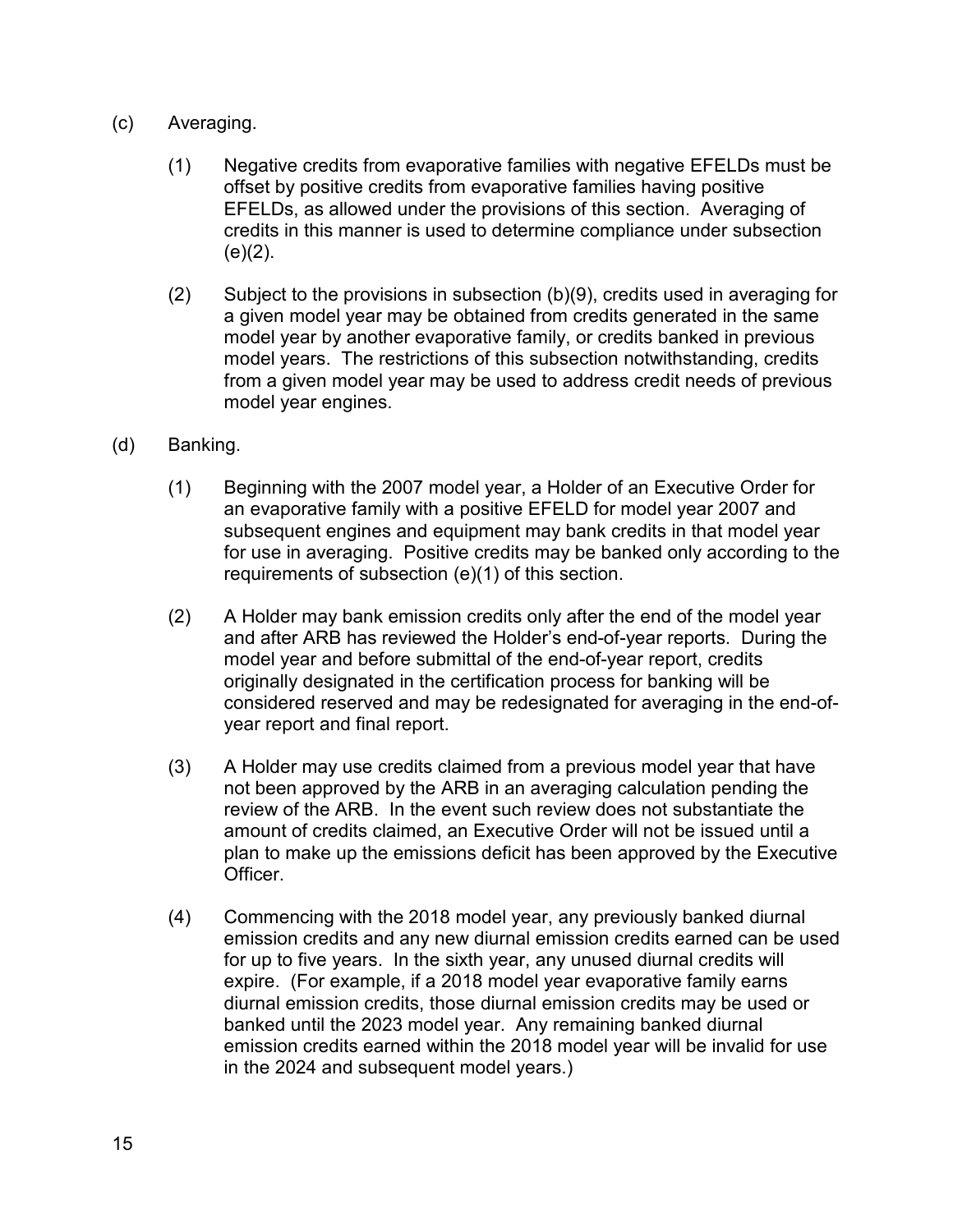(c) Averaging.

(1) Negative credits from evaporative families with negative EFELDs must be offset by positive credits from evaporative families having positive EFELDs, as allowed under the provisions of this section. Averaging of credits in this manner is used to determine compliance under subsection (e)(2).

(2) Subject to the provisions in subsection (b)(9), credits used in averaging for a given model year may be obtained from credits generated in the same model year by another evaporative family, or credits banked in previous model years. The restrictions of this subsection notwithstanding, credits from a given model year may be used to address credit needs of previous model year engines.

(d) Banking.

(1) Beginning with the 2007 model year, a Holder of an Executive Order for an evaporative family with a positive EFELD for model year 2007 and subsequent engines and equipment may bank credits in that model year for use in averaging. Positive credits may be banked only according to the requirements of subsection (e)(1) of this section.

(2) A Holder may bank emission credits only after the end of the model year and after ARB has reviewed the Holder's end-of-year reports. During the model year and before submittal of the end-of-year report, credits originally designated in the certification process for banking will be considered reserved and may be redesignated for averaging in the end-of-year report and final report.

(3) A Holder may use credits claimed from a previous model year that have not been approved by the ARB in an averaging calculation pending the review of the ARB. In the event such review does not substantiate the amount of credits claimed, an Executive Order will not be issued until a plan to make up the emissions deficit has been approved by the Executive Officer.

(4) Commencing with the 2018 model year, any previously banked diurnal emission credits and any new diurnal emission credits earned can be used for up to five years. In the sixth year, any unused diurnal credits will expire. (For example, if a 2018 model year evaporative family earns diurnal emission credits, those diurnal emission credits may be used or banked until the 2023 model year. Any remaining banked diurnal emission credits earned within the 2018 model year will be invalid for use in the 2024 and subsequent model years.)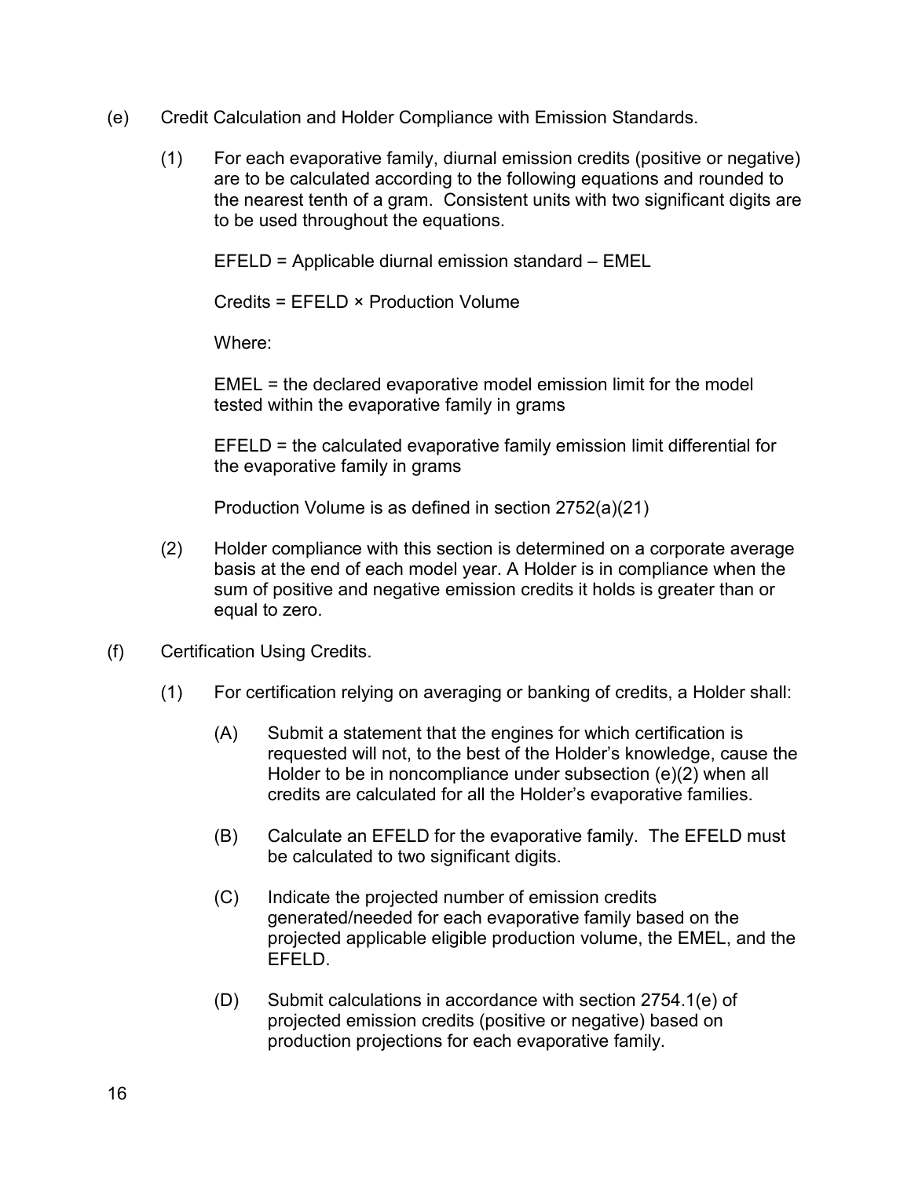(e) Credit Calculation and Holder Compliance with Emission Standards.

(1) For each evaporative family, diurnal emission credits (positive or negative) are to be calculated according to the following equations and rounded to the nearest tenth of a gram. Consistent units with two significant digits are to be used throughout the equations.

EFELD = Applicable diurnal emission standard – EMEL

Credits = EFELD × Production Volume

Where:

EMEL = the declared evaporative model emission limit for the model tested within the evaporative family in grams

EFELD = the calculated evaporative family emission limit differential for the evaporative family in grams

Production Volume is as defined in section 2752(a)(21)

(2) Holder compliance with this section is determined on a corporate average basis at the end of each model year. A Holder is in compliance when the sum of positive and negative emission credits it holds is greater than or equal to zero.

(f) Certification Using Credits.

(1) For certification relying on averaging or banking of credits, a Holder shall:

(A) Submit a statement that the engines for which certification is requested will not, to the best of the Holder's knowledge, cause the Holder to be in noncompliance under subsection (e)(2) when all credits are calculated for all the Holder's evaporative families.

(B) Calculate an EFELD for the evaporative family. The EFELD must be calculated to two significant digits.

(C) Indicate the projected number of emission credits generated/needed for each evaporative family based on the projected applicable eligible production volume, the EMEL, and the EFELD.

(D) Submit calculations in accordance with section 2754.1(e) of projected emission credits (positive or negative) based on production projections for each evaporative family.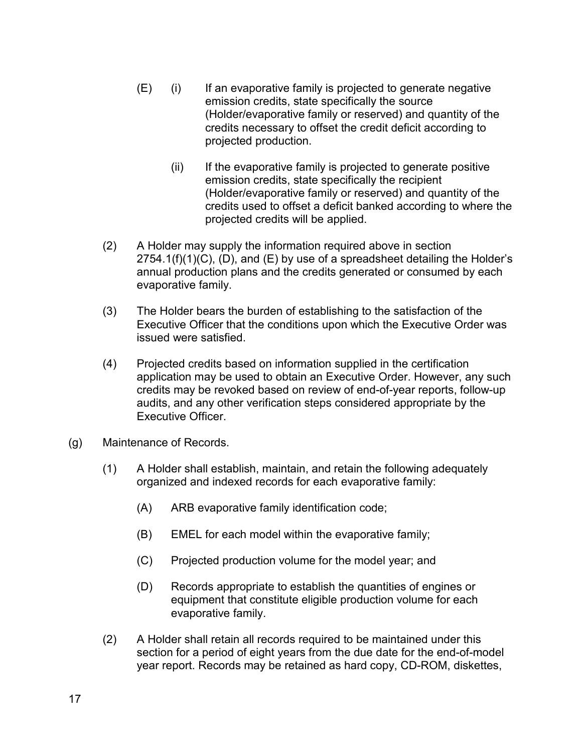(E) (i) If an evaporative family is projected to generate negative emission credits, state specifically the source (Holder/evaporative family or reserved) and quantity of the credits necessary to offset the credit deficit according to projected production.

(ii) If the evaporative family is projected to generate positive emission credits, state specifically the recipient (Holder/evaporative family or reserved) and quantity of the credits used to offset a deficit banked according to where the projected credits will be applied.

(2) A Holder may supply the information required above in section 2754.1(f)(1)(C), (D), and (E) by use of a spreadsheet detailing the Holder's annual production plans and the credits generated or consumed by each evaporative family.

(3) The Holder bears the burden of establishing to the satisfaction of the Executive Officer that the conditions upon which the Executive Order was issued were satisfied.

(4) Projected credits based on information supplied in the certification application may be used to obtain an Executive Order. However, any such credits may be revoked based on review of end-of-year reports, follow-up audits, and any other verification steps considered appropriate by the Executive Officer.

(g) Maintenance of Records.

(1) A Holder shall establish, maintain, and retain the following adequately organized and indexed records for each evaporative family:

(A) ARB evaporative family identification code;

(B) EMEL for each model within the evaporative family;

(C) Projected production volume for the model year; and

(D) Records appropriate to establish the quantities of engines or equipment that constitute eligible production volume for each evaporative family.

(2) A Holder shall retain all records required to be maintained under this section for a period of eight years from the due date for the end-of-model year report. Records may be retained as hard copy, CD-ROM, diskettes,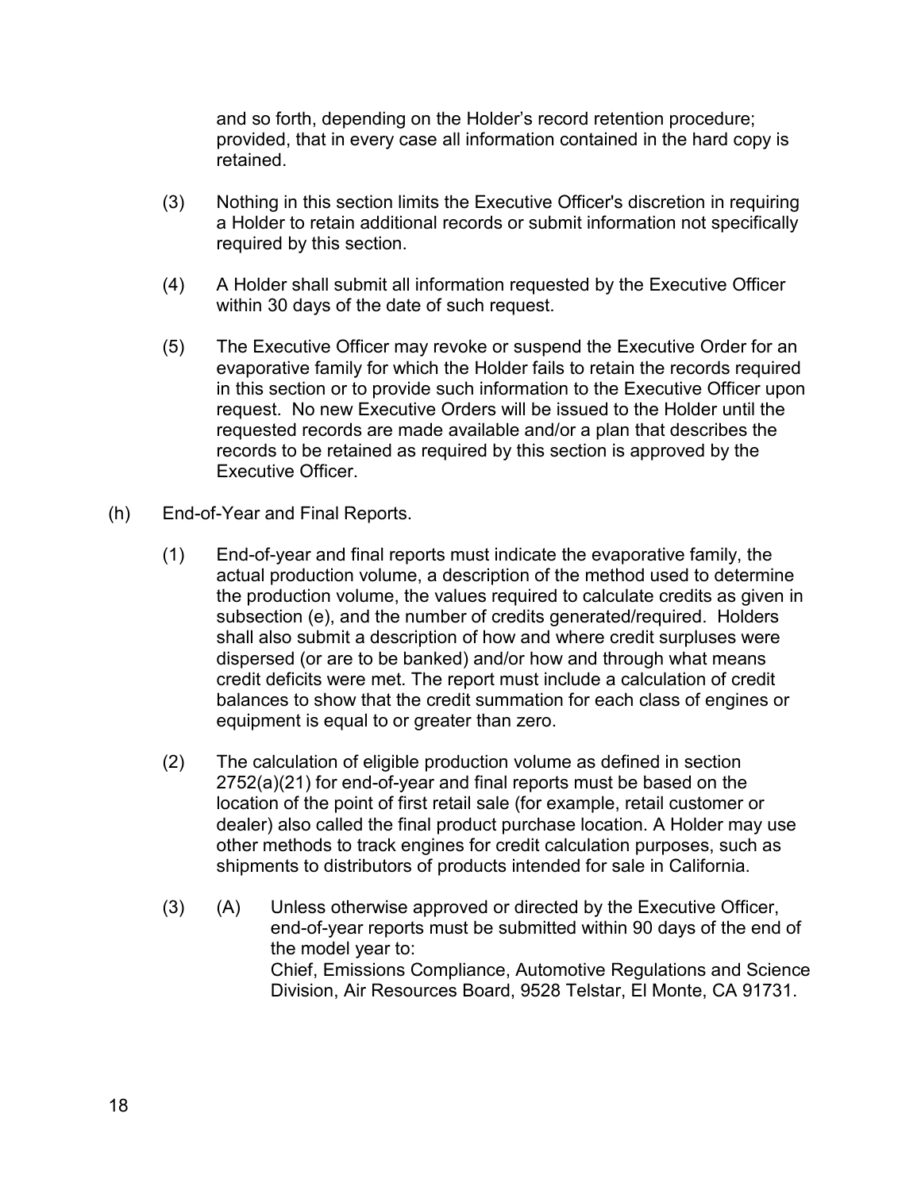and so forth, depending on the Holder's record retention procedure; provided, that in every case all information contained in the hard copy is retained.

(3) Nothing in this section limits the Executive Officer's discretion in requiring a Holder to retain additional records or submit information not specifically required by this section.

(4) A Holder shall submit all information requested by the Executive Officer within 30 days of the date of such request.

(5) The Executive Officer may revoke or suspend the Executive Order for an evaporative family for which the Holder fails to retain the records required in this section or to provide such information to the Executive Officer upon request. No new Executive Orders will be issued to the Holder until the requested records are made available and/or a plan that describes the records to be retained as required by this section is approved by the Executive Officer.

(h) End-of-Year and Final Reports.

(1) End-of-year and final reports must indicate the evaporative family, the actual production volume, a description of the method used to determine the production volume, the values required to calculate credits as given in subsection (e), and the number of credits generated/required. Holders shall also submit a description of how and where credit surpluses were dispersed (or are to be banked) and/or how and through what means credit deficits were met. The report must include a calculation of credit balances to show that the credit summation for each class of engines or equipment is equal to or greater than zero.

(2) The calculation of eligible production volume as defined in section 2752(a)(21) for end-of-year and final reports must be based on the location of the point of first retail sale (for example, retail customer or dealer) also called the final product purchase location. A Holder may use other methods to track engines for credit calculation purposes, such as shipments to distributors of products intended for sale in California.

(3) (A) Unless otherwise approved or directed by the Executive Officer, end-of-year reports must be submitted within 90 days of the end of the model year to:
Chief, Emissions Compliance, Automotive Regulations and Science Division, Air Resources Board, 9528 Telstar, El Monte, CA 91731.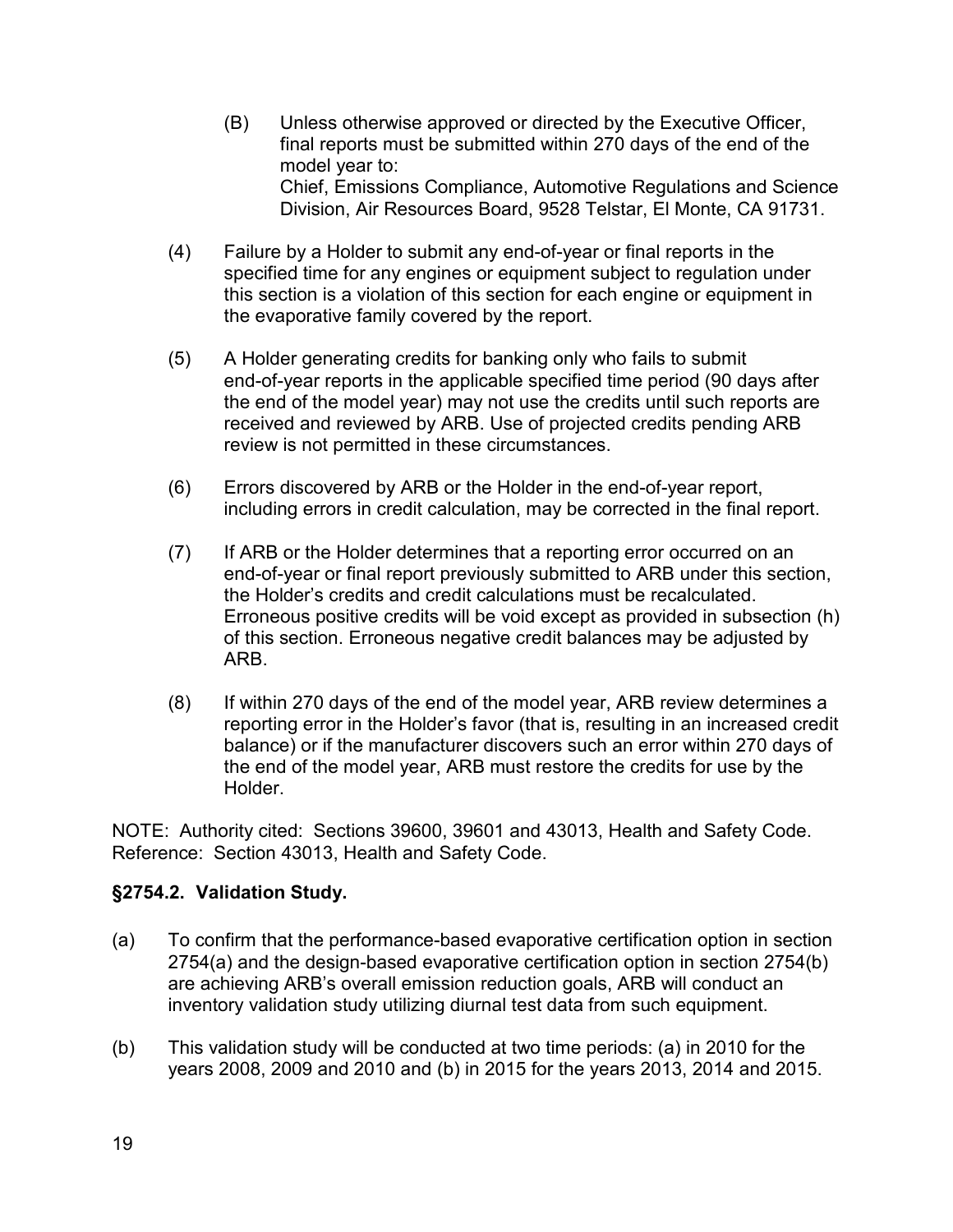(B) Unless otherwise approved or directed by the Executive Officer, final reports must be submitted within 270 days of the end of the model year to:
Chief, Emissions Compliance, Automotive Regulations and Science Division, Air Resources Board, 9528 Telstar, El Monte, CA 91731.

(4) Failure by a Holder to submit any end-of-year or final reports in the specified time for any engines or equipment subject to regulation under this section is a violation of this section for each engine or equipment in the evaporative family covered by the report.

(5) A Holder generating credits for banking only who fails to submit end-of-year reports in the applicable specified time period (90 days after the end of the model year) may not use the credits until such reports are received and reviewed by ARB. Use of projected credits pending ARB review is not permitted in these circumstances.

(6) Errors discovered by ARB or the Holder in the end-of-year report, including errors in credit calculation, may be corrected in the final report.

(7) If ARB or the Holder determines that a reporting error occurred on an end-of-year or final report previously submitted to ARB under this section, the Holder's credits and credit calculations must be recalculated. Erroneous positive credits will be void except as provided in subsection (h) of this section. Erroneous negative credit balances may be adjusted by ARB.

(8) If within 270 days of the end of the model year, ARB review determines a reporting error in the Holder's favor (that is, resulting in an increased credit balance) or if the manufacturer discovers such an error within 270 days of the end of the model year, ARB must restore the credits for use by the Holder.

NOTE: Authority cited: Sections 39600, 39601 and 43013, Health and Safety Code. Reference: Section 43013, Health and Safety Code.

**§2754.2. Validation Study.**

(a) To confirm that the performance-based evaporative certification option in section 2754(a) and the design-based evaporative certification option in section 2754(b) are achieving ARB's overall emission reduction goals, ARB will conduct an inventory validation study utilizing diurnal test data from such equipment.

(b) This validation study will be conducted at two time periods: (a) in 2010 for the years 2008, 2009 and 2010 and (b) in 2015 for the years 2013, 2014 and 2015.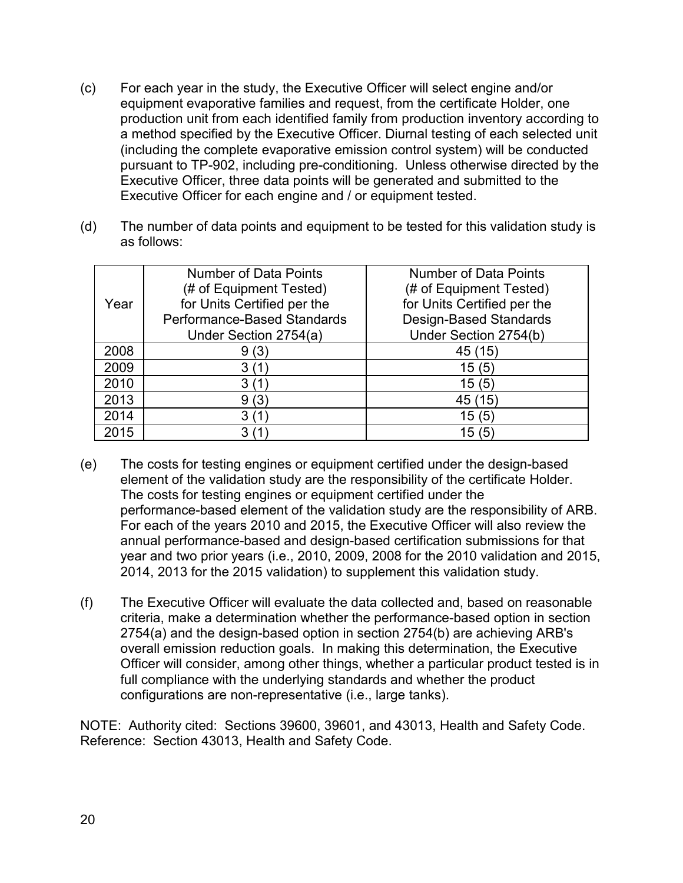(c) For each year in the study, the Executive Officer will select engine and/or equipment evaporative families and request, from the certificate Holder, one production unit from each identified family from production inventory according to a method specified by the Executive Officer. Diurnal testing of each selected unit (including the complete evaporative emission control system) will be conducted pursuant to TP-902, including pre-conditioning. Unless otherwise directed by the Executive Officer, three data points will be generated and submitted to the Executive Officer for each engine and / or equipment tested.

(d) The number of data points and equipment to be tested for this validation study is as follows:

| Year | Number of Data Points (# of Equipment Tested) for Units Certified per the Performance-Based Standards Under Section 2754(a) | Number of Data Points (# of Equipment Tested) for Units Certified per the Design-Based Standards Under Section 2754(b) |
|---|---|---|
| 2008 | 9 (3) | 45 (15) |
| 2009 | 3 (1) | 15 (5) |
| 2010 | 3 (1) | 15 (5) |
| 2013 | 9 (3) | 45 (15) |
| 2014 | 3 (1) | 15 (5) |
| 2015 | 3 (1) | 15 (5) |

(e) The costs for testing engines or equipment certified under the design-based element of the validation study are the responsibility of the certificate Holder. The costs for testing engines or equipment certified under the performance-based element of the validation study are the responsibility of ARB. For each of the years 2010 and 2015, the Executive Officer will also review the annual performance-based and design-based certification submissions for that year and two prior years (i.e., 2010, 2009, 2008 for the 2010 validation and 2015, 2014, 2013 for the 2015 validation) to supplement this validation study.

(f) The Executive Officer will evaluate the data collected and, based on reasonable criteria, make a determination whether the performance-based option in section 2754(a) and the design-based option in section 2754(b) are achieving ARB's overall emission reduction goals. In making this determination, the Executive Officer will consider, among other things, whether a particular product tested is in full compliance with the underlying standards and whether the product configurations are non-representative (i.e., large tanks).

NOTE: Authority cited: Sections 39600, 39601, and 43013, Health and Safety Code. Reference: Section 43013, Health and Safety Code.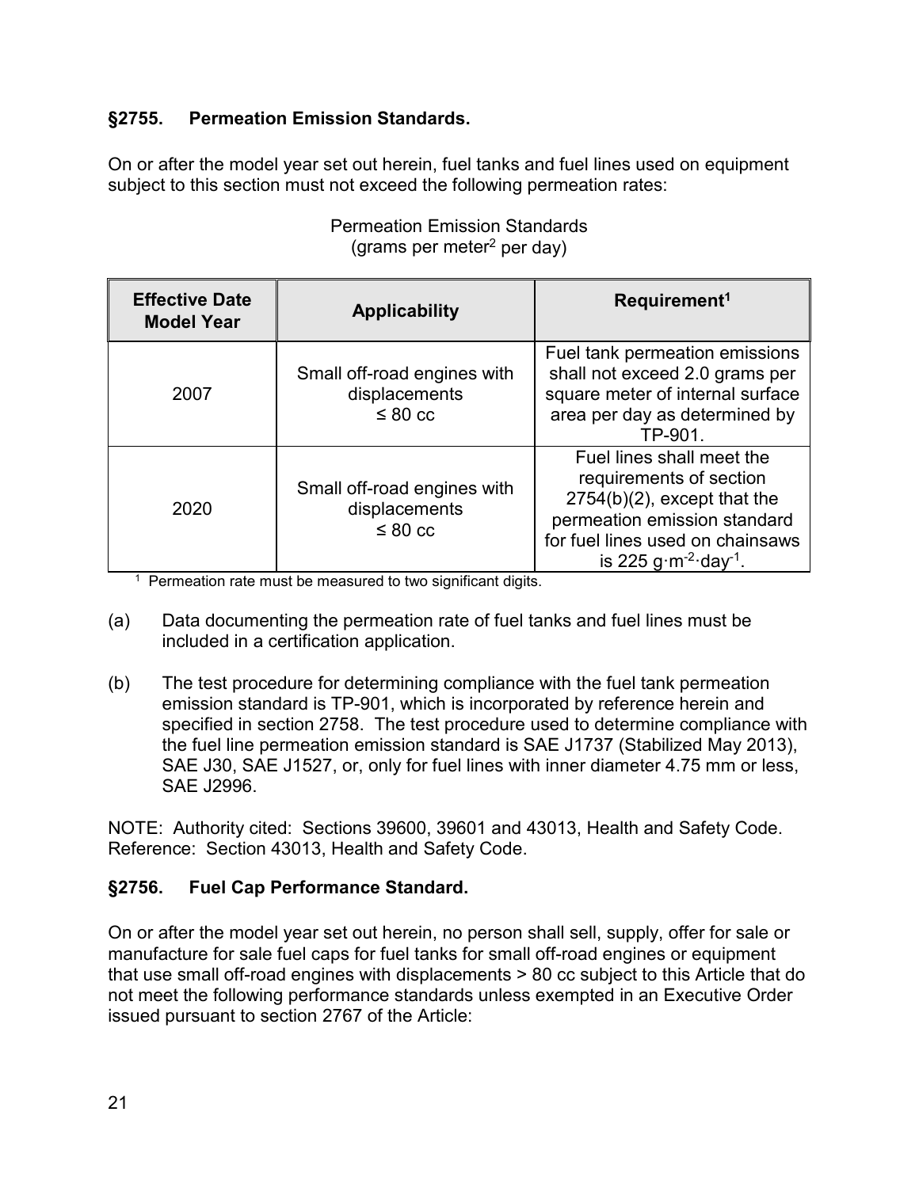## §2755. Permeation Emission Standards.

On or after the model year set out herein, fuel tanks and fuel lines used on equipment subject to this section must not exceed the following permeation rates:

Permeation Emission Standards
(grams per meter$^2$ per day)

| Effective Date Model Year | Applicability | Requirement[1] |
|---|---|---|
| 2007 | Small off-road engines with displacements ≤ 80 cc | Fuel tank permeation emissions shall not exceed 2.0 grams per square meter of internal surface area per day as determined by TP-901. |
| 2020 | Small off-road engines with displacements ≤ 80 cc | Fuel lines shall meet the requirements of section 2754(b)(2), except that the permeation emission standard for fuel lines used on chainsaws is 225 $g \cdot m^{-2} \cdot day^{-1}$. |

[1] Permeation rate must be measured to two significant digits.

(a) Data documenting the permeation rate of fuel tanks and fuel lines must be included in a certification application.

(b) The test procedure for determining compliance with the fuel tank permeation emission standard is TP-901, which is incorporated by reference herein and specified in section 2758. The test procedure used to determine compliance with the fuel line permeation emission standard is SAE J1737 (Stabilized May 2013), SAE J30, SAE J1527, or, only for fuel lines with inner diameter 4.75 mm or less, SAE J2996.

NOTE: Authority cited: Sections 39600, 39601 and 43013, Health and Safety Code. Reference: Section 43013, Health and Safety Code.

## §2756. Fuel Cap Performance Standard.

On or after the model year set out herein, no person shall sell, supply, offer for sale or manufacture for sale fuel caps for fuel tanks for small off-road engines or equipment that use small off-road engines with displacements > 80 cc subject to this Article that do not meet the following performance standards unless exempted in an Executive Order issued pursuant to section 2767 of the Article: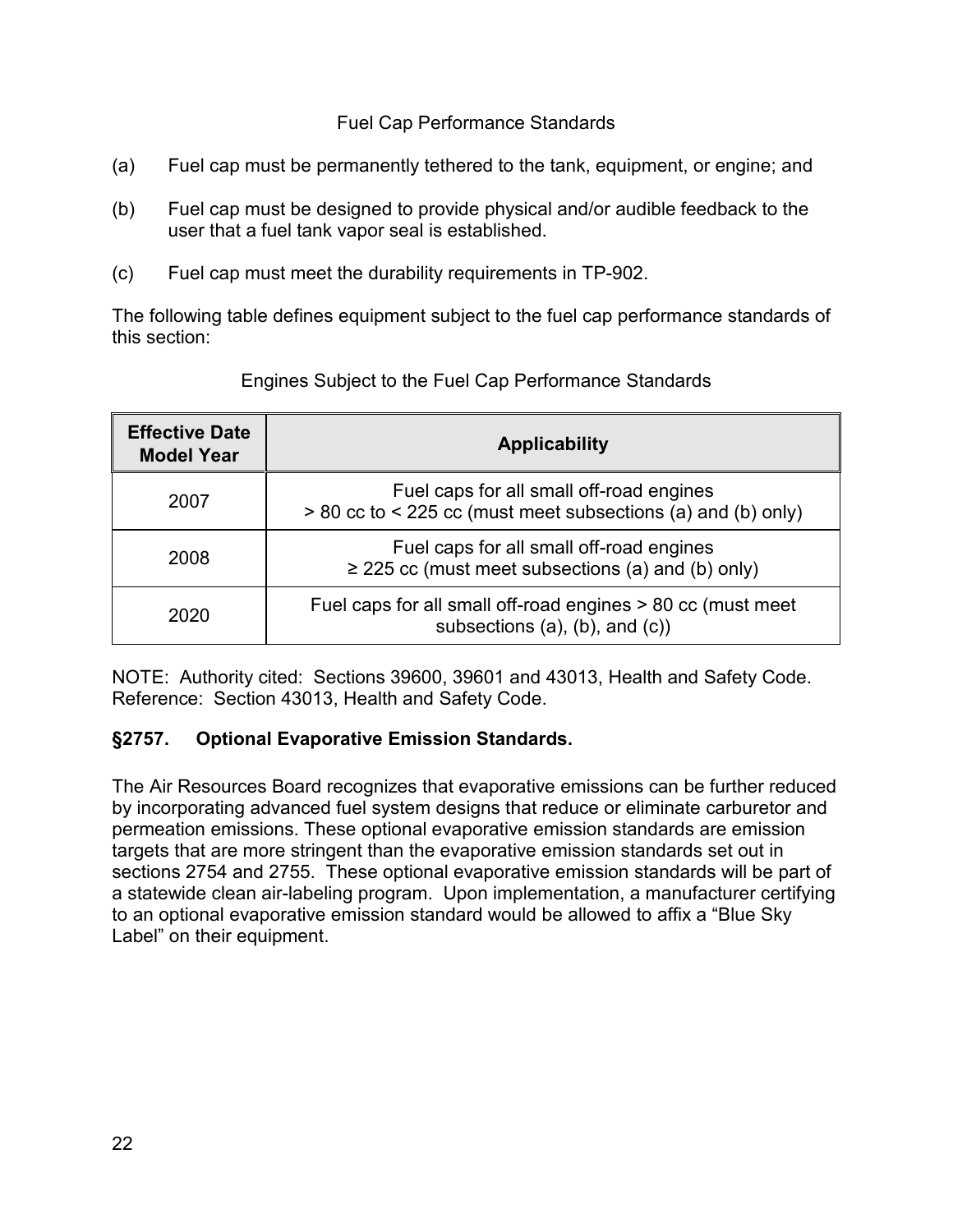Fuel Cap Performance Standards

(a) Fuel cap must be permanently tethered to the tank, equipment, or engine; and

(b) Fuel cap must be designed to provide physical and/or audible feedback to the user that a fuel tank vapor seal is established.

(c) Fuel cap must meet the durability requirements in TP-902.

The following table defines equipment subject to the fuel cap performance standards of this section:

Engines Subject to the Fuel Cap Performance Standards

| Effective Date Model Year | Applicability |
| --- | --- |
| 2007 | Fuel caps for all small off-road engines > 80 cc to < 225 cc (must meet subsections (a) and (b) only) |
| 2008 | Fuel caps for all small off-road engines ≥ 225 cc (must meet subsections (a) and (b) only) |
| 2020 | Fuel caps for all small off-road engines > 80 cc (must meet subsections (a), (b), and (c)) |

NOTE: Authority cited: Sections 39600, 39601 and 43013, Health and Safety Code. Reference: Section 43013, Health and Safety Code.

### §2757. Optional Evaporative Emission Standards.

The Air Resources Board recognizes that evaporative emissions can be further reduced by incorporating advanced fuel system designs that reduce or eliminate carburetor and permeation emissions. These optional evaporative emission standards are emission targets that are more stringent than the evaporative emission standards set out in sections 2754 and 2755. These optional evaporative emission standards will be part of a statewide clean air-labeling program. Upon implementation, a manufacturer certifying to an optional evaporative emission standard would be allowed to affix a "Blue Sky Label" on their equipment.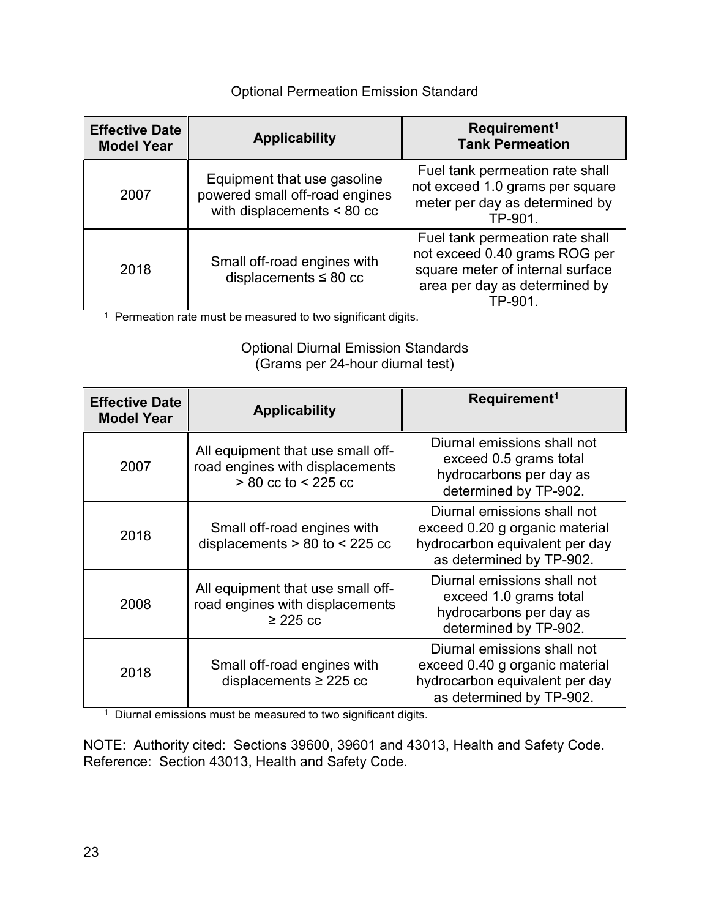Optional Permeation Emission Standard

| Effective Date Model Year | Applicability | Requirement[1] Tank Permeation |
|---|---|---|
| 2007 | Equipment that use gasoline powered small off-road engines with displacements < 80 cc | Fuel tank permeation rate shall not exceed 1.0 grams per square meter per day as determined by TP-901. |
| 2018 | Small off-road engines with displacements ≤ 80 cc | Fuel tank permeation rate shall not exceed 0.40 grams ROG per square meter of internal surface area per day as determined by TP-901. |

[1] Permeation rate must be measured to two significant digits.

Optional Diurnal Emission Standards
(Grams per 24-hour diurnal test)

| Effective Date Model Year | Applicability | Requirement[1] |
|---|---|---|
| 2007 | All equipment that use small off-road engines with displacements > 80 cc to < 225 cc | Diurnal emissions shall not exceed 0.5 grams total hydrocarbons per day as determined by TP-902. |
| 2018 | Small off-road engines with displacements > 80 to < 225 cc | Diurnal emissions shall not exceed 0.20 g organic material hydrocarbon equivalent per day as determined by TP-902. |
| 2008 | All equipment that use small off-road engines with displacements ≥ 225 cc | Diurnal emissions shall not exceed 1.0 grams total hydrocarbons per day as determined by TP-902. |
| 2018 | Small off-road engines with displacements ≥ 225 cc | Diurnal emissions shall not exceed 0.40 g organic material hydrocarbon equivalent per day as determined by TP-902. |

[1] Diurnal emissions must be measured to two significant digits.

NOTE: Authority cited: Sections 39600, 39601 and 43013, Health and Safety Code.
Reference: Section 43013, Health and Safety Code.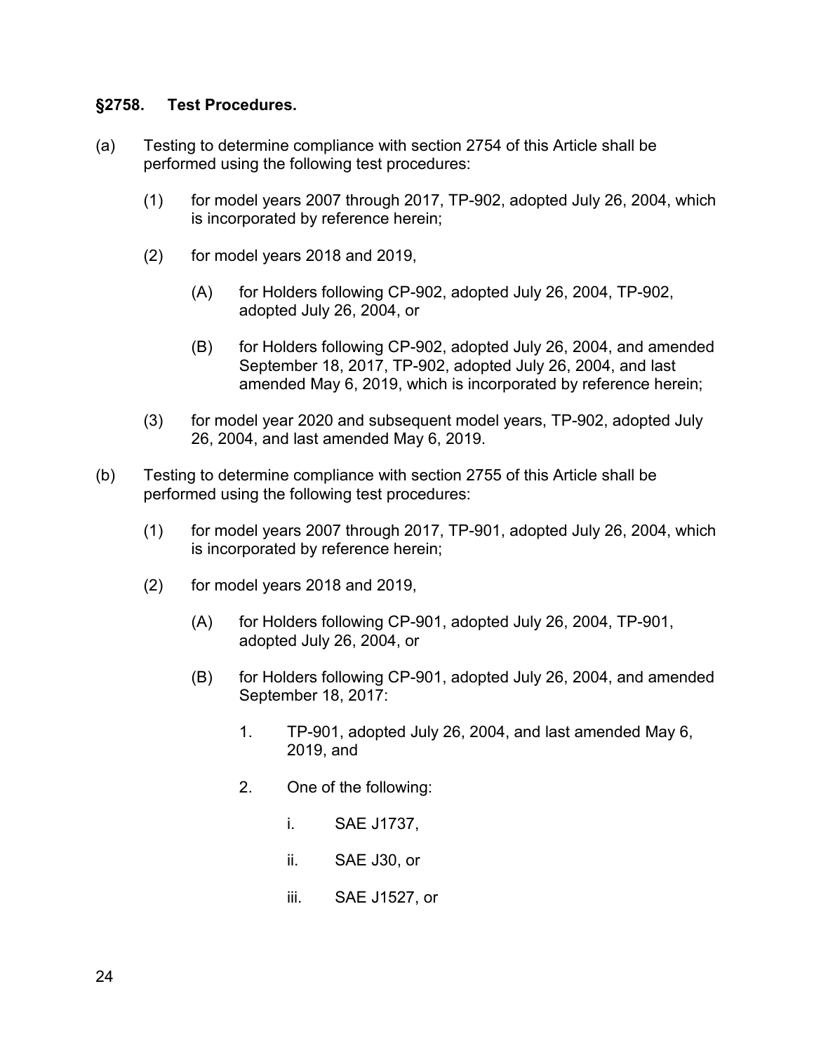### §2758. Test Procedures.

(a) Testing to determine compliance with section 2754 of this Article shall be performed using the following test procedures:

> (1) for model years 2007 through 2017, TP-902, adopted July 26, 2004, which is incorporated by reference herein;
>
> (2) for model years 2018 and 2019,
>
> > (A) for Holders following CP-902, adopted July 26, 2004, TP-902, adopted July 26, 2004, or
> >
> > (B) for Holders following CP-902, adopted July 26, 2004, and amended September 18, 2017, TP-902, adopted July 26, 2004, and last amended May 6, 2019, which is incorporated by reference herein;
>
> (3) for model year 2020 and subsequent model years, TP-902, adopted July 26, 2004, and last amended May 6, 2019.

(b) Testing to determine compliance with section 2755 of this Article shall be performed using the following test procedures:

> (1) for model years 2007 through 2017, TP-901, adopted July 26, 2004, which is incorporated by reference herein;
>
> (2) for model years 2018 and 2019,
>
> > (A) for Holders following CP-901, adopted July 26, 2004, TP-901, adopted July 26, 2004, or
> >
> > (B) for Holders following CP-901, adopted July 26, 2004, and amended September 18, 2017:
> >
> > > 1. TP-901, adopted July 26, 2004, and last amended May 6, 2019, and
> > >
> > > 2. One of the following:
> > >
> > > > i. SAE J1737,
> > > >
> > > > ii. SAE J30, or
> > > >
> > > > iii. SAE J1527, or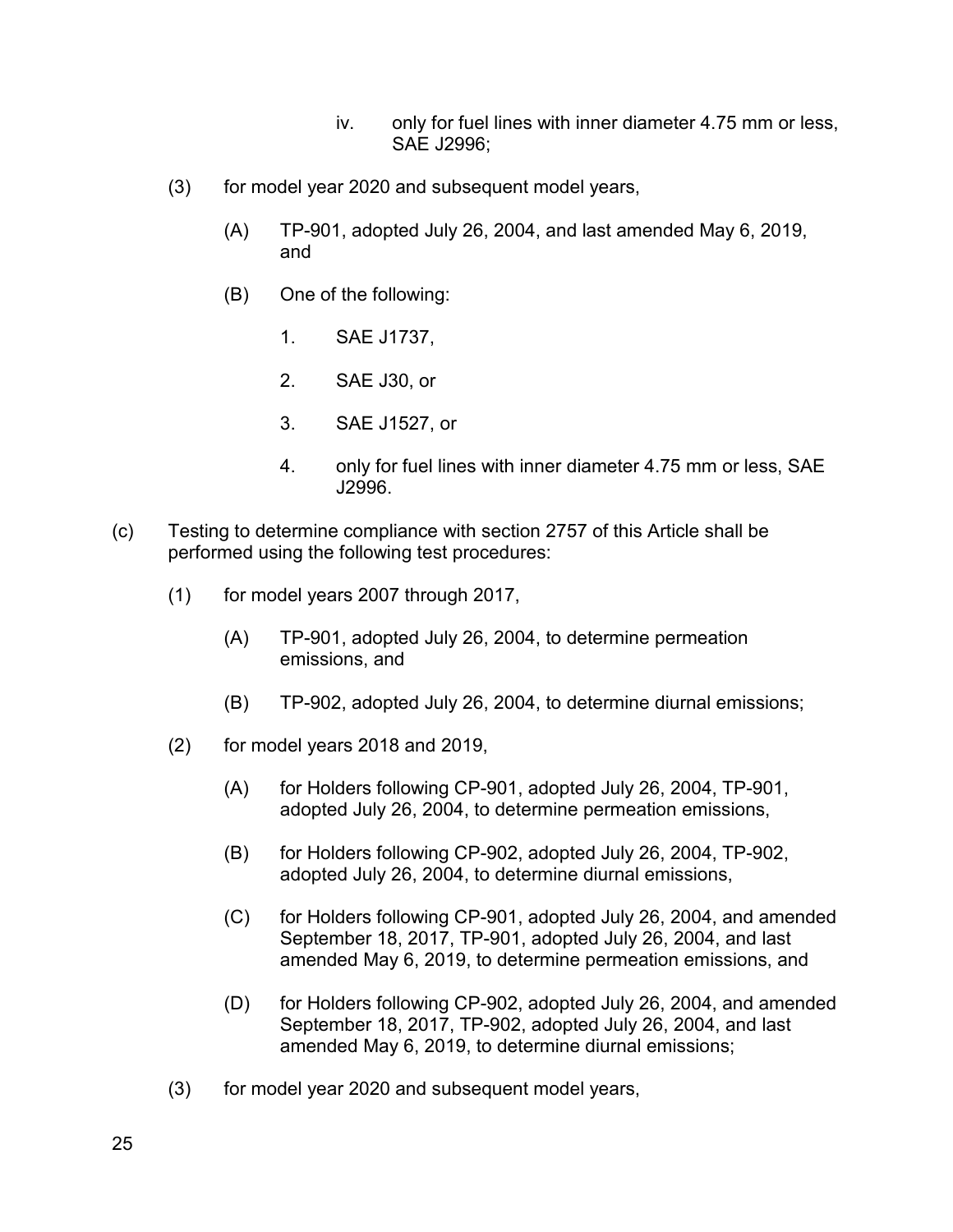iv. only for fuel lines with inner diameter 4.75 mm or less, SAE J2996;

(3) for model year 2020 and subsequent model years,

(A) TP-901, adopted July 26, 2004, and last amended May 6, 2019, and

(B) One of the following:

1. SAE J1737,

2. SAE J30, or

3. SAE J1527, or

4. only for fuel lines with inner diameter 4.75 mm or less, SAE J2996.

(c) Testing to determine compliance with section 2757 of this Article shall be performed using the following test procedures:

(1) for model years 2007 through 2017,

(A) TP-901, adopted July 26, 2004, to determine permeation emissions, and

(B) TP-902, adopted July 26, 2004, to determine diurnal emissions;

(2) for model years 2018 and 2019,

(A) for Holders following CP-901, adopted July 26, 2004, TP-901, adopted July 26, 2004, to determine permeation emissions,

(B) for Holders following CP-902, adopted July 26, 2004, TP-902, adopted July 26, 2004, to determine diurnal emissions,

(C) for Holders following CP-901, adopted July 26, 2004, and amended September 18, 2017, TP-901, adopted July 26, 2004, and last amended May 6, 2019, to determine permeation emissions, and

(D) for Holders following CP-902, adopted July 26, 2004, and amended September 18, 2017, TP-902, adopted July 26, 2004, and last amended May 6, 2019, to determine diurnal emissions;

(3) for model year 2020 and subsequent model years,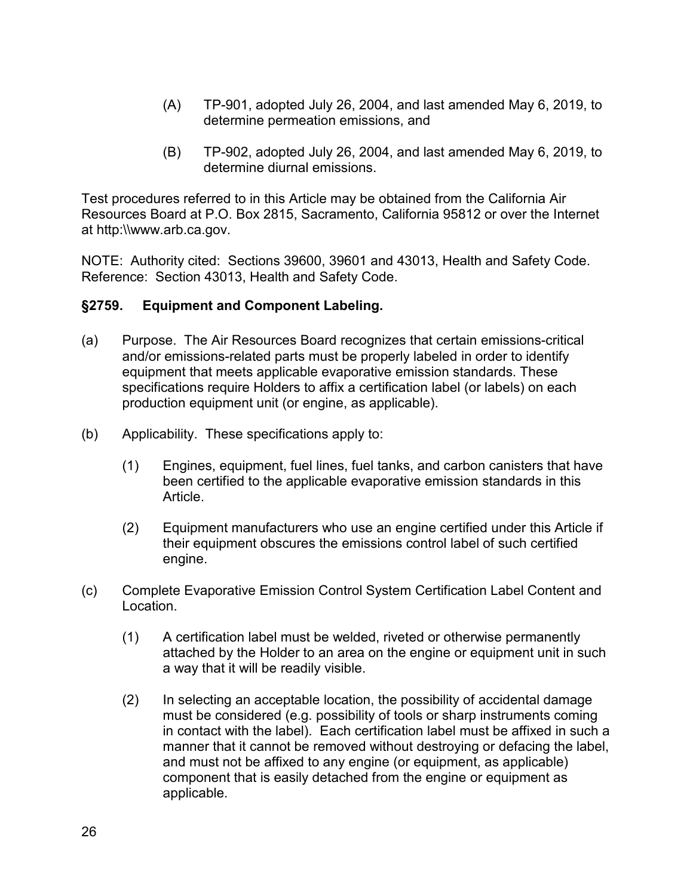(A) TP-901, adopted July 26, 2004, and last amended May 6, 2019, to determine permeation emissions, and

(B) TP-902, adopted July 26, 2004, and last amended May 6, 2019, to determine diurnal emissions.

Test procedures referred to in this Article may be obtained from the California Air Resources Board at P.O. Box 2815, Sacramento, California 95812 or over the Internet at http:\\www.arb.ca.gov.

NOTE: Authority cited: Sections 39600, 39601 and 43013, Health and Safety Code. Reference: Section 43013, Health and Safety Code.

### §2759. Equipment and Component Labeling.

(a) Purpose. The Air Resources Board recognizes that certain emissions-critical and/or emissions-related parts must be properly labeled in order to identify equipment that meets applicable evaporative emission standards. These specifications require Holders to affix a certification label (or labels) on each production equipment unit (or engine, as applicable).

(b) Applicability. These specifications apply to:

(1) Engines, equipment, fuel lines, fuel tanks, and carbon canisters that have been certified to the applicable evaporative emission standards in this Article.

(2) Equipment manufacturers who use an engine certified under this Article if their equipment obscures the emissions control label of such certified engine.

(c) Complete Evaporative Emission Control System Certification Label Content and Location.

(1) A certification label must be welded, riveted or otherwise permanently attached by the Holder to an area on the engine or equipment unit in such a way that it will be readily visible.

(2) In selecting an acceptable location, the possibility of accidental damage must be considered (e.g. possibility of tools or sharp instruments coming in contact with the label). Each certification label must be affixed in such a manner that it cannot be removed without destroying or defacing the label, and must not be affixed to any engine (or equipment, as applicable) component that is easily detached from the engine or equipment as applicable.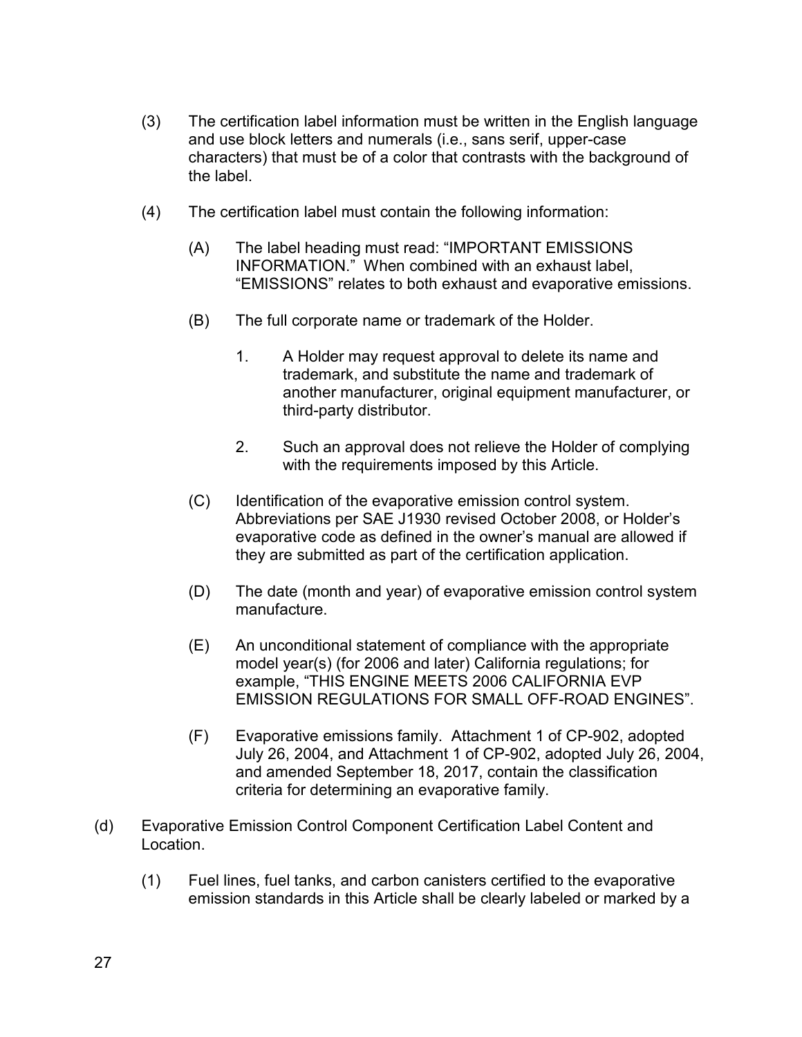(3) The certification label information must be written in the English language and use block letters and numerals (i.e., sans serif, upper-case characters) that must be of a color that contrasts with the background of the label.

(4) The certification label must contain the following information:

(A) The label heading must read: "IMPORTANT EMISSIONS INFORMATION." When combined with an exhaust label, "EMISSIONS" relates to both exhaust and evaporative emissions.

(B) The full corporate name or trademark of the Holder.

1. A Holder may request approval to delete its name and trademark, and substitute the name and trademark of another manufacturer, original equipment manufacturer, or third-party distributor.

2. Such an approval does not relieve the Holder of complying with the requirements imposed by this Article.

(C) Identification of the evaporative emission control system. Abbreviations per SAE J1930 revised October 2008, or Holder's evaporative code as defined in the owner's manual are allowed if they are submitted as part of the certification application.

(D) The date (month and year) of evaporative emission control system manufacture.

(E) An unconditional statement of compliance with the appropriate model year(s) (for 2006 and later) California regulations; for example, "THIS ENGINE MEETS 2006 CALIFORNIA EVP EMISSION REGULATIONS FOR SMALL OFF-ROAD ENGINES".

(F) Evaporative emissions family. Attachment 1 of CP-902, adopted July 26, 2004, and Attachment 1 of CP-902, adopted July 26, 2004, and amended September 18, 2017, contain the classification criteria for determining an evaporative family.

(d) Evaporative Emission Control Component Certification Label Content and Location.

(1) Fuel lines, fuel tanks, and carbon canisters certified to the evaporative emission standards in this Article shall be clearly labeled or marked by a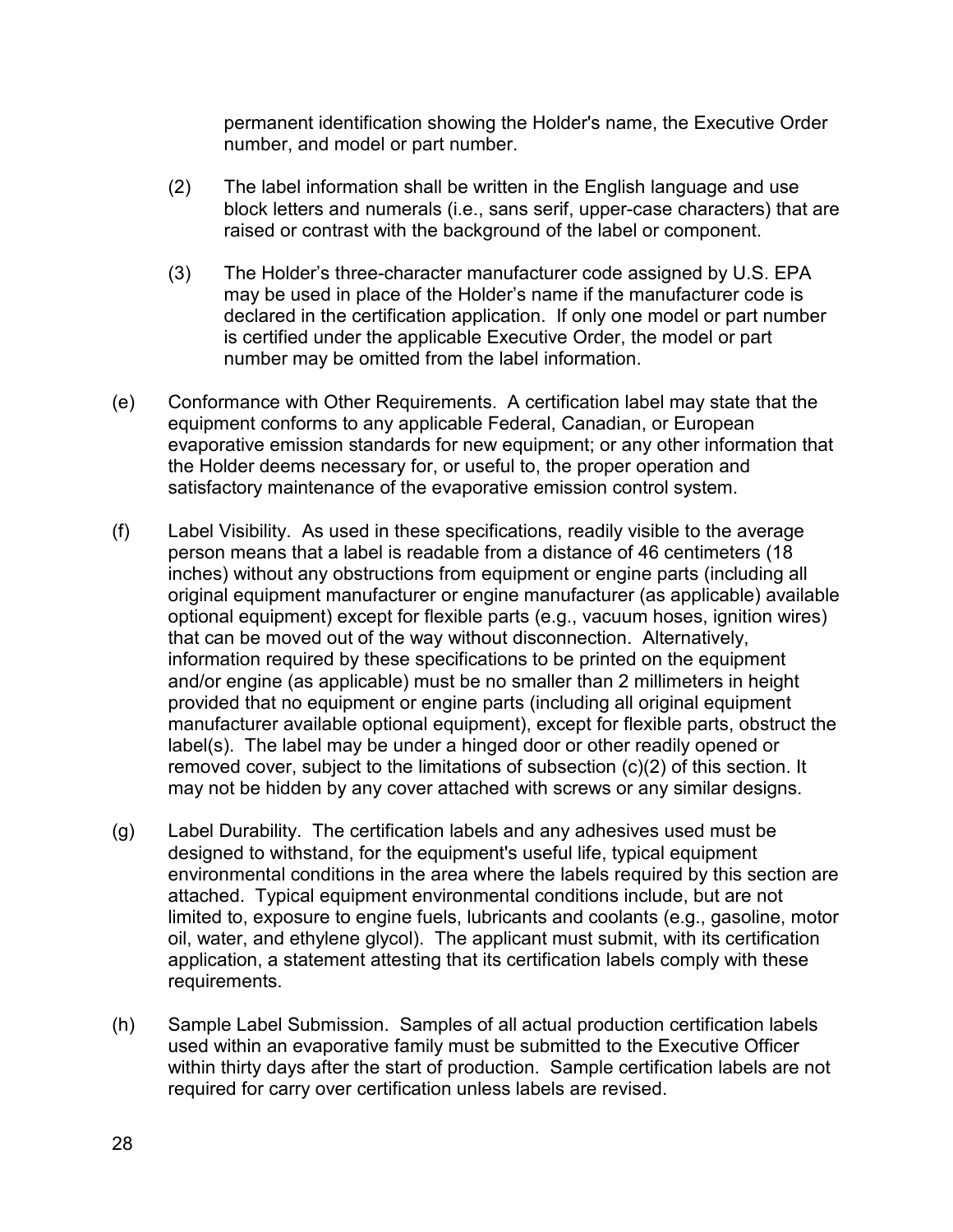permanent identification showing the Holder's name, the Executive Order number, and model or part number.

(2) The label information shall be written in the English language and use block letters and numerals (i.e., sans serif, upper-case characters) that are raised or contrast with the background of the label or component.

(3) The Holder's three-character manufacturer code assigned by U.S. EPA may be used in place of the Holder's name if the manufacturer code is declared in the certification application. If only one model or part number is certified under the applicable Executive Order, the model or part number may be omitted from the label information.

(e) Conformance with Other Requirements. A certification label may state that the equipment conforms to any applicable Federal, Canadian, or European evaporative emission standards for new equipment; or any other information that the Holder deems necessary for, or useful to, the proper operation and satisfactory maintenance of the evaporative emission control system.

(f) Label Visibility. As used in these specifications, readily visible to the average person means that a label is readable from a distance of 46 centimeters (18 inches) without any obstructions from equipment or engine parts (including all original equipment manufacturer or engine manufacturer (as applicable) available optional equipment) except for flexible parts (e.g., vacuum hoses, ignition wires) that can be moved out of the way without disconnection. Alternatively, information required by these specifications to be printed on the equipment and/or engine (as applicable) must be no smaller than 2 millimeters in height provided that no equipment or engine parts (including all original equipment manufacturer available optional equipment), except for flexible parts, obstruct the label(s). The label may be under a hinged door or other readily opened or removed cover, subject to the limitations of subsection (c)(2) of this section. It may not be hidden by any cover attached with screws or any similar designs.

(g) Label Durability. The certification labels and any adhesives used must be designed to withstand, for the equipment's useful life, typical equipment environmental conditions in the area where the labels required by this section are attached. Typical equipment environmental conditions include, but are not limited to, exposure to engine fuels, lubricants and coolants (e.g., gasoline, motor oil, water, and ethylene glycol). The applicant must submit, with its certification application, a statement attesting that its certification labels comply with these requirements.

(h) Sample Label Submission. Samples of all actual production certification labels used within an evaporative family must be submitted to the Executive Officer within thirty days after the start of production. Sample certification labels are not required for carry over certification unless labels are revised.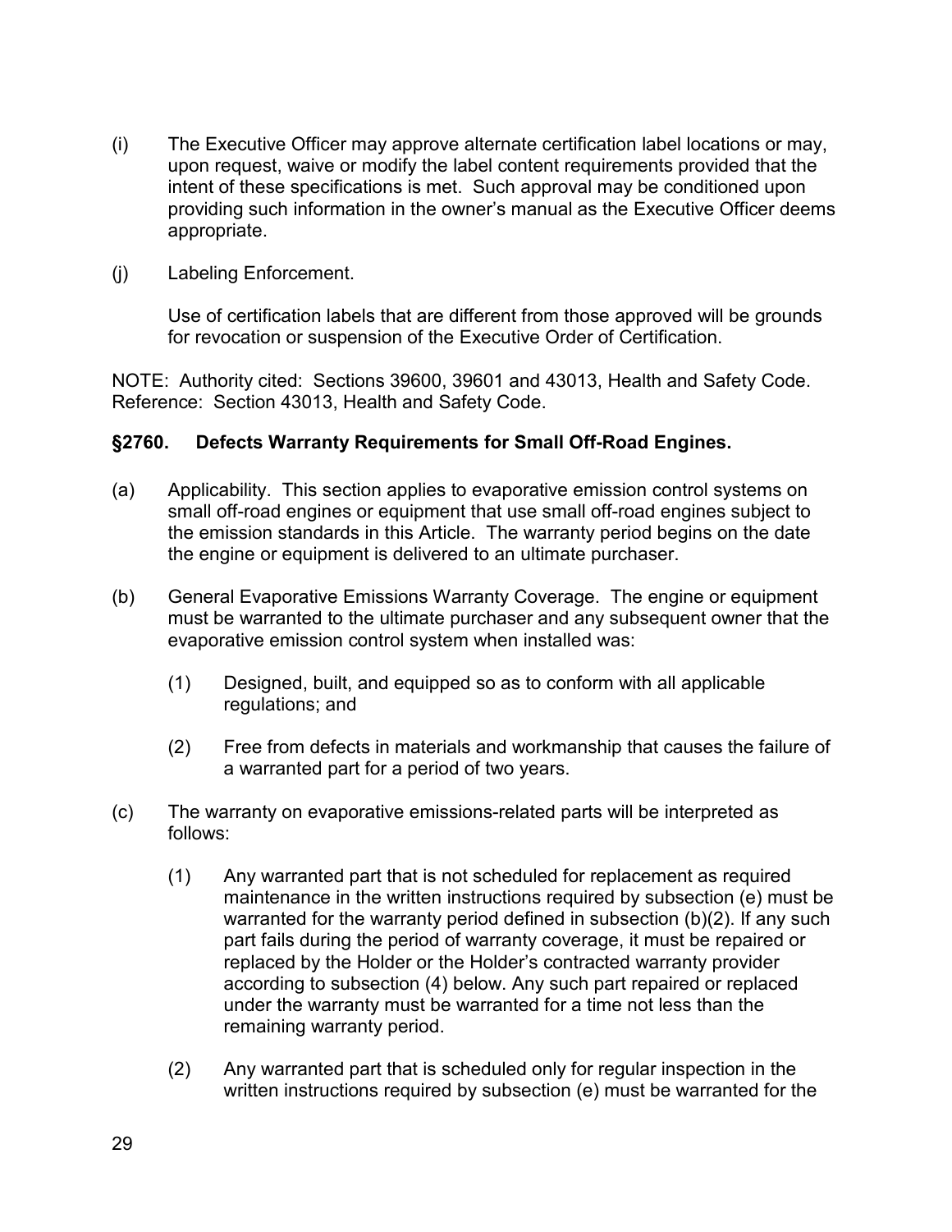(i) The Executive Officer may approve alternate certification label locations or may, upon request, waive or modify the label content requirements provided that the intent of these specifications is met. Such approval may be conditioned upon providing such information in the owner's manual as the Executive Officer deems appropriate.

(j) Labeling Enforcement.

Use of certification labels that are different from those approved will be grounds for revocation or suspension of the Executive Order of Certification.

NOTE: Authority cited: Sections 39600, 39601 and 43013, Health and Safety Code. Reference: Section 43013, Health and Safety Code.

### §2760. Defects Warranty Requirements for Small Off-Road Engines.

(a) Applicability. This section applies to evaporative emission control systems on small off-road engines or equipment that use small off-road engines subject to the emission standards in this Article. The warranty period begins on the date the engine or equipment is delivered to an ultimate purchaser.

(b) General Evaporative Emissions Warranty Coverage. The engine or equipment must be warranted to the ultimate purchaser and any subsequent owner that the evaporative emission control system when installed was:

(1) Designed, built, and equipped so as to conform with all applicable regulations; and

(2) Free from defects in materials and workmanship that causes the failure of a warranted part for a period of two years.

(c) The warranty on evaporative emissions-related parts will be interpreted as follows:

(1) Any warranted part that is not scheduled for replacement as required maintenance in the written instructions required by subsection (e) must be warranted for the warranty period defined in subsection (b)(2). If any such part fails during the period of warranty coverage, it must be repaired or replaced by the Holder or the Holder's contracted warranty provider according to subsection (4) below. Any such part repaired or replaced under the warranty must be warranted for a time not less than the remaining warranty period.

(2) Any warranted part that is scheduled only for regular inspection in the written instructions required by subsection (e) must be warranted for the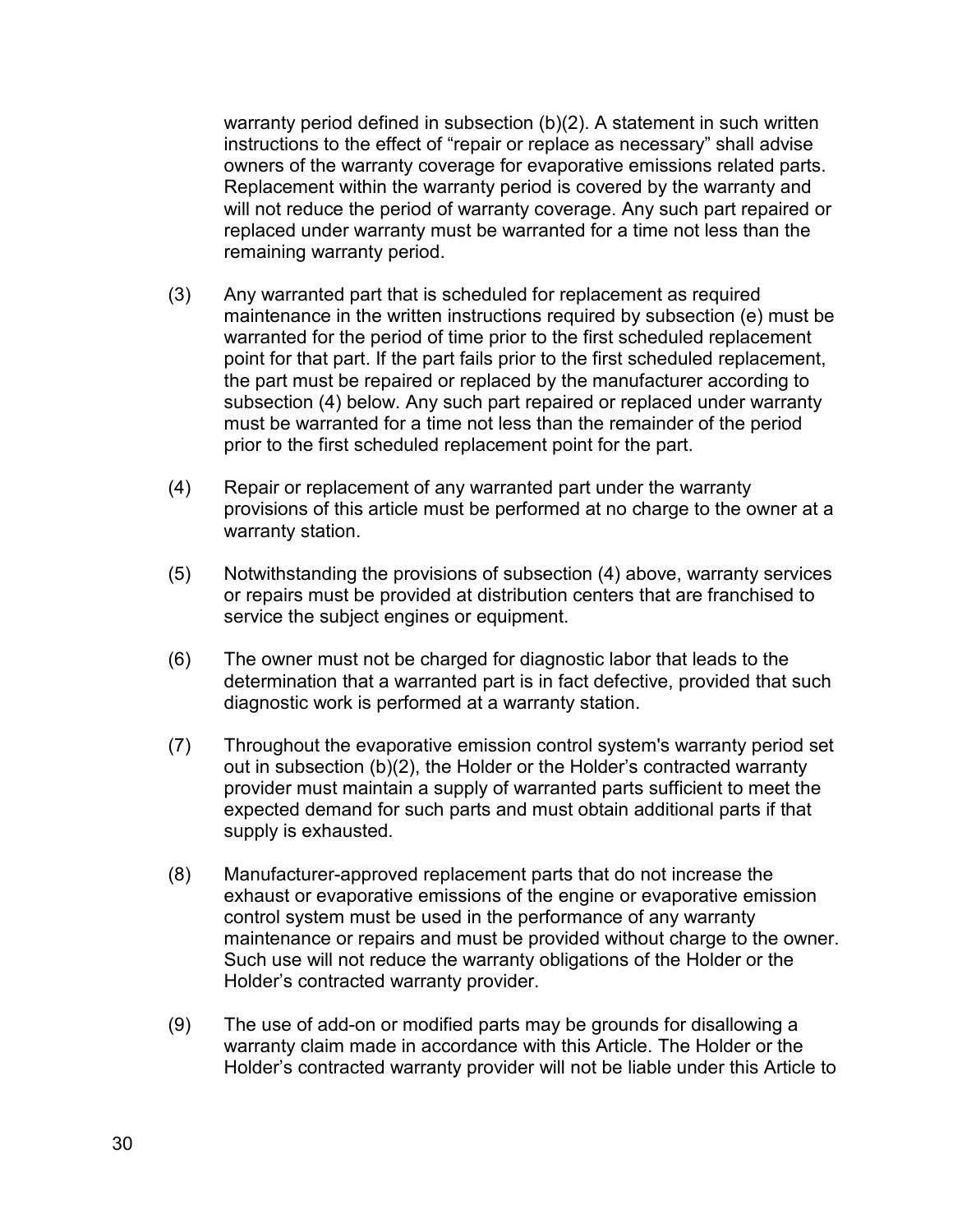warranty period defined in subsection (b)(2). A statement in such written instructions to the effect of "repair or replace as necessary" shall advise owners of the warranty coverage for evaporative emissions related parts. Replacement within the warranty period is covered by the warranty and will not reduce the period of warranty coverage. Any such part repaired or replaced under warranty must be warranted for a time not less than the remaining warranty period.

(3) Any warranted part that is scheduled for replacement as required maintenance in the written instructions required by subsection (e) must be warranted for the period of time prior to the first scheduled replacement point for that part. If the part fails prior to the first scheduled replacement, the part must be repaired or replaced by the manufacturer according to subsection (4) below. Any such part repaired or replaced under warranty must be warranted for a time not less than the remainder of the period prior to the first scheduled replacement point for the part.

(4) Repair or replacement of any warranted part under the warranty provisions of this article must be performed at no charge to the owner at a warranty station.

(5) Notwithstanding the provisions of subsection (4) above, warranty services or repairs must be provided at distribution centers that are franchised to service the subject engines or equipment.

(6) The owner must not be charged for diagnostic labor that leads to the determination that a warranted part is in fact defective, provided that such diagnostic work is performed at a warranty station.

(7) Throughout the evaporative emission control system's warranty period set out in subsection (b)(2), the Holder or the Holder's contracted warranty provider must maintain a supply of warranted parts sufficient to meet the expected demand for such parts and must obtain additional parts if that supply is exhausted.

(8) Manufacturer-approved replacement parts that do not increase the exhaust or evaporative emissions of the engine or evaporative emission control system must be used in the performance of any warranty maintenance or repairs and must be provided without charge to the owner. Such use will not reduce the warranty obligations of the Holder or the Holder's contracted warranty provider.

(9) The use of add-on or modified parts may be grounds for disallowing a warranty claim made in accordance with this Article. The Holder or the Holder's contracted warranty provider will not be liable under this Article to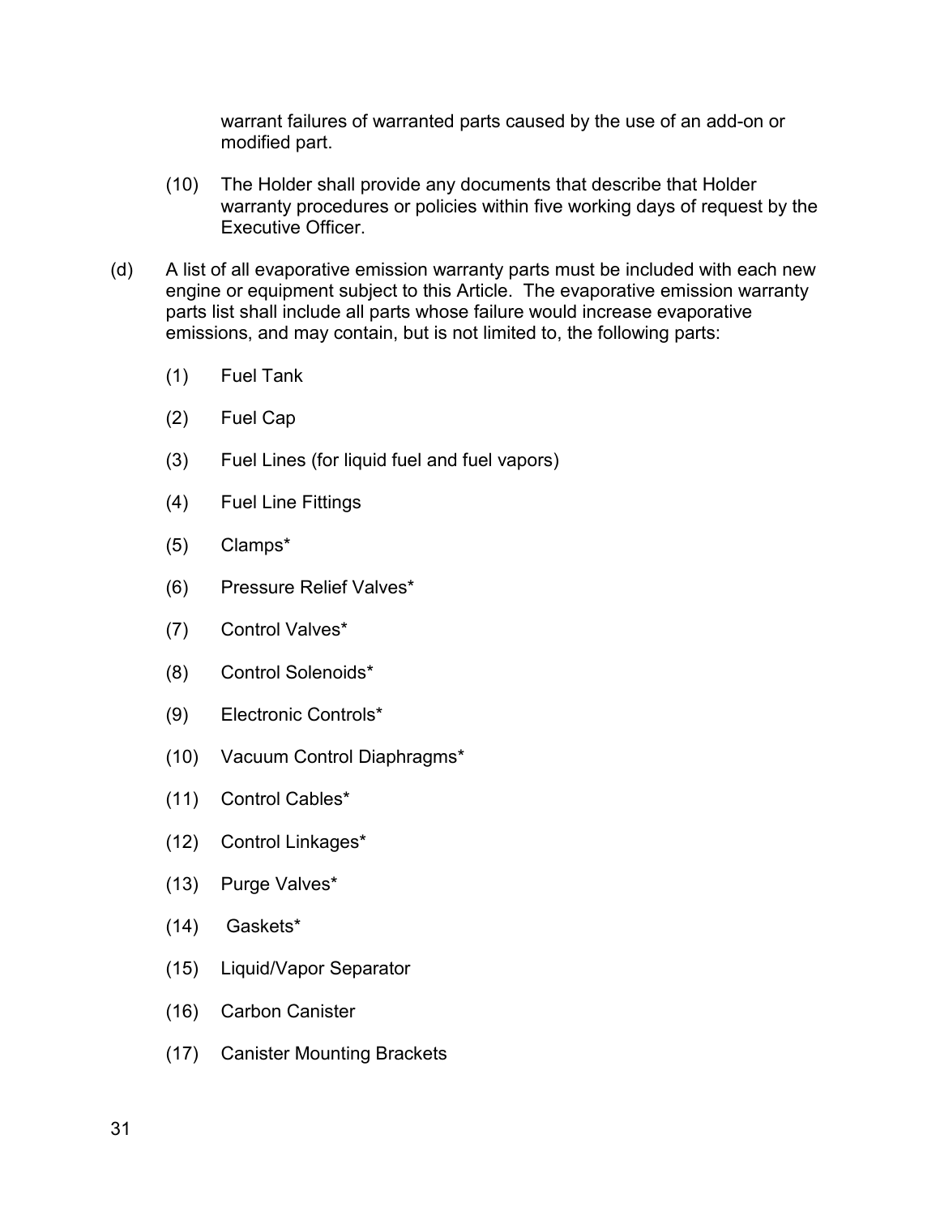warrant failures of warranted parts caused by the use of an add-on or modified part.

(10) The Holder shall provide any documents that describe that Holder warranty procedures or policies within five working days of request by the Executive Officer.

(d) A list of all evaporative emission warranty parts must be included with each new engine or equipment subject to this Article. The evaporative emission warranty parts list shall include all parts whose failure would increase evaporative emissions, and may contain, but is not limited to, the following parts:

(1) Fuel Tank

(2) Fuel Cap

(3) Fuel Lines (for liquid fuel and fuel vapors)

(4) Fuel Line Fittings

(5) Clamps*

(6) Pressure Relief Valves*

(7) Control Valves*

(8) Control Solenoids*

(9) Electronic Controls*

(10) Vacuum Control Diaphragms*

(11) Control Cables*

(12) Control Linkages*

(13) Purge Valves*

(14) Gaskets*

(15) Liquid/Vapor Separator

(16) Carbon Canister

(17) Canister Mounting Brackets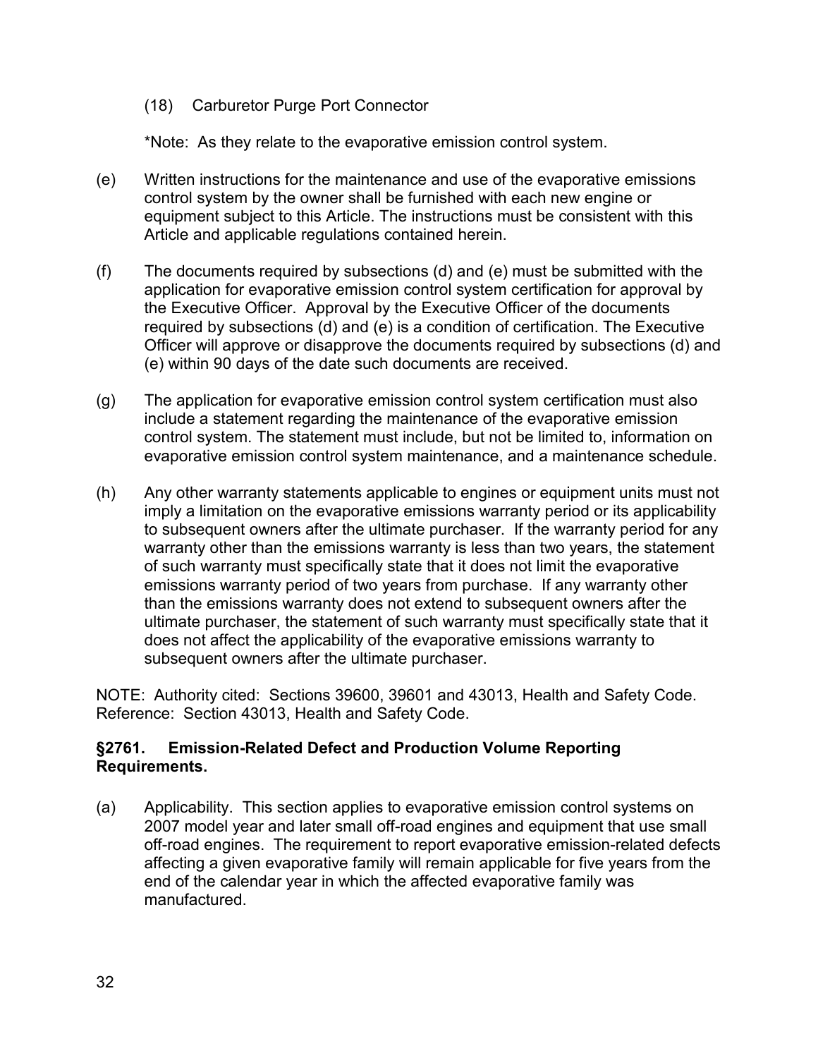(18) Carburetor Purge Port Connector

*Note: As they relate to the evaporative emission control system.

(e) Written instructions for the maintenance and use of the evaporative emissions control system by the owner shall be furnished with each new engine or equipment subject to this Article. The instructions must be consistent with this Article and applicable regulations contained herein.

(f) The documents required by subsections (d) and (e) must be submitted with the application for evaporative emission control system certification for approval by the Executive Officer. Approval by the Executive Officer of the documents required by subsections (d) and (e) is a condition of certification. The Executive Officer will approve or disapprove the documents required by subsections (d) and (e) within 90 days of the date such documents are received.

(g) The application for evaporative emission control system certification must also include a statement regarding the maintenance of the evaporative emission control system. The statement must include, but not be limited to, information on evaporative emission control system maintenance, and a maintenance schedule.

(h) Any other warranty statements applicable to engines or equipment units must not imply a limitation on the evaporative emissions warranty period or its applicability to subsequent owners after the ultimate purchaser. If the warranty period for any warranty other than the emissions warranty is less than two years, the statement of such warranty must specifically state that it does not limit the evaporative emissions warranty period of two years from purchase. If any warranty other than the emissions warranty does not extend to subsequent owners after the ultimate purchaser, the statement of such warranty must specifically state that it does not affect the applicability of the evaporative emissions warranty to subsequent owners after the ultimate purchaser.

NOTE: Authority cited: Sections 39600, 39601 and 43013, Health and Safety Code. Reference: Section 43013, Health and Safety Code.

### §2761. Emission-Related Defect and Production Volume Reporting Requirements.

(a) Applicability. This section applies to evaporative emission control systems on 2007 model year and later small off-road engines and equipment that use small off-road engines. The requirement to report evaporative emission-related defects affecting a given evaporative family will remain applicable for five years from the end of the calendar year in which the affected evaporative family was manufactured.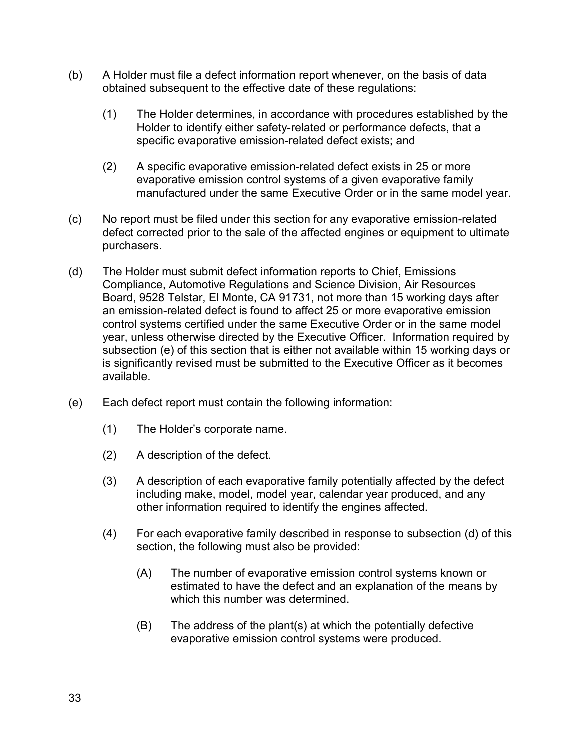(b) A Holder must file a defect information report whenever, on the basis of data obtained subsequent to the effective date of these regulations:

 (1) The Holder determines, in accordance with procedures established by the Holder to identify either safety-related or performance defects, that a specific evaporative emission-related defect exists; and

 (2) A specific evaporative emission-related defect exists in 25 or more evaporative emission control systems of a given evaporative family manufactured under the same Executive Order or in the same model year.

(c) No report must be filed under this section for any evaporative emission-related defect corrected prior to the sale of the affected engines or equipment to ultimate purchasers.

(d) The Holder must submit defect information reports to Chief, Emissions Compliance, Automotive Regulations and Science Division, Air Resources Board, 9528 Telstar, El Monte, CA 91731, not more than 15 working days after an emission-related defect is found to affect 25 or more evaporative emission control systems certified under the same Executive Order or in the same model year, unless otherwise directed by the Executive Officer. Information required by subsection (e) of this section that is either not available within 15 working days or is significantly revised must be submitted to the Executive Officer as it becomes available.

(e) Each defect report must contain the following information:

 (1) The Holder's corporate name.

 (2) A description of the defect.

 (3) A description of each evaporative family potentially affected by the defect including make, model, model year, calendar year produced, and any other information required to identify the engines affected.

 (4) For each evaporative family described in response to subsection (d) of this section, the following must also be provided:

  (A) The number of evaporative emission control systems known or estimated to have the defect and an explanation of the means by which this number was determined.

  (B) The address of the plant(s) at which the potentially defective evaporative emission control systems were produced.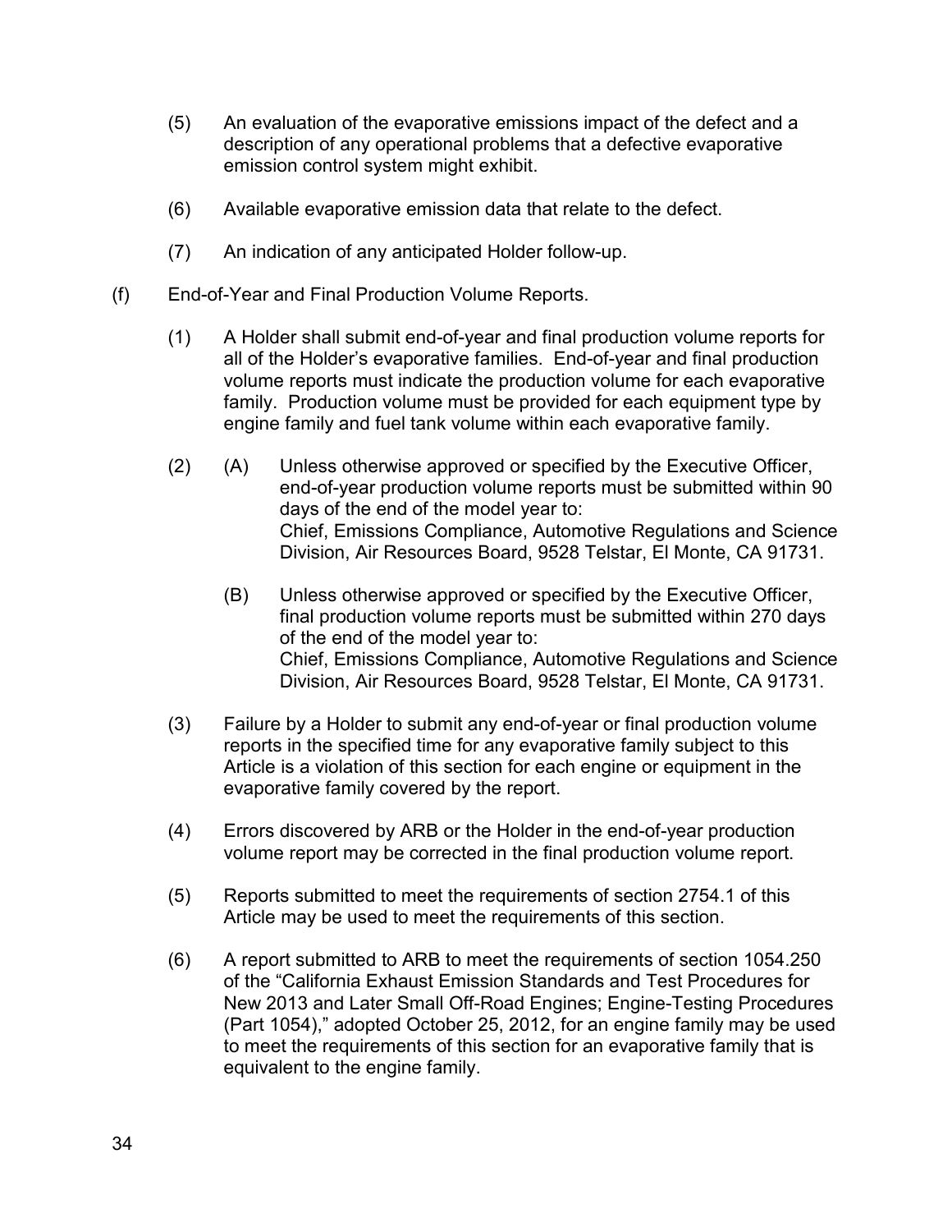(5) An evaluation of the evaporative emissions impact of the defect and a description of any operational problems that a defective evaporative emission control system might exhibit.

(6) Available evaporative emission data that relate to the defect.

(7) An indication of any anticipated Holder follow-up.

(f) End-of-Year and Final Production Volume Reports.

(1) A Holder shall submit end-of-year and final production volume reports for all of the Holder's evaporative families. End-of-year and final production volume reports must indicate the production volume for each evaporative family. Production volume must be provided for each equipment type by engine family and fuel tank volume within each evaporative family.

(2) (A) Unless otherwise approved or specified by the Executive Officer, end-of-year production volume reports must be submitted within 90 days of the end of the model year to:
Chief, Emissions Compliance, Automotive Regulations and Science Division, Air Resources Board, 9528 Telstar, El Monte, CA 91731.

(B) Unless otherwise approved or specified by the Executive Officer, final production volume reports must be submitted within 270 days of the end of the model year to:
Chief, Emissions Compliance, Automotive Regulations and Science Division, Air Resources Board, 9528 Telstar, El Monte, CA 91731.

(3) Failure by a Holder to submit any end-of-year or final production volume reports in the specified time for any evaporative family subject to this Article is a violation of this section for each engine or equipment in the evaporative family covered by the report.

(4) Errors discovered by ARB or the Holder in the end-of-year production volume report may be corrected in the final production volume report.

(5) Reports submitted to meet the requirements of section 2754.1 of this Article may be used to meet the requirements of this section.

(6) A report submitted to ARB to meet the requirements of section 1054.250 of the "California Exhaust Emission Standards and Test Procedures for New 2013 and Later Small Off-Road Engines; Engine-Testing Procedures (Part 1054)," adopted October 25, 2012, for an engine family may be used to meet the requirements of this section for an evaporative family that is equivalent to the engine family.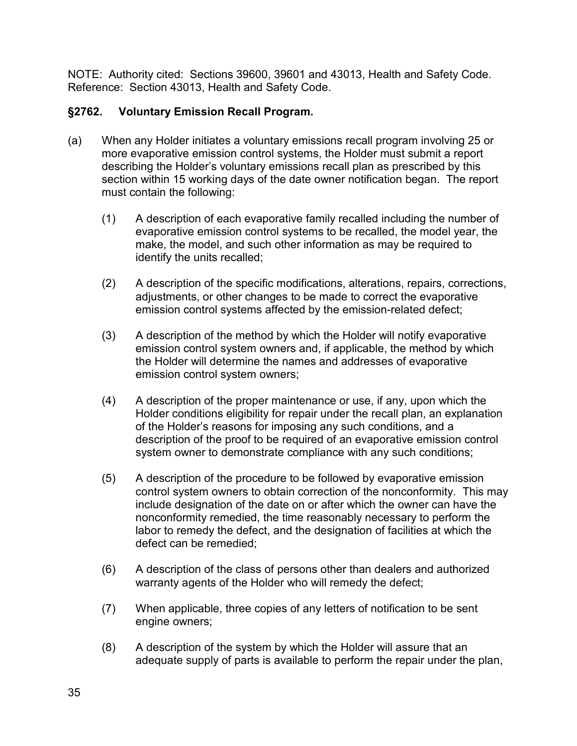NOTE: Authority cited: Sections 39600, 39601 and 43013, Health and Safety Code. Reference: Section 43013, Health and Safety Code.

### §2762. Voluntary Emission Recall Program.

(a) When any Holder initiates a voluntary emissions recall program involving 25 or more evaporative emission control systems, the Holder must submit a report describing the Holder's voluntary emissions recall plan as prescribed by this section within 15 working days of the date owner notification began. The report must contain the following:

(1) A description of each evaporative family recalled including the number of evaporative emission control systems to be recalled, the model year, the make, the model, and such other information as may be required to identify the units recalled;

(2) A description of the specific modifications, alterations, repairs, corrections, adjustments, or other changes to be made to correct the evaporative emission control systems affected by the emission-related defect;

(3) A description of the method by which the Holder will notify evaporative emission control system owners and, if applicable, the method by which the Holder will determine the names and addresses of evaporative emission control system owners;

(4) A description of the proper maintenance or use, if any, upon which the Holder conditions eligibility for repair under the recall plan, an explanation of the Holder's reasons for imposing any such conditions, and a description of the proof to be required of an evaporative emission control system owner to demonstrate compliance with any such conditions;

(5) A description of the procedure to be followed by evaporative emission control system owners to obtain correction of the nonconformity. This may include designation of the date on or after which the owner can have the nonconformity remedied, the time reasonably necessary to perform the labor to remedy the defect, and the designation of facilities at which the defect can be remedied;

(6) A description of the class of persons other than dealers and authorized warranty agents of the Holder who will remedy the defect;

(7) When applicable, three copies of any letters of notification to be sent engine owners;

(8) A description of the system by which the Holder will assure that an adequate supply of parts is available to perform the repair under the plan,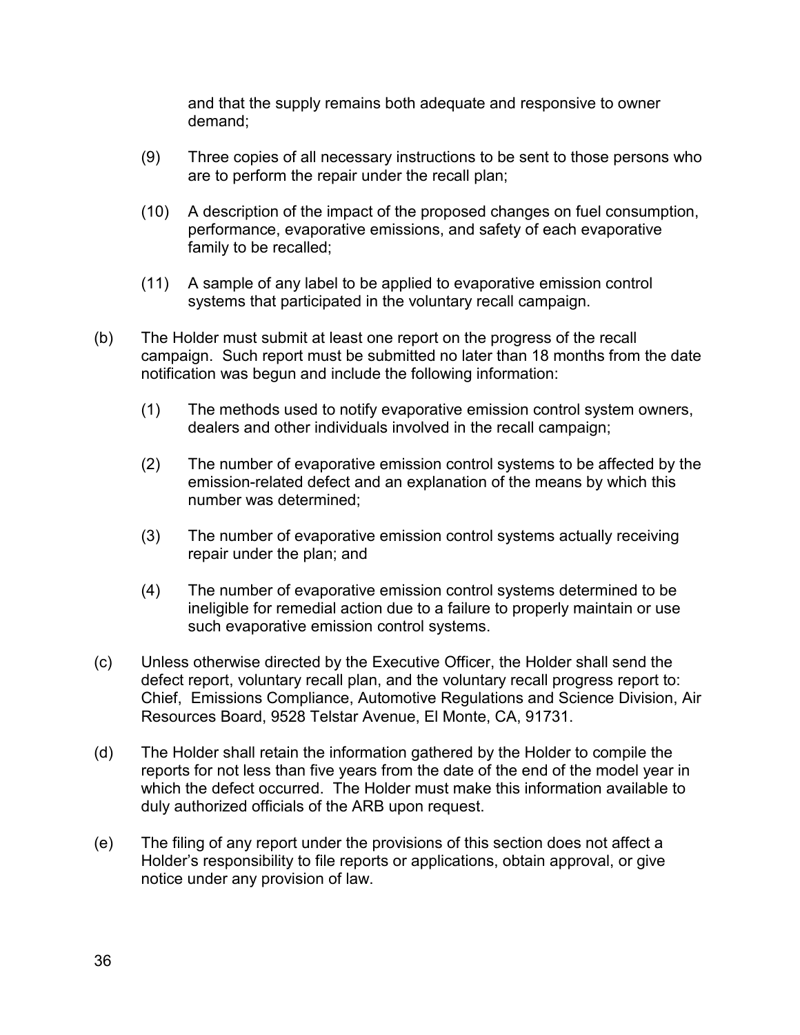and that the supply remains both adequate and responsive to owner demand;

(9) Three copies of all necessary instructions to be sent to those persons who are to perform the repair under the recall plan;

(10) A description of the impact of the proposed changes on fuel consumption, performance, evaporative emissions, and safety of each evaporative family to be recalled;

(11) A sample of any label to be applied to evaporative emission control systems that participated in the voluntary recall campaign.

(b) The Holder must submit at least one report on the progress of the recall campaign. Such report must be submitted no later than 18 months from the date notification was begun and include the following information:

(1) The methods used to notify evaporative emission control system owners, dealers and other individuals involved in the recall campaign;

(2) The number of evaporative emission control systems to be affected by the emission-related defect and an explanation of the means by which this number was determined;

(3) The number of evaporative emission control systems actually receiving repair under the plan; and

(4) The number of evaporative emission control systems determined to be ineligible for remedial action due to a failure to properly maintain or use such evaporative emission control systems.

(c) Unless otherwise directed by the Executive Officer, the Holder shall send the defect report, voluntary recall plan, and the voluntary recall progress report to: Chief, Emissions Compliance, Automotive Regulations and Science Division, Air Resources Board, 9528 Telstar Avenue, El Monte, CA, 91731.

(d) The Holder shall retain the information gathered by the Holder to compile the reports for not less than five years from the date of the end of the model year in which the defect occurred. The Holder must make this information available to duly authorized officials of the ARB upon request.

(e) The filing of any report under the provisions of this section does not affect a Holder's responsibility to file reports or applications, obtain approval, or give notice under any provision of law.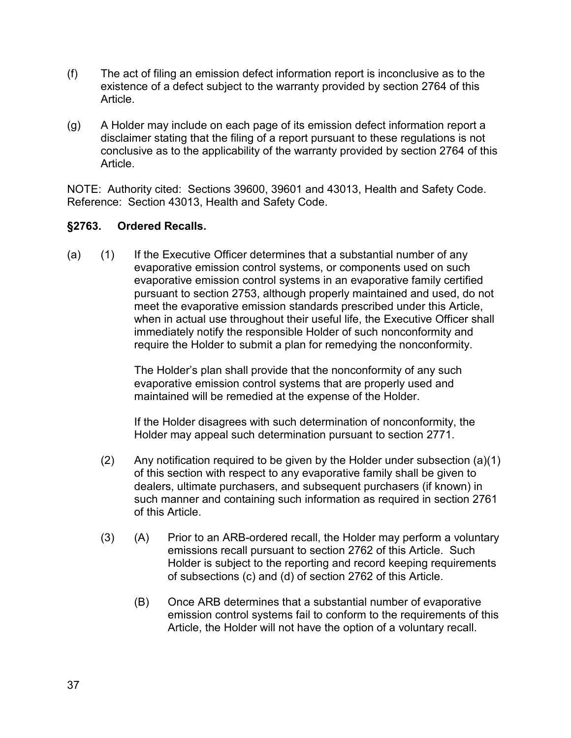(f) The act of filing an emission defect information report is inconclusive as to the existence of a defect subject to the warranty provided by section 2764 of this Article.

(g) A Holder may include on each page of its emission defect information report a disclaimer stating that the filing of a report pursuant to these regulations is not conclusive as to the applicability of the warranty provided by section 2764 of this Article.

NOTE: Authority cited: Sections 39600, 39601 and 43013, Health and Safety Code. Reference: Section 43013, Health and Safety Code.

### §2763. Ordered Recalls.

(a) (1) If the Executive Officer determines that a substantial number of any evaporative emission control systems, or components used on such evaporative emission control systems in an evaporative family certified pursuant to section 2753, although properly maintained and used, do not meet the evaporative emission standards prescribed under this Article, when in actual use throughout their useful life, the Executive Officer shall immediately notify the responsible Holder of such nonconformity and require the Holder to submit a plan for remedying the nonconformity.

The Holder's plan shall provide that the nonconformity of any such evaporative emission control systems that are properly used and maintained will be remedied at the expense of the Holder.

If the Holder disagrees with such determination of nonconformity, the Holder may appeal such determination pursuant to section 2771.

(2) Any notification required to be given by the Holder under subsection (a)(1) of this section with respect to any evaporative family shall be given to dealers, ultimate purchasers, and subsequent purchasers (if known) in such manner and containing such information as required in section 2761 of this Article.

(3) (A) Prior to an ARB-ordered recall, the Holder may perform a voluntary emissions recall pursuant to section 2762 of this Article. Such Holder is subject to the reporting and record keeping requirements of subsections (c) and (d) of section 2762 of this Article.

(B) Once ARB determines that a substantial number of evaporative emission control systems fail to conform to the requirements of this Article, the Holder will not have the option of a voluntary recall.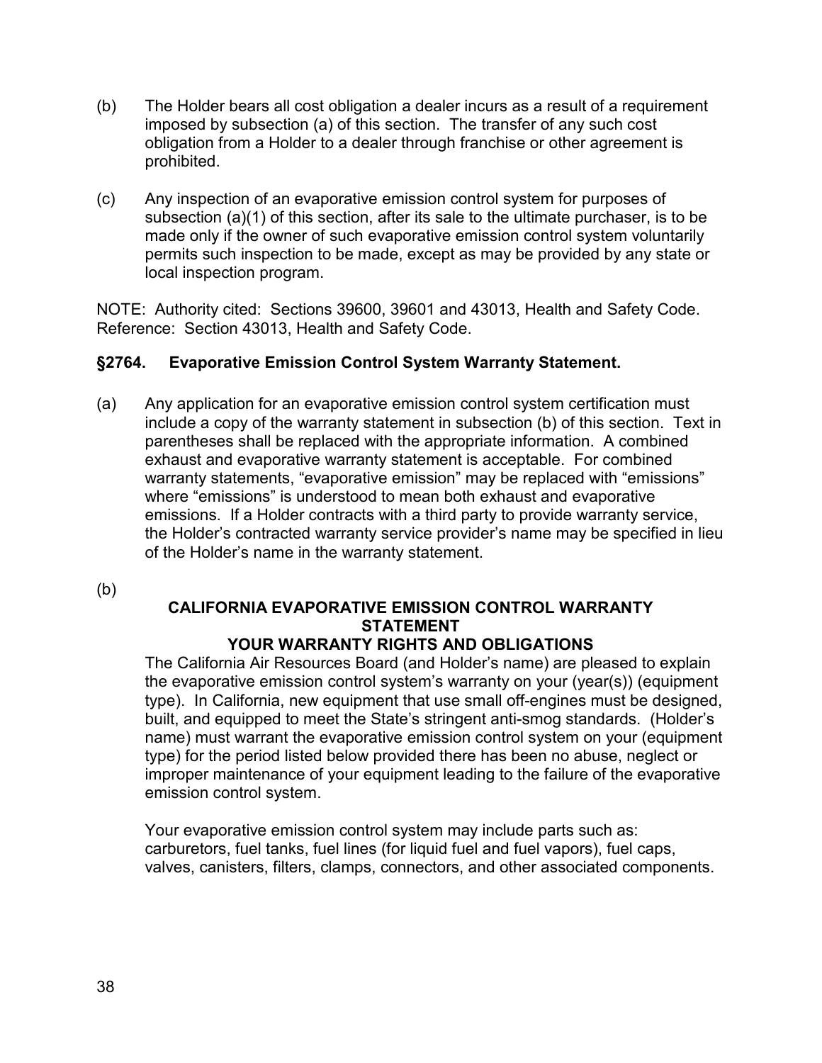(b) The Holder bears all cost obligation a dealer incurs as a result of a requirement imposed by subsection (a) of this section. The transfer of any such cost obligation from a Holder to a dealer through franchise or other agreement is prohibited.

(c) Any inspection of an evaporative emission control system for purposes of subsection (a)(1) of this section, after its sale to the ultimate purchaser, is to be made only if the owner of such evaporative emission control system voluntarily permits such inspection to be made, except as may be provided by any state or local inspection program.

NOTE: Authority cited: Sections 39600, 39601 and 43013, Health and Safety Code. Reference: Section 43013, Health and Safety Code.

### §2764. Evaporative Emission Control System Warranty Statement.

(a) Any application for an evaporative emission control system certification must include a copy of the warranty statement in subsection (b) of this section. Text in parentheses shall be replaced with the appropriate information. A combined exhaust and evaporative warranty statement is acceptable. For combined warranty statements, "evaporative emission" may be replaced with "emissions" where "emissions" is understood to mean both exhaust and evaporative emissions. If a Holder contracts with a third party to provide warranty service, the Holder's contracted warranty service provider's name may be specified in lieu of the Holder's name in the warranty statement.

(b)

**CALIFORNIA EVAPORATIVE EMISSION CONTROL WARRANTY STATEMENT**

**YOUR WARRANTY RIGHTS AND OBLIGATIONS**

The California Air Resources Board (and Holder's name) are pleased to explain the evaporative emission control system's warranty on your (year(s)) (equipment type). In California, new equipment that use small off-engines must be designed, built, and equipped to meet the State's stringent anti-smog standards. (Holder's name) must warrant the evaporative emission control system on your (equipment type) for the period listed below provided there has been no abuse, neglect or improper maintenance of your equipment leading to the failure of the evaporative emission control system.

Your evaporative emission control system may include parts such as: carburetors, fuel tanks, fuel lines (for liquid fuel and fuel vapors), fuel caps, valves, canisters, filters, clamps, connectors, and other associated components.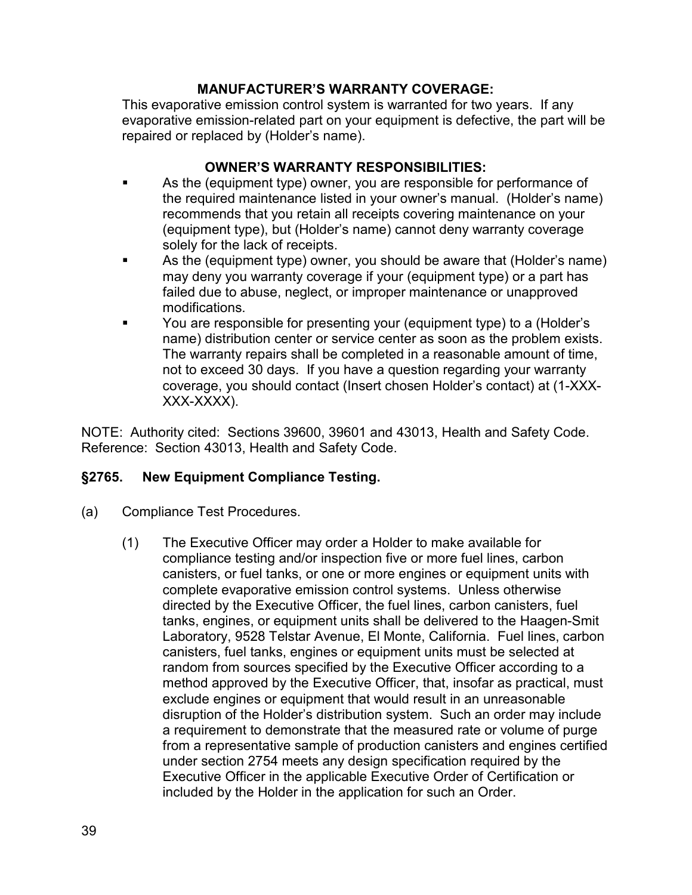**MANUFACTURER'S WARRANTY COVERAGE:**

This evaporative emission control system is warranted for two years. If any evaporative emission-related part on your equipment is defective, the part will be repaired or replaced by (Holder's name).

**OWNER'S WARRANTY RESPONSIBILITIES:**

- As the (equipment type) owner, you are responsible for performance of the required maintenance listed in your owner's manual. (Holder's name) recommends that you retain all receipts covering maintenance on your (equipment type), but (Holder's name) cannot deny warranty coverage solely for the lack of receipts.
- As the (equipment type) owner, you should be aware that (Holder's name) may deny you warranty coverage if your (equipment type) or a part has failed due to abuse, neglect, or improper maintenance or unapproved modifications.
- You are responsible for presenting your (equipment type) to a (Holder's name) distribution center or service center as soon as the problem exists. The warranty repairs shall be completed in a reasonable amount of time, not to exceed 30 days. If you have a question regarding your warranty coverage, you should contact (Insert chosen Holder's contact) at (1-XXX-XXX-XXXX).

NOTE: Authority cited: Sections 39600, 39601 and 43013, Health and Safety Code. Reference: Section 43013, Health and Safety Code.

## §2765. New Equipment Compliance Testing.

(a) Compliance Test Procedures.

(1) The Executive Officer may order a Holder to make available for compliance testing and/or inspection five or more fuel lines, carbon canisters, or fuel tanks, or one or more engines or equipment units with complete evaporative emission control systems. Unless otherwise directed by the Executive Officer, the fuel lines, carbon canisters, fuel tanks, engines, or equipment units shall be delivered to the Haagen-Smit Laboratory, 9528 Telstar Avenue, El Monte, California. Fuel lines, carbon canisters, fuel tanks, engines or equipment units must be selected at random from sources specified by the Executive Officer according to a method approved by the Executive Officer, that, insofar as practical, must exclude engines or equipment that would result in an unreasonable disruption of the Holder's distribution system. Such an order may include a requirement to demonstrate that the measured rate or volume of purge from a representative sample of production canisters and engines certified under section 2754 meets any design specification required by the Executive Officer in the applicable Executive Order of Certification or included by the Holder in the application for such an Order.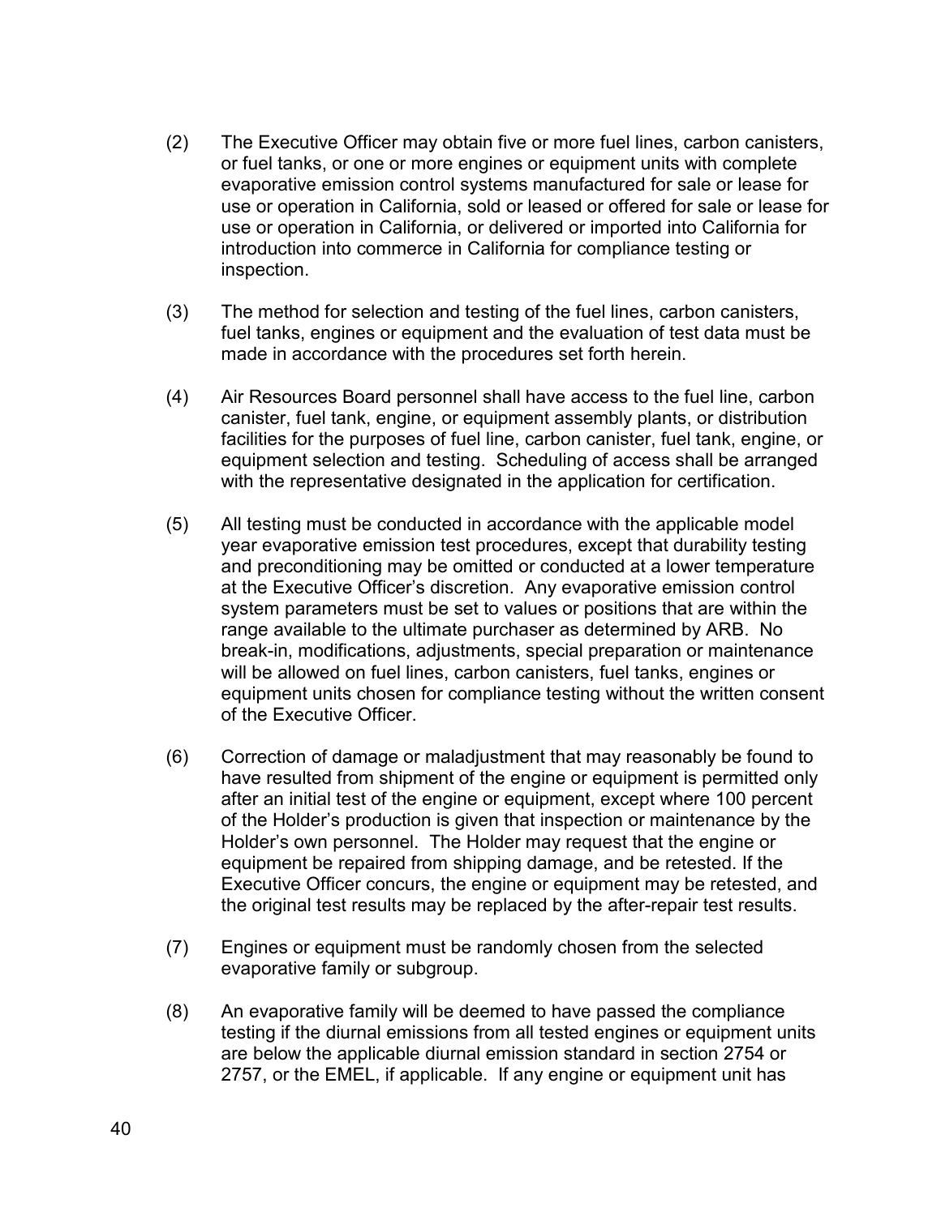(2) The Executive Officer may obtain five or more fuel lines, carbon canisters, or fuel tanks, or one or more engines or equipment units with complete evaporative emission control systems manufactured for sale or lease for use or operation in California, sold or leased or offered for sale or lease for use or operation in California, or delivered or imported into California for introduction into commerce in California for compliance testing or inspection.

(3) The method for selection and testing of the fuel lines, carbon canisters, fuel tanks, engines or equipment and the evaluation of test data must be made in accordance with the procedures set forth herein.

(4) Air Resources Board personnel shall have access to the fuel line, carbon canister, fuel tank, engine, or equipment assembly plants, or distribution facilities for the purposes of fuel line, carbon canister, fuel tank, engine, or equipment selection and testing. Scheduling of access shall be arranged with the representative designated in the application for certification.

(5) All testing must be conducted in accordance with the applicable model year evaporative emission test procedures, except that durability testing and preconditioning may be omitted or conducted at a lower temperature at the Executive Officer's discretion. Any evaporative emission control system parameters must be set to values or positions that are within the range available to the ultimate purchaser as determined by ARB. No break-in, modifications, adjustments, special preparation or maintenance will be allowed on fuel lines, carbon canisters, fuel tanks, engines or equipment units chosen for compliance testing without the written consent of the Executive Officer.

(6) Correction of damage or maladjustment that may reasonably be found to have resulted from shipment of the engine or equipment is permitted only after an initial test of the engine or equipment, except where 100 percent of the Holder's production is given that inspection or maintenance by the Holder's own personnel. The Holder may request that the engine or equipment be repaired from shipping damage, and be retested. If the Executive Officer concurs, the engine or equipment may be retested, and the original test results may be replaced by the after-repair test results.

(7) Engines or equipment must be randomly chosen from the selected evaporative family or subgroup.

(8) An evaporative family will be deemed to have passed the compliance testing if the diurnal emissions from all tested engines or equipment units are below the applicable diurnal emission standard in section 2754 or 2757, or the EMEL, if applicable. If any engine or equipment unit has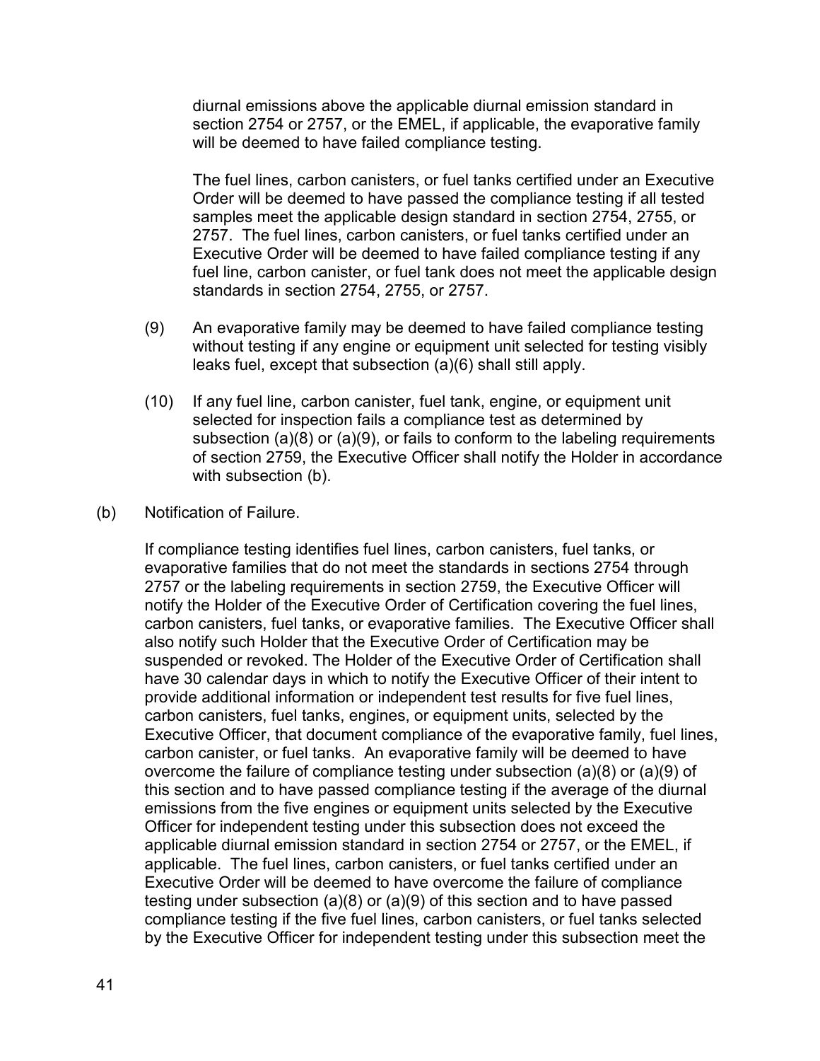diurnal emissions above the applicable diurnal emission standard in section 2754 or 2757, or the EMEL, if applicable, the evaporative family will be deemed to have failed compliance testing.

The fuel lines, carbon canisters, or fuel tanks certified under an Executive Order will be deemed to have passed the compliance testing if all tested samples meet the applicable design standard in section 2754, 2755, or 2757. The fuel lines, carbon canisters, or fuel tanks certified under an Executive Order will be deemed to have failed compliance testing if any fuel line, carbon canister, or fuel tank does not meet the applicable design standards in section 2754, 2755, or 2757.

(9) An evaporative family may be deemed to have failed compliance testing without testing if any engine or equipment unit selected for testing visibly leaks fuel, except that subsection (a)(6) shall still apply.

(10) If any fuel line, carbon canister, fuel tank, engine, or equipment unit selected for inspection fails a compliance test as determined by subsection (a)(8) or (a)(9), or fails to conform to the labeling requirements of section 2759, the Executive Officer shall notify the Holder in accordance with subsection (b).

(b) Notification of Failure.

If compliance testing identifies fuel lines, carbon canisters, fuel tanks, or evaporative families that do not meet the standards in sections 2754 through 2757 or the labeling requirements in section 2759, the Executive Officer will notify the Holder of the Executive Order of Certification covering the fuel lines, carbon canisters, fuel tanks, or evaporative families. The Executive Officer shall also notify such Holder that the Executive Order of Certification may be suspended or revoked. The Holder of the Executive Order of Certification shall have 30 calendar days in which to notify the Executive Officer of their intent to provide additional information or independent test results for five fuel lines, carbon canisters, fuel tanks, engines, or equipment units, selected by the Executive Officer, that document compliance of the evaporative family, fuel lines, carbon canister, or fuel tanks. An evaporative family will be deemed to have overcome the failure of compliance testing under subsection (a)(8) or (a)(9) of this section and to have passed compliance testing if the average of the diurnal emissions from the five engines or equipment units selected by the Executive Officer for independent testing under this subsection does not exceed the applicable diurnal emission standard in section 2754 or 2757, or the EMEL, if applicable. The fuel lines, carbon canisters, or fuel tanks certified under an Executive Order will be deemed to have overcome the failure of compliance testing under subsection (a)(8) or (a)(9) of this section and to have passed compliance testing if the five fuel lines, carbon canisters, or fuel tanks selected by the Executive Officer for independent testing under this subsection meet the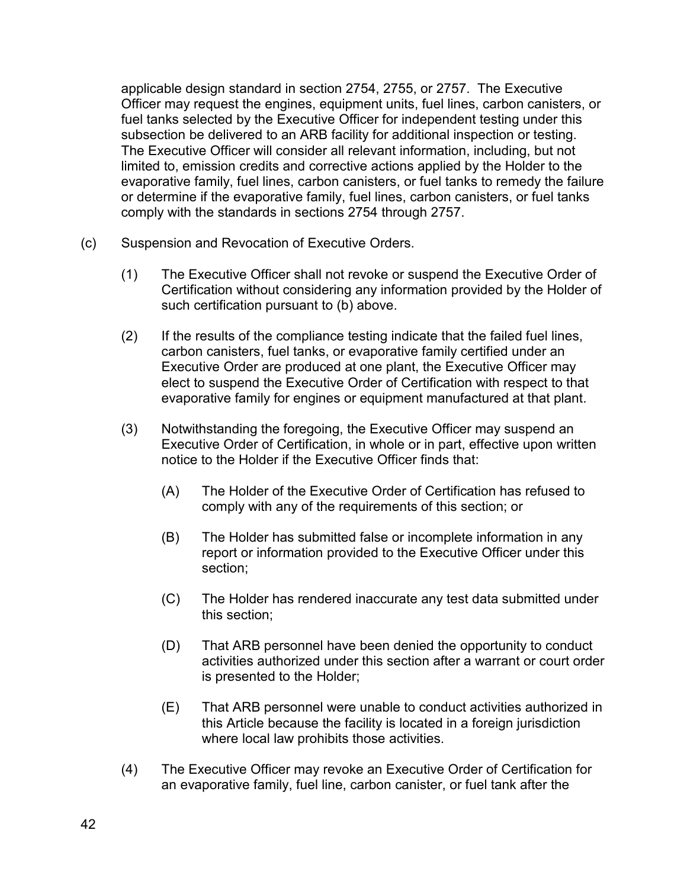applicable design standard in section 2754, 2755, or 2757. The Executive Officer may request the engines, equipment units, fuel lines, carbon canisters, or fuel tanks selected by the Executive Officer for independent testing under this subsection be delivered to an ARB facility for additional inspection or testing. The Executive Officer will consider all relevant information, including, but not limited to, emission credits and corrective actions applied by the Holder to the evaporative family, fuel lines, carbon canisters, or fuel tanks to remedy the failure or determine if the evaporative family, fuel lines, carbon canisters, or fuel tanks comply with the standards in sections 2754 through 2757.

(c) Suspension and Revocation of Executive Orders.

(1) The Executive Officer shall not revoke or suspend the Executive Order of Certification without considering any information provided by the Holder of such certification pursuant to (b) above.

(2) If the results of the compliance testing indicate that the failed fuel lines, carbon canisters, fuel tanks, or evaporative family certified under an Executive Order are produced at one plant, the Executive Officer may elect to suspend the Executive Order of Certification with respect to that evaporative family for engines or equipment manufactured at that plant.

(3) Notwithstanding the foregoing, the Executive Officer may suspend an Executive Order of Certification, in whole or in part, effective upon written notice to the Holder if the Executive Officer finds that:

(A) The Holder of the Executive Order of Certification has refused to comply with any of the requirements of this section; or

(B) The Holder has submitted false or incomplete information in any report or information provided to the Executive Officer under this section;

(C) The Holder has rendered inaccurate any test data submitted under this section;

(D) That ARB personnel have been denied the opportunity to conduct activities authorized under this section after a warrant or court order is presented to the Holder;

(E) That ARB personnel were unable to conduct activities authorized in this Article because the facility is located in a foreign jurisdiction where local law prohibits those activities.

(4) The Executive Officer may revoke an Executive Order of Certification for an evaporative family, fuel line, carbon canister, or fuel tank after the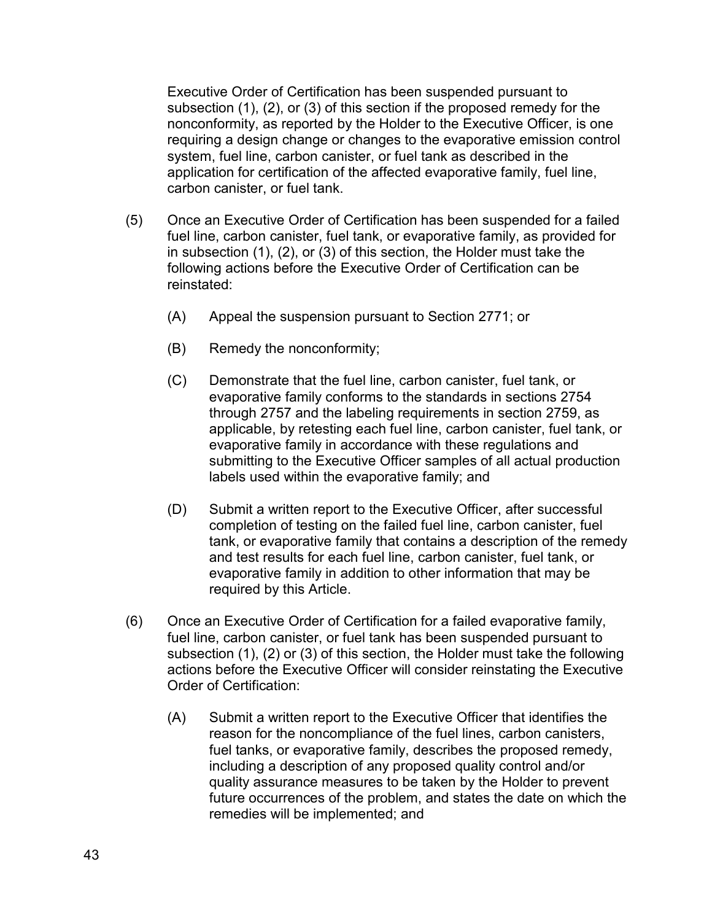Executive Order of Certification has been suspended pursuant to subsection (1), (2), or (3) of this section if the proposed remedy for the nonconformity, as reported by the Holder to the Executive Officer, is one requiring a design change or changes to the evaporative emission control system, fuel line, carbon canister, or fuel tank as described in the application for certification of the affected evaporative family, fuel line, carbon canister, or fuel tank.

(5) Once an Executive Order of Certification has been suspended for a failed fuel line, carbon canister, fuel tank, or evaporative family, as provided for in subsection (1), (2), or (3) of this section, the Holder must take the following actions before the Executive Order of Certification can be reinstated:

   (A) Appeal the suspension pursuant to Section 2771; or

   (B) Remedy the nonconformity;

   (C) Demonstrate that the fuel line, carbon canister, fuel tank, or evaporative family conforms to the standards in sections 2754 through 2757 and the labeling requirements in section 2759, as applicable, by retesting each fuel line, carbon canister, fuel tank, or evaporative family in accordance with these regulations and submitting to the Executive Officer samples of all actual production labels used within the evaporative family; and

   (D) Submit a written report to the Executive Officer, after successful completion of testing on the failed fuel line, carbon canister, fuel tank, or evaporative family that contains a description of the remedy and test results for each fuel line, carbon canister, fuel tank, or evaporative family in addition to other information that may be required by this Article.

(6) Once an Executive Order of Certification for a failed evaporative family, fuel line, carbon canister, or fuel tank has been suspended pursuant to subsection (1), (2) or (3) of this section, the Holder must take the following actions before the Executive Officer will consider reinstating the Executive Order of Certification:

   (A) Submit a written report to the Executive Officer that identifies the reason for the noncompliance of the fuel lines, carbon canisters, fuel tanks, or evaporative family, describes the proposed remedy, including a description of any proposed quality control and/or quality assurance measures to be taken by the Holder to prevent future occurrences of the problem, and states the date on which the remedies will be implemented; and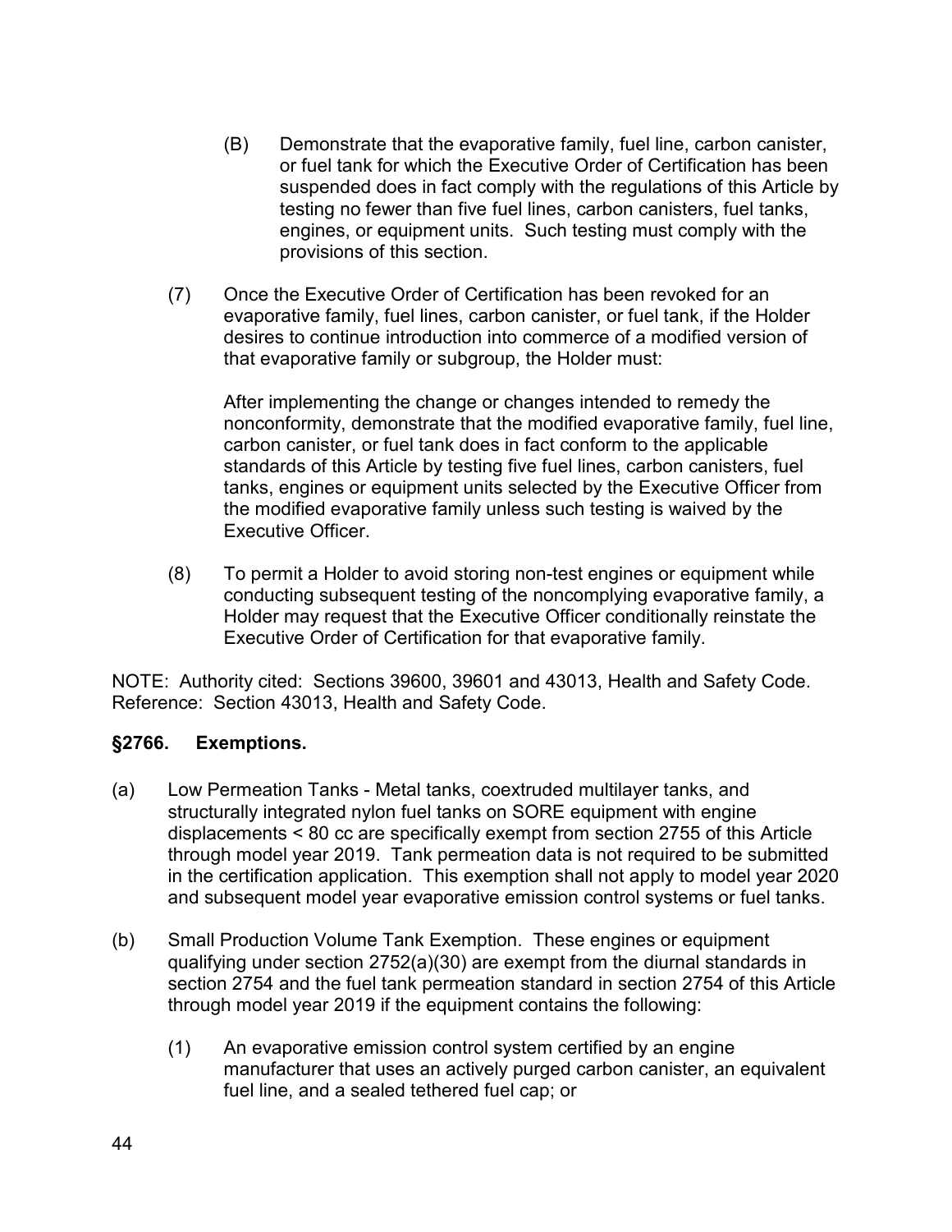(B) Demonstrate that the evaporative family, fuel line, carbon canister, or fuel tank for which the Executive Order of Certification has been suspended does in fact comply with the regulations of this Article by testing no fewer than five fuel lines, carbon canisters, fuel tanks, engines, or equipment units. Such testing must comply with the provisions of this section.

(7) Once the Executive Order of Certification has been revoked for an evaporative family, fuel lines, carbon canister, or fuel tank, if the Holder desires to continue introduction into commerce of a modified version of that evaporative family or subgroup, the Holder must:

After implementing the change or changes intended to remedy the nonconformity, demonstrate that the modified evaporative family, fuel line, carbon canister, or fuel tank does in fact conform to the applicable standards of this Article by testing five fuel lines, carbon canisters, fuel tanks, engines or equipment units selected by the Executive Officer from the modified evaporative family unless such testing is waived by the Executive Officer.

(8) To permit a Holder to avoid storing non-test engines or equipment while conducting subsequent testing of the noncomplying evaporative family, a Holder may request that the Executive Officer conditionally reinstate the Executive Order of Certification for that evaporative family.

NOTE: Authority cited: Sections 39600, 39601 and 43013, Health and Safety Code. Reference: Section 43013, Health and Safety Code.

### §2766. Exemptions.

(a) Low Permeation Tanks - Metal tanks, coextruded multilayer tanks, and structurally integrated nylon fuel tanks on SORE equipment with engine displacements < 80 cc are specifically exempt from section 2755 of this Article through model year 2019. Tank permeation data is not required to be submitted in the certification application. This exemption shall not apply to model year 2020 and subsequent model year evaporative emission control systems or fuel tanks.

(b) Small Production Volume Tank Exemption. These engines or equipment qualifying under section 2752(a)(30) are exempt from the diurnal standards in section 2754 and the fuel tank permeation standard in section 2754 of this Article through model year 2019 if the equipment contains the following:

(1) An evaporative emission control system certified by an engine manufacturer that uses an actively purged carbon canister, an equivalent fuel line, and a sealed tethered fuel cap; or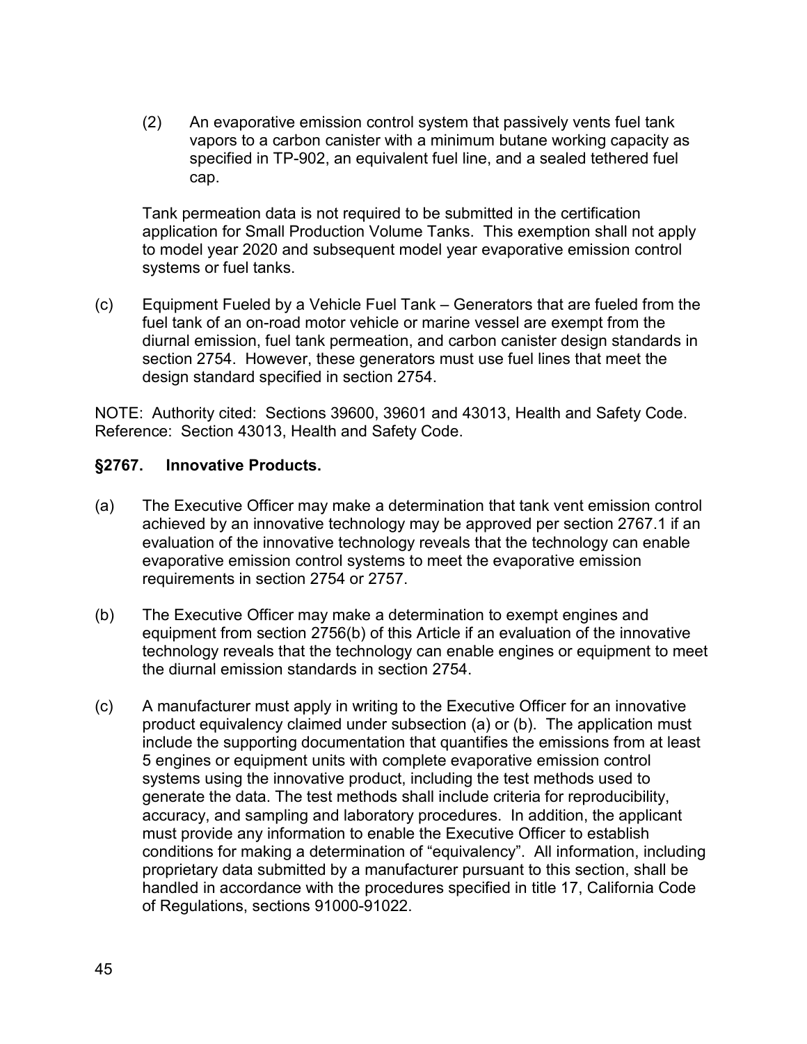(2) An evaporative emission control system that passively vents fuel tank vapors to a carbon canister with a minimum butane working capacity as specified in TP-902, an equivalent fuel line, and a sealed tethered fuel cap.

Tank permeation data is not required to be submitted in the certification application for Small Production Volume Tanks. This exemption shall not apply to model year 2020 and subsequent model year evaporative emission control systems or fuel tanks.

(c) Equipment Fueled by a Vehicle Fuel Tank – Generators that are fueled from the fuel tank of an on-road motor vehicle or marine vessel are exempt from the diurnal emission, fuel tank permeation, and carbon canister design standards in section 2754. However, these generators must use fuel lines that meet the design standard specified in section 2754.

NOTE: Authority cited: Sections 39600, 39601 and 43013, Health and Safety Code. Reference: Section 43013, Health and Safety Code.

### §2767. Innovative Products.

(a) The Executive Officer may make a determination that tank vent emission control achieved by an innovative technology may be approved per section 2767.1 if an evaluation of the innovative technology reveals that the technology can enable evaporative emission control systems to meet the evaporative emission requirements in section 2754 or 2757.

(b) The Executive Officer may make a determination to exempt engines and equipment from section 2756(b) of this Article if an evaluation of the innovative technology reveals that the technology can enable engines or equipment to meet the diurnal emission standards in section 2754.

(c) A manufacturer must apply in writing to the Executive Officer for an innovative product equivalency claimed under subsection (a) or (b). The application must include the supporting documentation that quantifies the emissions from at least 5 engines or equipment units with complete evaporative emission control systems using the innovative product, including the test methods used to generate the data. The test methods shall include criteria for reproducibility, accuracy, and sampling and laboratory procedures. In addition, the applicant must provide any information to enable the Executive Officer to establish conditions for making a determination of "equivalency". All information, including proprietary data submitted by a manufacturer pursuant to this section, shall be handled in accordance with the procedures specified in title 17, California Code of Regulations, sections 91000-91022.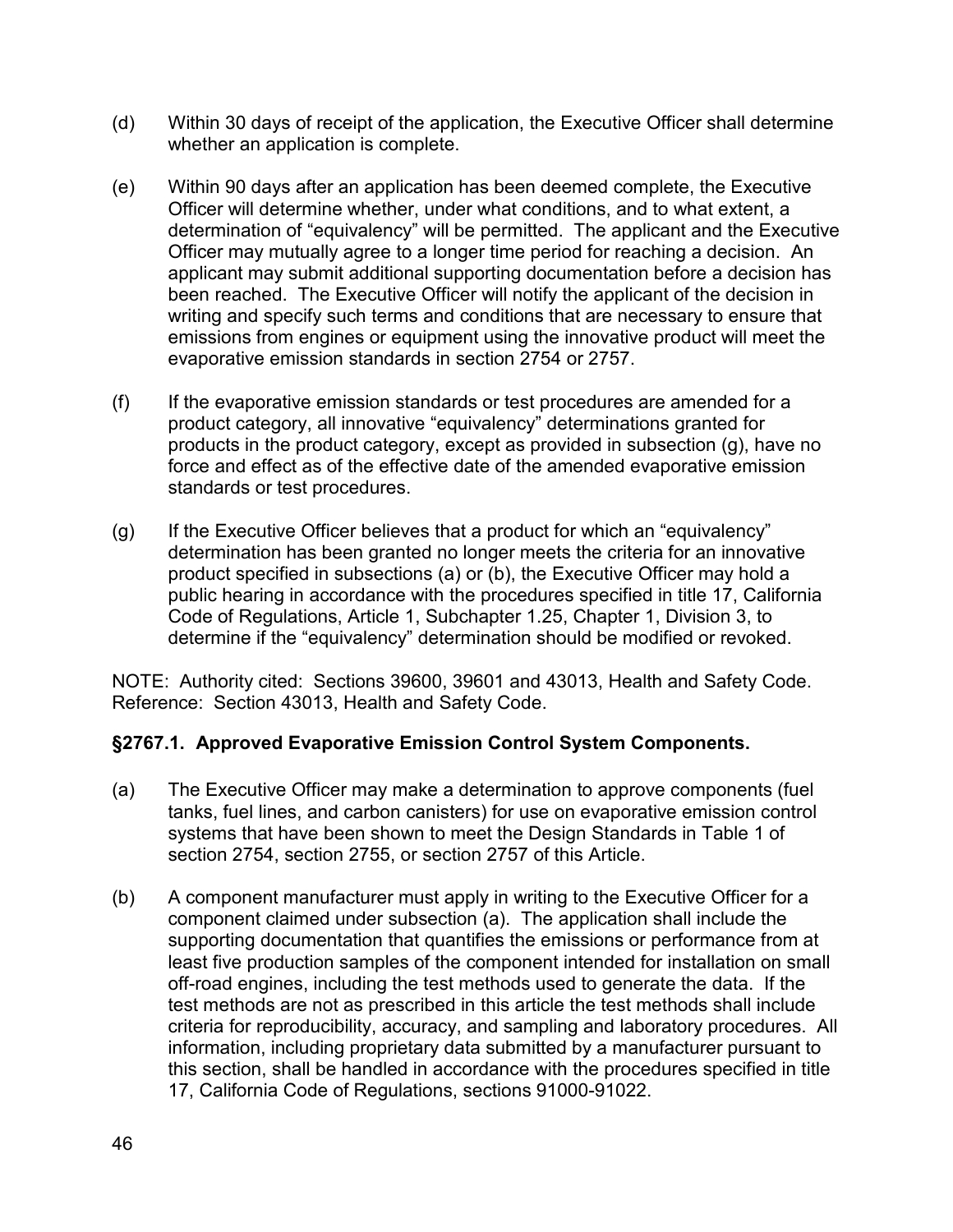(d) Within 30 days of receipt of the application, the Executive Officer shall determine whether an application is complete.

(e) Within 90 days after an application has been deemed complete, the Executive Officer will determine whether, under what conditions, and to what extent, a determination of "equivalency" will be permitted. The applicant and the Executive Officer may mutually agree to a longer time period for reaching a decision. An applicant may submit additional supporting documentation before a decision has been reached. The Executive Officer will notify the applicant of the decision in writing and specify such terms and conditions that are necessary to ensure that emissions from engines or equipment using the innovative product will meet the evaporative emission standards in section 2754 or 2757.

(f) If the evaporative emission standards or test procedures are amended for a product category, all innovative "equivalency" determinations granted for products in the product category, except as provided in subsection (g), have no force and effect as of the effective date of the amended evaporative emission standards or test procedures.

(g) If the Executive Officer believes that a product for which an "equivalency" determination has been granted no longer meets the criteria for an innovative product specified in subsections (a) or (b), the Executive Officer may hold a public hearing in accordance with the procedures specified in title 17, California Code of Regulations, Article 1, Subchapter 1.25, Chapter 1, Division 3, to determine if the "equivalency" determination should be modified or revoked.

NOTE: Authority cited: Sections 39600, 39601 and 43013, Health and Safety Code. Reference: Section 43013, Health and Safety Code.

### §2767.1. Approved Evaporative Emission Control System Components.

(a) The Executive Officer may make a determination to approve components (fuel tanks, fuel lines, and carbon canisters) for use on evaporative emission control systems that have been shown to meet the Design Standards in Table 1 of section 2754, section 2755, or section 2757 of this Article.

(b) A component manufacturer must apply in writing to the Executive Officer for a component claimed under subsection (a). The application shall include the supporting documentation that quantifies the emissions or performance from at least five production samples of the component intended for installation on small off-road engines, including the test methods used to generate the data. If the test methods are not as prescribed in this article the test methods shall include criteria for reproducibility, accuracy, and sampling and laboratory procedures. All information, including proprietary data submitted by a manufacturer pursuant to this section, shall be handled in accordance with the procedures specified in title 17, California Code of Regulations, sections 91000-91022.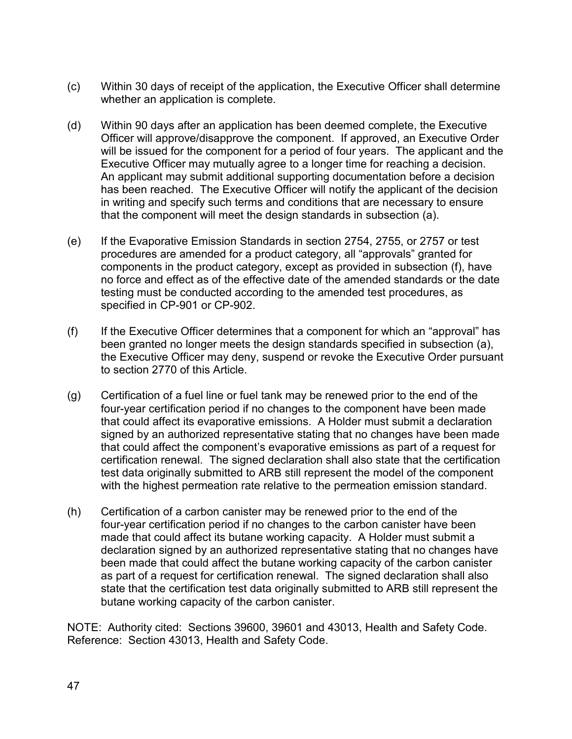(c) Within 30 days of receipt of the application, the Executive Officer shall determine whether an application is complete.

(d) Within 90 days after an application has been deemed complete, the Executive Officer will approve/disapprove the component. If approved, an Executive Order will be issued for the component for a period of four years. The applicant and the Executive Officer may mutually agree to a longer time for reaching a decision. An applicant may submit additional supporting documentation before a decision has been reached. The Executive Officer will notify the applicant of the decision in writing and specify such terms and conditions that are necessary to ensure that the component will meet the design standards in subsection (a).

(e) If the Evaporative Emission Standards in section 2754, 2755, or 2757 or test procedures are amended for a product category, all "approvals" granted for components in the product category, except as provided in subsection (f), have no force and effect as of the effective date of the amended standards or the date testing must be conducted according to the amended test procedures, as specified in CP-901 or CP-902.

(f) If the Executive Officer determines that a component for which an "approval" has been granted no longer meets the design standards specified in subsection (a), the Executive Officer may deny, suspend or revoke the Executive Order pursuant to section 2770 of this Article.

(g) Certification of a fuel line or fuel tank may be renewed prior to the end of the four-year certification period if no changes to the component have been made that could affect its evaporative emissions. A Holder must submit a declaration signed by an authorized representative stating that no changes have been made that could affect the component's evaporative emissions as part of a request for certification renewal. The signed declaration shall also state that the certification test data originally submitted to ARB still represent the model of the component with the highest permeation rate relative to the permeation emission standard.

(h) Certification of a carbon canister may be renewed prior to the end of the four-year certification period if no changes to the carbon canister have been made that could affect its butane working capacity. A Holder must submit a declaration signed by an authorized representative stating that no changes have been made that could affect the butane working capacity of the carbon canister as part of a request for certification renewal. The signed declaration shall also state that the certification test data originally submitted to ARB still represent the butane working capacity of the carbon canister.

NOTE: Authority cited: Sections 39600, 39601 and 43013, Health and Safety Code. Reference: Section 43013, Health and Safety Code.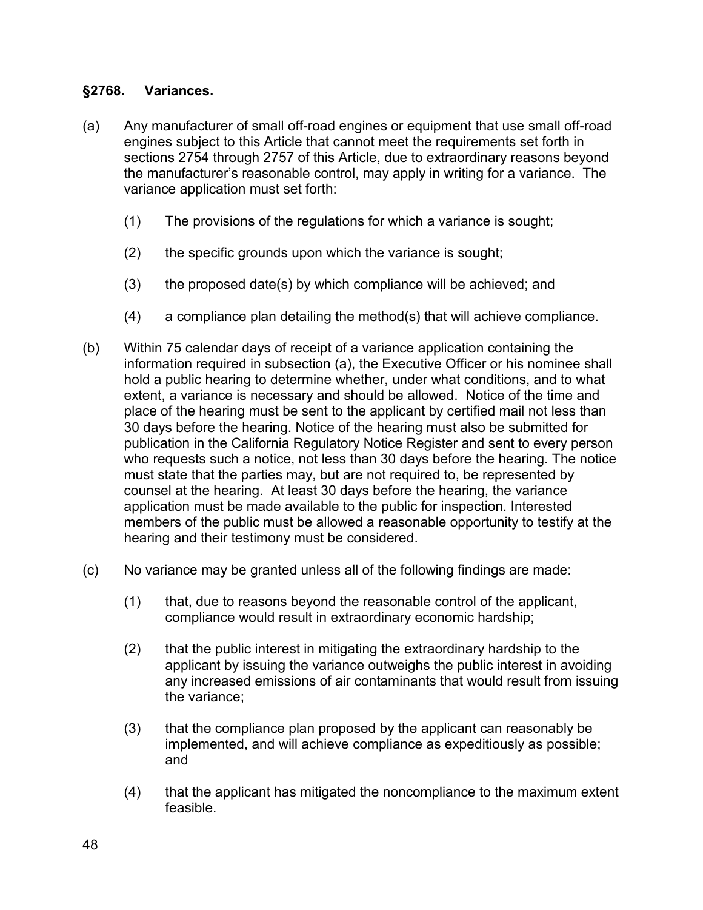### §2768. Variances.

(a) Any manufacturer of small off-road engines or equipment that use small off-road engines subject to this Article that cannot meet the requirements set forth in sections 2754 through 2757 of this Article, due to extraordinary reasons beyond the manufacturer's reasonable control, may apply in writing for a variance. The variance application must set forth:

   (1) The provisions of the regulations for which a variance is sought;

   (2) the specific grounds upon which the variance is sought;

   (3) the proposed date(s) by which compliance will be achieved; and

   (4) a compliance plan detailing the method(s) that will achieve compliance.

(b) Within 75 calendar days of receipt of a variance application containing the information required in subsection (a), the Executive Officer or his nominee shall hold a public hearing to determine whether, under what conditions, and to what extent, a variance is necessary and should be allowed. Notice of the time and place of the hearing must be sent to the applicant by certified mail not less than 30 days before the hearing. Notice of the hearing must also be submitted for publication in the California Regulatory Notice Register and sent to every person who requests such a notice, not less than 30 days before the hearing. The notice must state that the parties may, but are not required to, be represented by counsel at the hearing. At least 30 days before the hearing, the variance application must be made available to the public for inspection. Interested members of the public must be allowed a reasonable opportunity to testify at the hearing and their testimony must be considered.

(c) No variance may be granted unless all of the following findings are made:

   (1) that, due to reasons beyond the reasonable control of the applicant, compliance would result in extraordinary economic hardship;

   (2) that the public interest in mitigating the extraordinary hardship to the applicant by issuing the variance outweighs the public interest in avoiding any increased emissions of air contaminants that would result from issuing the variance;

   (3) that the compliance plan proposed by the applicant can reasonably be implemented, and will achieve compliance as expeditiously as possible; and

   (4) that the applicant has mitigated the noncompliance to the maximum extent feasible.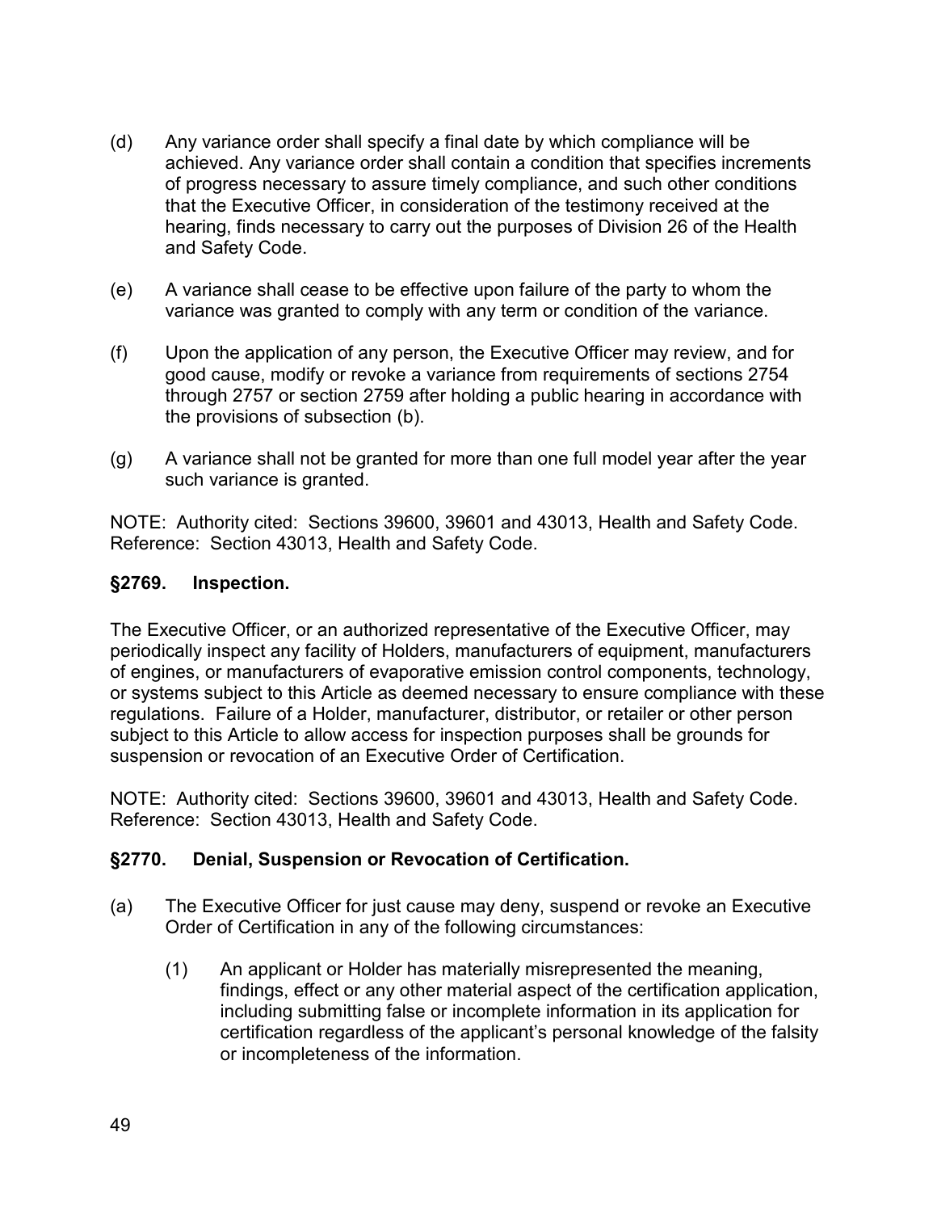(d) Any variance order shall specify a final date by which compliance will be achieved. Any variance order shall contain a condition that specifies increments of progress necessary to assure timely compliance, and such other conditions that the Executive Officer, in consideration of the testimony received at the hearing, finds necessary to carry out the purposes of Division 26 of the Health and Safety Code.

(e) A variance shall cease to be effective upon failure of the party to whom the variance was granted to comply with any term or condition of the variance.

(f) Upon the application of any person, the Executive Officer may review, and for good cause, modify or revoke a variance from requirements of sections 2754 through 2757 or section 2759 after holding a public hearing in accordance with the provisions of subsection (b).

(g) A variance shall not be granted for more than one full model year after the year such variance is granted.

NOTE: Authority cited: Sections 39600, 39601 and 43013, Health and Safety Code. Reference: Section 43013, Health and Safety Code.

### §2769. Inspection.

The Executive Officer, or an authorized representative of the Executive Officer, may periodically inspect any facility of Holders, manufacturers of equipment, manufacturers of engines, or manufacturers of evaporative emission control components, technology, or systems subject to this Article as deemed necessary to ensure compliance with these regulations. Failure of a Holder, manufacturer, distributor, or retailer or other person subject to this Article to allow access for inspection purposes shall be grounds for suspension or revocation of an Executive Order of Certification.

NOTE: Authority cited: Sections 39600, 39601 and 43013, Health and Safety Code. Reference: Section 43013, Health and Safety Code.

### §2770. Denial, Suspension or Revocation of Certification.

(a) The Executive Officer for just cause may deny, suspend or revoke an Executive Order of Certification in any of the following circumstances:

   (1) An applicant or Holder has materially misrepresented the meaning, findings, effect or any other material aspect of the certification application, including submitting false or incomplete information in its application for certification regardless of the applicant's personal knowledge of the falsity or incompleteness of the information.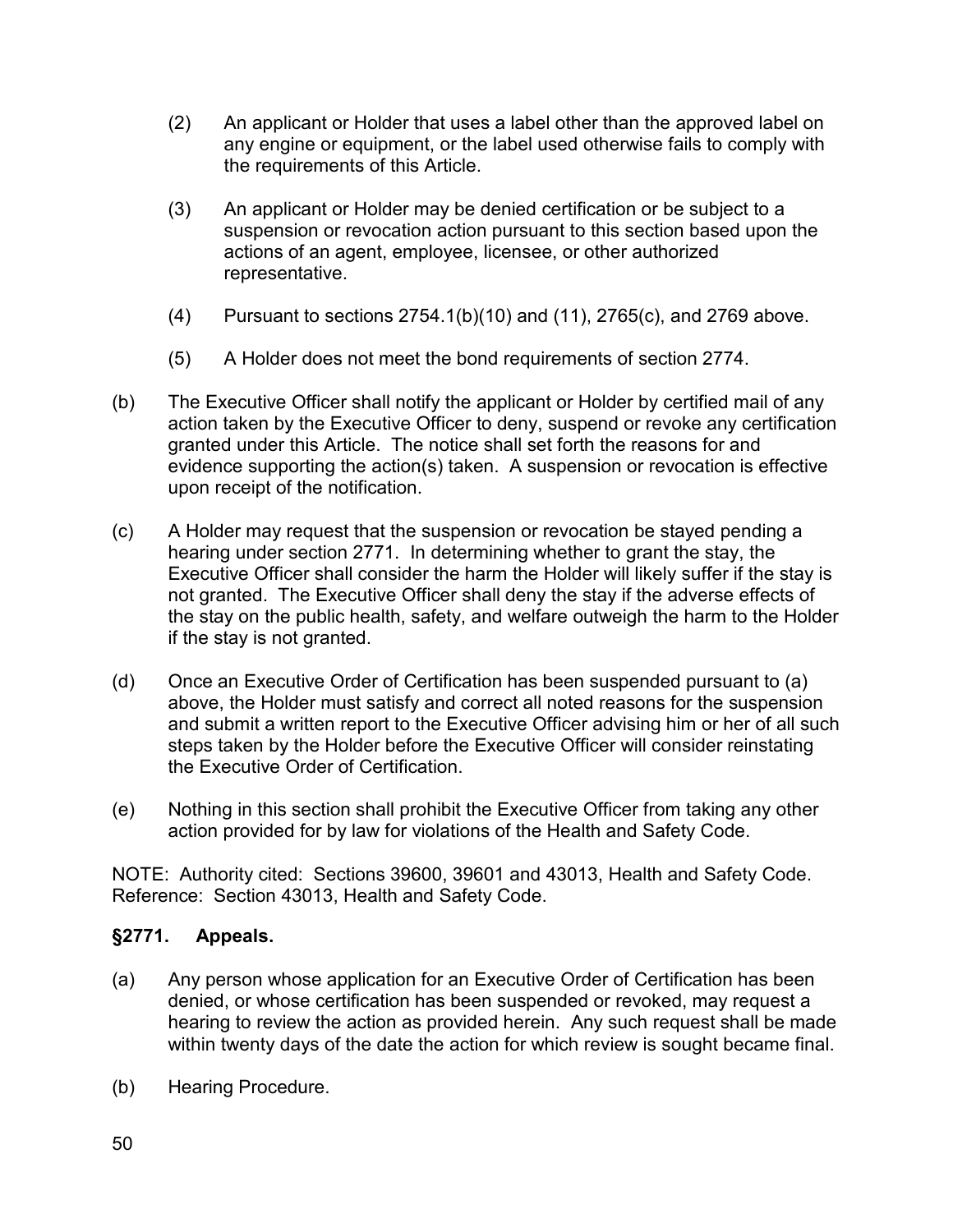(2) An applicant or Holder that uses a label other than the approved label on any engine or equipment, or the label used otherwise fails to comply with the requirements of this Article.

(3) An applicant or Holder may be denied certification or be subject to a suspension or revocation action pursuant to this section based upon the actions of an agent, employee, licensee, or other authorized representative.

(4) Pursuant to sections 2754.1(b)(10) and (11), 2765(c), and 2769 above.

(5) A Holder does not meet the bond requirements of section 2774.

(b) The Executive Officer shall notify the applicant or Holder by certified mail of any action taken by the Executive Officer to deny, suspend or revoke any certification granted under this Article. The notice shall set forth the reasons for and evidence supporting the action(s) taken. A suspension or revocation is effective upon receipt of the notification.

(c) A Holder may request that the suspension or revocation be stayed pending a hearing under section 2771. In determining whether to grant the stay, the Executive Officer shall consider the harm the Holder will likely suffer if the stay is not granted. The Executive Officer shall deny the stay if the adverse effects of the stay on the public health, safety, and welfare outweigh the harm to the Holder if the stay is not granted.

(d) Once an Executive Order of Certification has been suspended pursuant to (a) above, the Holder must satisfy and correct all noted reasons for the suspension and submit a written report to the Executive Officer advising him or her of all such steps taken by the Holder before the Executive Officer will consider reinstating the Executive Order of Certification.

(e) Nothing in this section shall prohibit the Executive Officer from taking any other action provided for by law for violations of the Health and Safety Code.

NOTE: Authority cited: Sections 39600, 39601 and 43013, Health and Safety Code. Reference: Section 43013, Health and Safety Code.

**§2771. Appeals.**

(a) Any person whose application for an Executive Order of Certification has been denied, or whose certification has been suspended or revoked, may request a hearing to review the action as provided herein. Any such request shall be made within twenty days of the date the action for which review is sought became final.

(b) Hearing Procedure.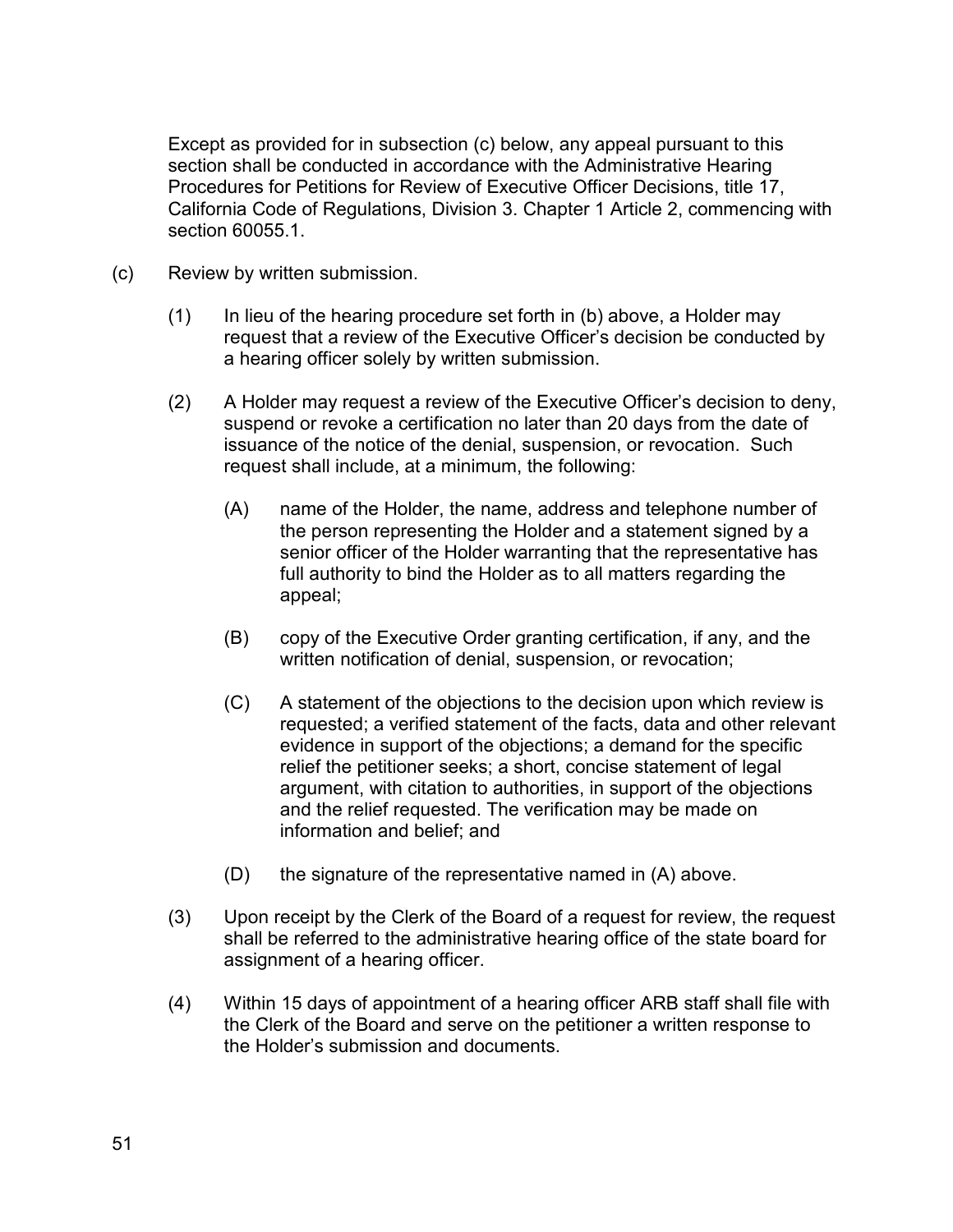Except as provided for in subsection (c) below, any appeal pursuant to this section shall be conducted in accordance with the Administrative Hearing Procedures for Petitions for Review of Executive Officer Decisions, title 17, California Code of Regulations, Division 3. Chapter 1 Article 2, commencing with section 60055.1.

(c) Review by written submission.

(1) In lieu of the hearing procedure set forth in (b) above, a Holder may request that a review of the Executive Officer's decision be conducted by a hearing officer solely by written submission.

(2) A Holder may request a review of the Executive Officer's decision to deny, suspend or revoke a certification no later than 20 days from the date of issuance of the notice of the denial, suspension, or revocation. Such request shall include, at a minimum, the following:

(A) name of the Holder, the name, address and telephone number of the person representing the Holder and a statement signed by a senior officer of the Holder warranting that the representative has full authority to bind the Holder as to all matters regarding the appeal;

(B) copy of the Executive Order granting certification, if any, and the written notification of denial, suspension, or revocation;

(C) A statement of the objections to the decision upon which review is requested; a verified statement of the facts, data and other relevant evidence in support of the objections; a demand for the specific relief the petitioner seeks; a short, concise statement of legal argument, with citation to authorities, in support of the objections and the relief requested. The verification may be made on information and belief; and

(D) the signature of the representative named in (A) above.

(3) Upon receipt by the Clerk of the Board of a request for review, the request shall be referred to the administrative hearing office of the state board for assignment of a hearing officer.

(4) Within 15 days of appointment of a hearing officer ARB staff shall file with the Clerk of the Board and serve on the petitioner a written response to the Holder's submission and documents.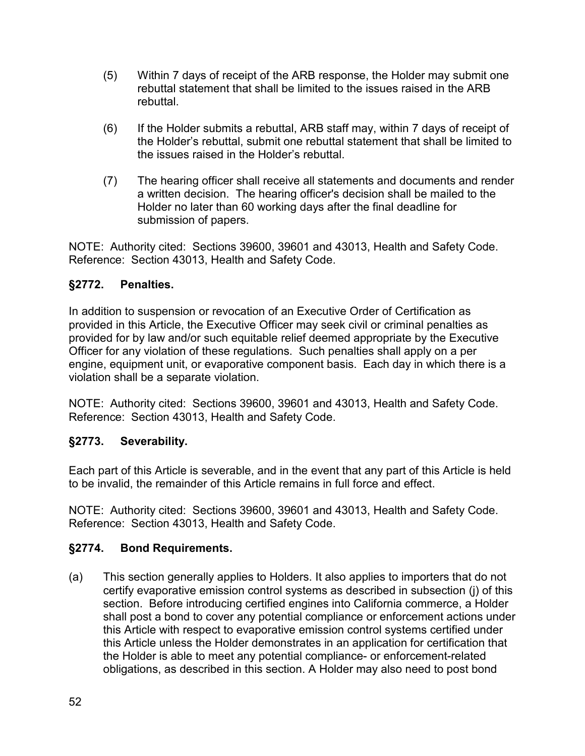(5) Within 7 days of receipt of the ARB response, the Holder may submit one rebuttal statement that shall be limited to the issues raised in the ARB rebuttal.

(6) If the Holder submits a rebuttal, ARB staff may, within 7 days of receipt of the Holder's rebuttal, submit one rebuttal statement that shall be limited to the issues raised in the Holder's rebuttal.

(7) The hearing officer shall receive all statements and documents and render a written decision. The hearing officer's decision shall be mailed to the Holder no later than 60 working days after the final deadline for submission of papers.

NOTE: Authority cited: Sections 39600, 39601 and 43013, Health and Safety Code. Reference: Section 43013, Health and Safety Code.

### §2772. Penalties.

In addition to suspension or revocation of an Executive Order of Certification as provided in this Article, the Executive Officer may seek civil or criminal penalties as provided for by law and/or such equitable relief deemed appropriate by the Executive Officer for any violation of these regulations. Such penalties shall apply on a per engine, equipment unit, or evaporative component basis. Each day in which there is a violation shall be a separate violation.

NOTE: Authority cited: Sections 39600, 39601 and 43013, Health and Safety Code. Reference: Section 43013, Health and Safety Code.

### §2773. Severability.

Each part of this Article is severable, and in the event that any part of this Article is held to be invalid, the remainder of this Article remains in full force and effect.

NOTE: Authority cited: Sections 39600, 39601 and 43013, Health and Safety Code. Reference: Section 43013, Health and Safety Code.

### §2774. Bond Requirements.

(a) This section generally applies to Holders. It also applies to importers that do not certify evaporative emission control systems as described in subsection (j) of this section. Before introducing certified engines into California commerce, a Holder shall post a bond to cover any potential compliance or enforcement actions under this Article with respect to evaporative emission control systems certified under this Article unless the Holder demonstrates in an application for certification that the Holder is able to meet any potential compliance- or enforcement-related obligations, as described in this section. A Holder may also need to post bond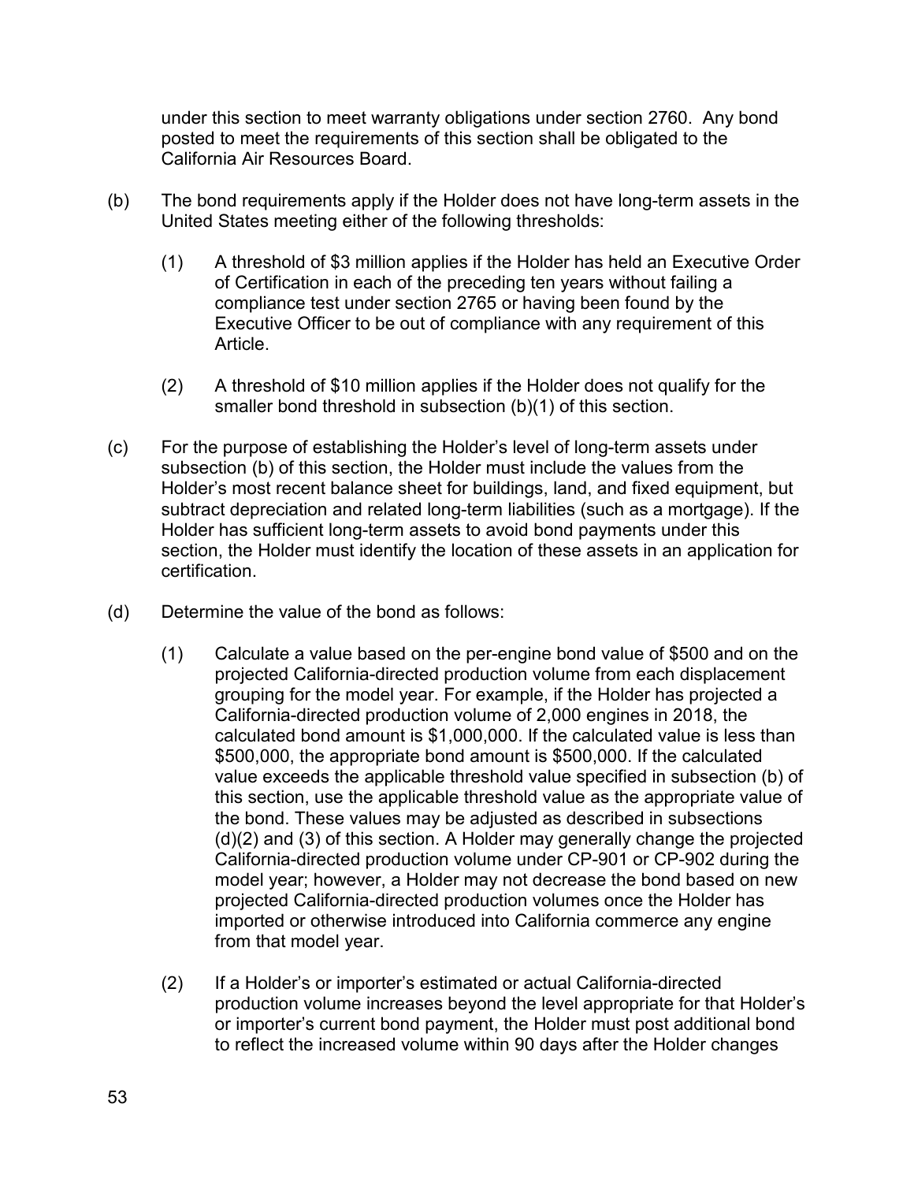under this section to meet warranty obligations under section 2760. Any bond posted to meet the requirements of this section shall be obligated to the California Air Resources Board.

(b) The bond requirements apply if the Holder does not have long-term assets in the United States meeting either of the following thresholds:

(1) A threshold of $3 million applies if the Holder has held an Executive Order of Certification in each of the preceding ten years without failing a compliance test under section 2765 or having been found by the Executive Officer to be out of compliance with any requirement of this Article.

(2) A threshold of $10 million applies if the Holder does not qualify for the smaller bond threshold in subsection (b)(1) of this section.

(c) For the purpose of establishing the Holder's level of long-term assets under subsection (b) of this section, the Holder must include the values from the Holder's most recent balance sheet for buildings, land, and fixed equipment, but subtract depreciation and related long-term liabilities (such as a mortgage). If the Holder has sufficient long-term assets to avoid bond payments under this section, the Holder must identify the location of these assets in an application for certification.

(d) Determine the value of the bond as follows:

(1) Calculate a value based on the per-engine bond value of $500 and on the projected California-directed production volume from each displacement grouping for the model year. For example, if the Holder has projected a California-directed production volume of 2,000 engines in 2018, the calculated bond amount is $1,000,000. If the calculated value is less than $500,000, the appropriate bond amount is $500,000. If the calculated value exceeds the applicable threshold value specified in subsection (b) of this section, use the applicable threshold value as the appropriate value of the bond. These values may be adjusted as described in subsections (d)(2) and (3) of this section. A Holder may generally change the projected California-directed production volume under CP-901 or CP-902 during the model year; however, a Holder may not decrease the bond based on new projected California-directed production volumes once the Holder has imported or otherwise introduced into California commerce any engine from that model year.

(2) If a Holder's or importer's estimated or actual California-directed production volume increases beyond the level appropriate for that Holder's or importer's current bond payment, the Holder must post additional bond to reflect the increased volume within 90 days after the Holder changes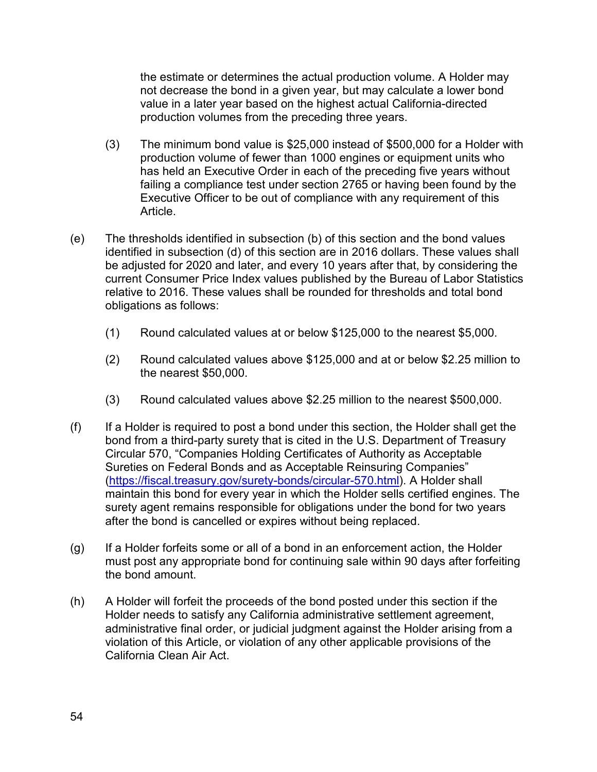the estimate or determines the actual production volume. A Holder may not decrease the bond in a given year, but may calculate a lower bond value in a later year based on the highest actual California-directed production volumes from the preceding three years.

(3) The minimum bond value is $25,000 instead of $500,000 for a Holder with production volume of fewer than 1000 engines or equipment units who has held an Executive Order in each of the preceding five years without failing a compliance test under section 2765 or having been found by the Executive Officer to be out of compliance with any requirement of this Article.

(e) The thresholds identified in subsection (b) of this section and the bond values identified in subsection (d) of this section are in 2016 dollars. These values shall be adjusted for 2020 and later, and every 10 years after that, by considering the current Consumer Price Index values published by the Bureau of Labor Statistics relative to 2016. These values shall be rounded for thresholds and total bond obligations as follows:

(1) Round calculated values at or below $125,000 to the nearest $5,000.

(2) Round calculated values above $125,000 and at or below $2.25 million to the nearest $50,000.

(3) Round calculated values above $2.25 million to the nearest $500,000.

(f) If a Holder is required to post a bond under this section, the Holder shall get the bond from a third-party surety that is cited in the U.S. Department of Treasury Circular 570, "Companies Holding Certificates of Authority as Acceptable Sureties on Federal Bonds and as Acceptable Reinsuring Companies" (https://fiscal.treasury.gov/surety-bonds/circular-570.html). A Holder shall maintain this bond for every year in which the Holder sells certified engines. The surety agent remains responsible for obligations under the bond for two years after the bond is cancelled or expires without being replaced.

(g) If a Holder forfeits some or all of a bond in an enforcement action, the Holder must post any appropriate bond for continuing sale within 90 days after forfeiting the bond amount.

(h) A Holder will forfeit the proceeds of the bond posted under this section if the Holder needs to satisfy any California administrative settlement agreement, administrative final order, or judicial judgment against the Holder arising from a violation of this Article, or violation of any other applicable provisions of the California Clean Air Act.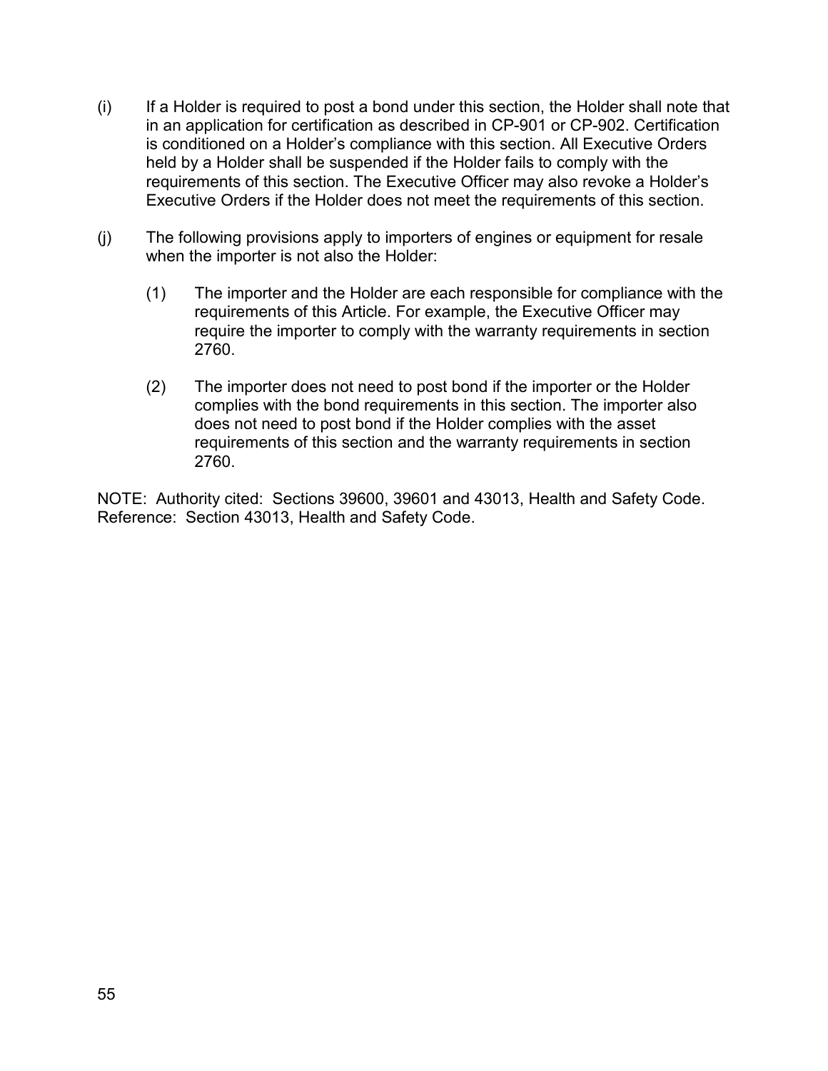(i) If a Holder is required to post a bond under this section, the Holder shall note that in an application for certification as described in CP-901 or CP-902. Certification is conditioned on a Holder's compliance with this section. All Executive Orders held by a Holder shall be suspended if the Holder fails to comply with the requirements of this section. The Executive Officer may also revoke a Holder's Executive Orders if the Holder does not meet the requirements of this section.

(j) The following provisions apply to importers of engines or equipment for resale when the importer is not also the Holder:

  (1) The importer and the Holder are each responsible for compliance with the requirements of this Article. For example, the Executive Officer may require the importer to comply with the warranty requirements in section 2760.

  (2) The importer does not need to post bond if the importer or the Holder complies with the bond requirements in this section. The importer also does not need to post bond if the Holder complies with the asset requirements of this section and the warranty requirements in section 2760.

NOTE: Authority cited: Sections 39600, 39601 and 43013, Health and Safety Code. Reference: Section 43013, Health and Safety Code.